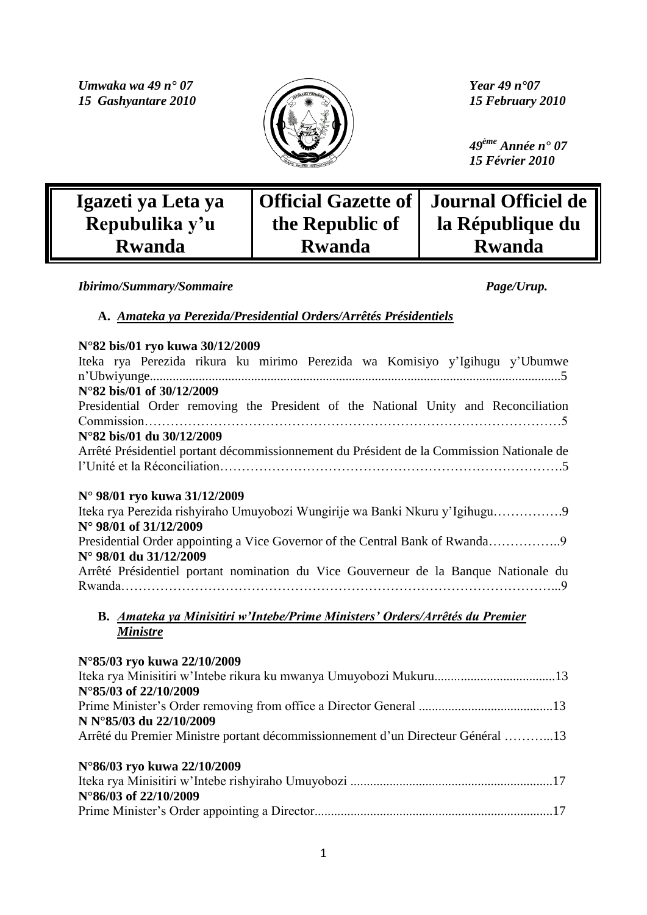*Umwaka wa 49 n° 07*
*15 Gashyantare 2010*

*Year 49 n°07*
*15 February 2010*

*49ème Année n° 07*
*15 Février 2010*

| Igazeti ya Leta ya Repubulika y'u Rwanda | Official Gazette of the Republic of Rwanda | Journal Officiel de la République du Rwanda |
|---|---|---|

***Ibirimo/Summary/Sommaire*** ***Page/Urup.***

**A. *Amateka ya Perezida/Presidential Orders/Arrêtés Présidentiels***

**N°82 bis/01 ryo kuwa 30/12/2009**
Iteka rya Perezida rikura ku mirimo Perezida wa Komisiyo y'Igihugu y'Ubumwe n'Ubwiyunge............................................................................................................................5
**N°82 bis/01 of 30/12/2009**
Presidential Order removing the President of the National Unity and Reconciliation Commission……………………………………………………………………………………5
**N°82 bis/01 du 30/12/2009**
Arrêté Présidentiel portant décommissionnement du Président de la Commission Nationale de l'Unité et la Réconciliation………………………………………………………………….5

**N° 98/01 ryo kuwa 31/12/2009**
Iteka rya Perezida rishyiraho Umuyobozi Wungirije wa Banki Nkuru y'Igihugu…………….9
**N° 98/01 of 31/12/2009**
Presidential Order appointing a Vice Governor of the Central Bank of Rwanda……………..9
**N° 98/01 du 31/12/2009**
Arrêté Présidentiel portant nomination du Vice Gouverneur de la Banque Nationale du Rwanda……………………………………………………………………………………...9

**B. *Amateka ya Minisitiri w'Intebe/Prime Ministers' Orders/Arrêtés du Premier Ministre***

**N°85/03 ryo kuwa 22/10/2009**
Iteka rya Minisitiri w'Intebe rikura ku mwanya Umuyobozi Mukuru....................................13
**N°85/03 of 22/10/2009**
Prime Minister's Order removing from office a Director General .........................................13
**N N°85/03 du 22/10/2009**
Arrêté du Premier Ministre portant décommissionnement d'un Directeur Général ………...13

**N°86/03 ryo kuwa 22/10/2009**
Iteka rya Minisitiri w'Intebe rishyiraho Umuyobozi .............................................................17
**N°86/03 of 22/10/2009**
Prime Minister's Order appointing a Director.......................................................................17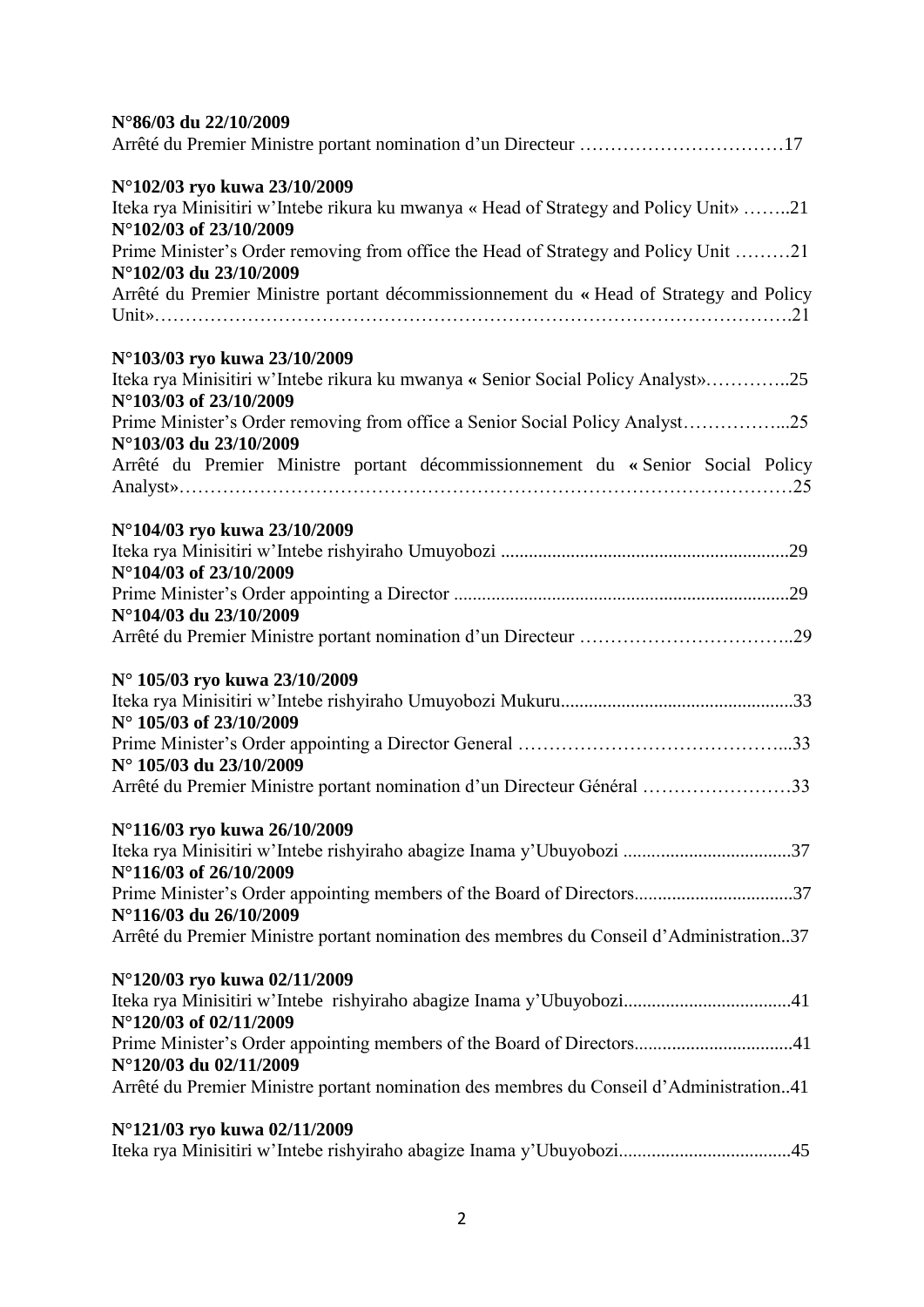**N°86/03 du 22/10/2009**
Arrêté du Premier Ministre portant nomination d'un Directeur ……………………………17

**N°102/03 ryo kuwa 23/10/2009**
Iteka rya Minisitiri w'Intebe rikura ku mwanya « Head of Strategy and Policy Unit» ……..21
**N°102/03 of 23/10/2009**
Prime Minister's Order removing from office the Head of Strategy and Policy Unit ………21
**N°102/03 du 23/10/2009**
Arrêté du Premier Ministre portant décommissionnement du **«** Head of Strategy and Policy Unit»……………………………………………………………………………………….21

**N°103/03 ryo kuwa 23/10/2009**
Iteka rya Minisitiri w'Intebe rikura ku mwanya **«** Senior Social Policy Analyst»…………..25
**N°103/03 of 23/10/2009**
Prime Minister's Order removing from office a Senior Social Policy Analyst……………...25
**N°103/03 du 23/10/2009**
Arrêté du Premier Ministre portant décommissionnement du **«** Senior Social Policy Analyst»……………………………………………………………………………………25

**N°104/03 ryo kuwa 23/10/2009**
Iteka rya Minisitiri w'Intebe rishyiraho Umuyobozi .............................................................29
**N°104/03 of 23/10/2009**
Prime Minister's Order appointing a Director .......................................................................29
**N°104/03 du 23/10/2009**
Arrêté du Premier Ministre portant nomination d'un Directeur ……………………………..29

**N° 105/03 ryo kuwa 23/10/2009**
Iteka rya Minisitiri w'Intebe rishyiraho Umuyobozi Mukuru.................................................33
**N° 105/03 of 23/10/2009**
Prime Minister's Order appointing a Director General ……………………………………...33
**N° 105/03 du 23/10/2009**
Arrêté du Premier Ministre portant nomination d'un Directeur Général ……………………33

**N°116/03 ryo kuwa 26/10/2009**
Iteka rya Minisitiri w'Intebe rishyiraho abagize Inama y'Ubuyobozi ...................................37
**N°116/03 of 26/10/2009**
Prime Minister's Order appointing members of the Board of Directors..................................37
**N°116/03 du 26/10/2009**
Arrêté du Premier Ministre portant nomination des membres du Conseil d'Administration..37

**N°120/03 ryo kuwa 02/11/2009**
Iteka rya Minisitiri w'Intebe rishyiraho abagize Inama y'Ubuyobozi....................................41
**N°120/03 of 02/11/2009**
Prime Minister's Order appointing members of the Board of Directors.................................41
**N°120/03 du 02/11/2009**
Arrêté du Premier Ministre portant nomination des membres du Conseil d'Administration..41

**N°121/03 ryo kuwa 02/11/2009**
Iteka rya Minisitiri w'Intebe rishyiraho abagize Inama y'Ubuyobozi....................................45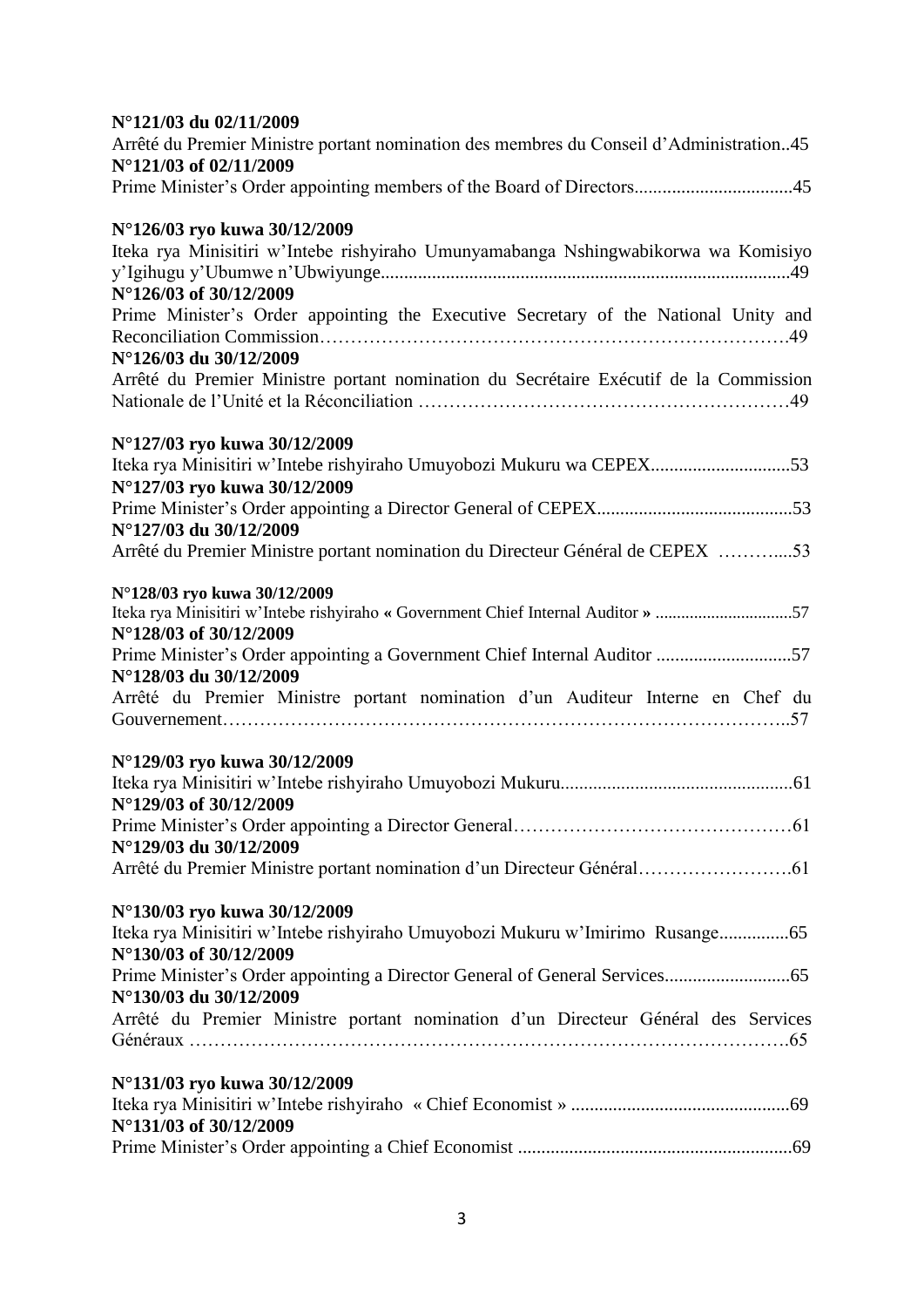**N°121/03 du 02/11/2009**
Arrêté du Premier Ministre portant nomination des membres du Conseil d'Administration..45
**N°121/03 of 02/11/2009**
Prime Minister's Order appointing members of the Board of Directors..................................45

**N°126/03 ryo kuwa 30/12/2009**
Iteka rya Minisitiri w'Intebe rishyiraho Umunyamabanga Nshingwabikorwa wa Komisiyo y'Igihugu y'Ubumwe n'Ubwiyunge.......................................................................................49
**N°126/03 of 30/12/2009**
Prime Minister's Order appointing the Executive Secretary of the National Unity and Reconciliation Commission…………………………………………………………………….49
**N°126/03 du 30/12/2009**
Arrêté du Premier Ministre portant nomination du Secrétaire Exécutif de la Commission Nationale de l'Unité et la Réconciliation ……………………………………………………49

**N°127/03 ryo kuwa 30/12/2009**
Iteka rya Minisitiri w'Intebe rishyiraho Umuyobozi Mukuru wa CEPEX..............................53
**N°127/03 ryo kuwa 30/12/2009**
Prime Minister's Order appointing a Director General of CEPEX..........................................53
**N°127/03 du 30/12/2009**
Arrêté du Premier Ministre portant nomination du Directeur Général de CEPEX ………....53

**N°128/03 ryo kuwa 30/12/2009**
Iteka rya Minisitiri w'Intebe rishyiraho **«** Government Chief Internal Auditor **»** ................................57
**N°128/03 of 30/12/2009**
Prime Minister's Order appointing a Government Chief Internal Auditor .............................57
**N°128/03 du 30/12/2009**
Arrêté du Premier Ministre portant nomination d'un Auditeur Interne en Chef du Gouvernement…………………………………………………………………………..57

**N°129/03 ryo kuwa 30/12/2009**
Iteka rya Minisitiri w'Intebe rishyiraho Umuyobozi Mukuru..................................................61
**N°129/03 of 30/12/2009**
Prime Minister's Order appointing a Director General………………………………………61
**N°129/03 du 30/12/2009**
Arrêté du Premier Ministre portant nomination d'un Directeur Général…………………….61

**N°130/03 ryo kuwa 30/12/2009**
Iteka rya Minisitiri w'Intebe rishyiraho Umuyobozi Mukuru w'Imirimo Rusange...............65
**N°130/03 of 30/12/2009**
Prime Minister's Order appointing a Director General of General Services...........................65
**N°130/03 du 30/12/2009**
Arrêté du Premier Ministre portant nomination d'un Directeur Général des Services Généraux ………………………………………………………………………………….65

**N°131/03 ryo kuwa 30/12/2009**
Iteka rya Minisitiri w'Intebe rishyiraho « Chief Economist » ...............................................69
**N°131/03 of 30/12/2009**
Prime Minister's Order appointing a Chief Economist ...........................................................69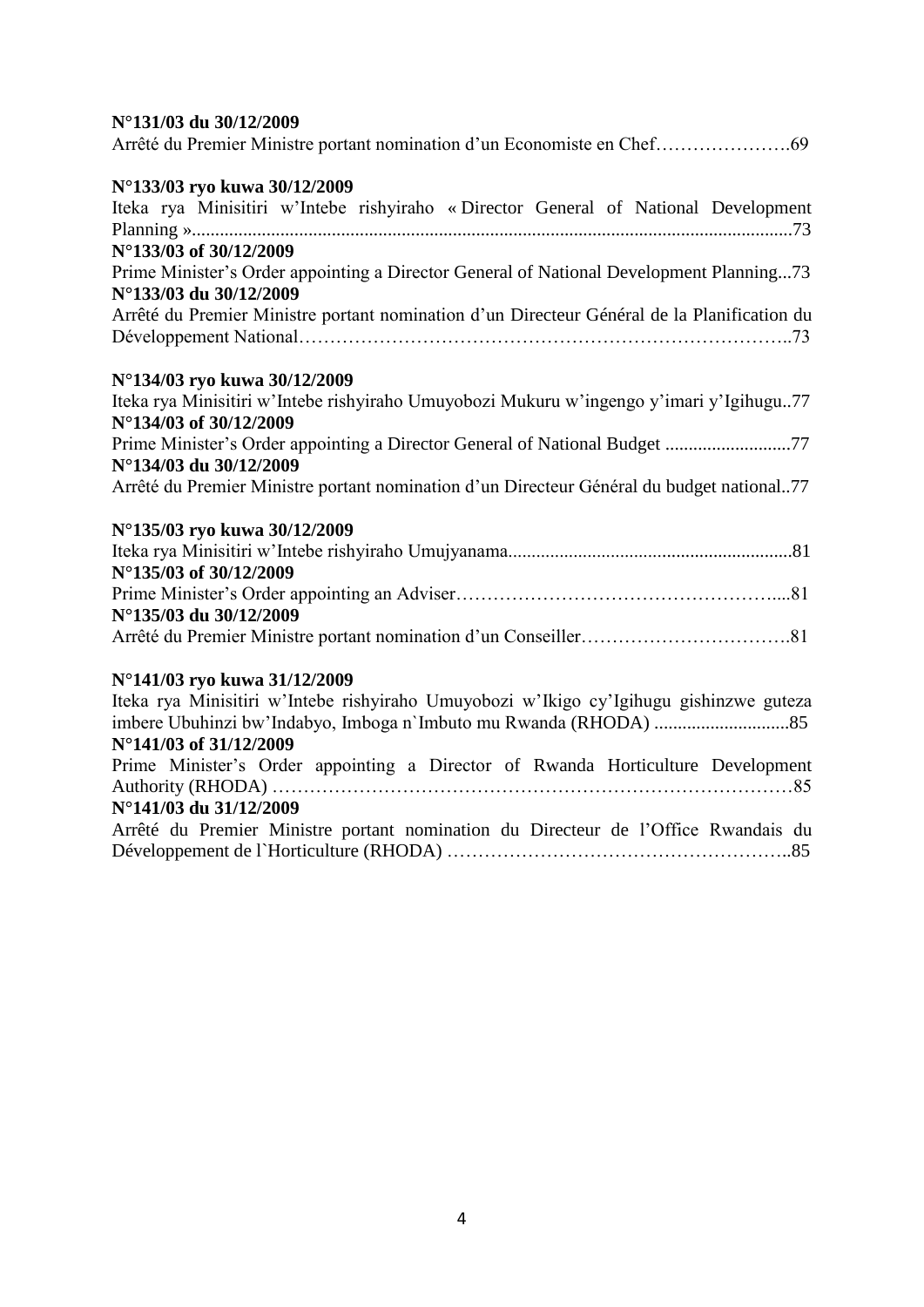**N°131/03 du 30/12/2009**
Arrêté du Premier Ministre portant nomination d'un Economiste en Chef………………….69

**N°133/03 ryo kuwa 30/12/2009**
Iteka rya Minisitiri w'Intebe rishyiraho « Director General of National Development Planning »...............................................................................................................................73
**N°133/03 of 30/12/2009**
Prime Minister's Order appointing a Director General of National Development Planning...73
**N°133/03 du 30/12/2009**
Arrêté du Premier Ministre portant nomination d'un Directeur Général de la Planification du Développement National…………………………………………………………………..73

**N°134/03 ryo kuwa 30/12/2009**
Iteka rya Minisitiri w'Intebe rishyiraho Umuyobozi Mukuru w'ingengo y'imari y'Igihugu..77
**N°134/03 of 30/12/2009**
Prime Minister's Order appointing a Director General of National Budget ..........................77
**N°134/03 du 30/12/2009**
Arrêté du Premier Ministre portant nomination d'un Directeur Général du budget national..77

**N°135/03 ryo kuwa 30/12/2009**
Iteka rya Minisitiri w'Intebe rishyiraho Umujyanama............................................................81
**N°135/03 of 30/12/2009**
Prime Minister's Order appointing an Adviser…………………………………………....81
**N°135/03 du 30/12/2009**
Arrêté du Premier Ministre portant nomination d'un Conseiller…………………………….81

**N°141/03 ryo kuwa 31/12/2009**
Iteka rya Minisitiri w'Intebe rishyiraho Umuyobozi w'Ikigo cy'Igihugu gishinzwe guteza imbere Ubuhinzi bw'Indabyo, Imboga n`Imbuto mu Rwanda (RHODA) ............................85
**N°141/03 of 31/12/2009**
Prime Minister's Order appointing a Director of Rwanda Horticulture Development Authority (RHODA) ………………………………………………………………………85
**N°141/03 du 31/12/2009**
Arrêté du Premier Ministre portant nomination du Directeur de l'Office Rwandais du Développement de l`Horticulture (RHODA) ………………………………………………..85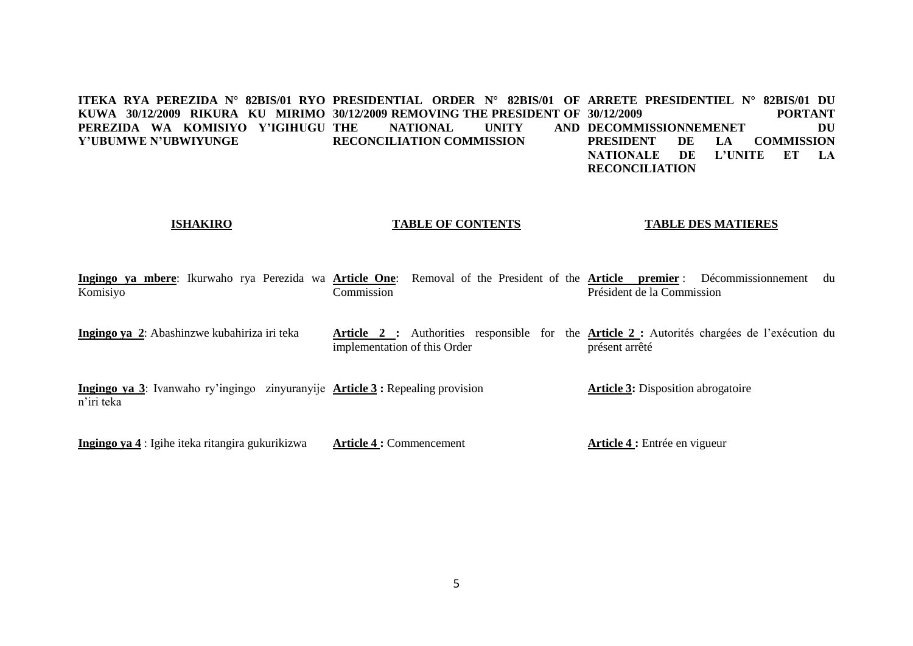**ITEKA RYA PEREZIDA N° 82BIS/01 RYO KUWA 30/12/2009 RIKURA KU MIRIMO PEREZIDA WA KOMISIYO Y'IGIHUGU Y'UBUMWE N'UBWIYUNGE**

**ISHAKIRO**

**Ingingo ya mbere**: Ikurwaho rya Perezida wa Komisiyo

**Ingingo ya 2**: Abashinzwe kubahiriza iri teka

**Ingingo ya 3**: Ivanwaho ry'ingingo zinyuranyije n'iri teka

**Ingingo ya 4** : Igihe iteka ritangira gukurikizwa

**PRESIDENTIAL ORDER N° 82BIS/01 OF 30/12/2009 REMOVING THE PRESIDENT OF THE NATIONAL UNITY AND RECONCILIATION COMMISSION**

**TABLE OF CONTENTS**

**Article One**: Removal of the President of the Commission

**Article 2 :** Authorities responsible for the implementation of this Order

**Article 3 :** Repealing provision

**Article 4 :** Commencement

**ARRETE PRESIDENTIEL N° 82BIS/01 DU 30/12/2009 PORTANT DECOMMISSIONNEMENET DU PRESIDENT DE LA COMMISSION NATIONALE DE L'UNITE ET LA RECONCILIATION**

**TABLE DES MATIERES**

**Article premier** : Décommissionnement du Président de la Commission

**Article 2 :** Autorités chargées de l'exécution du présent arrêté

**Article 3:** Disposition abrogatoire

**Article 4 :** Entrée en vigueur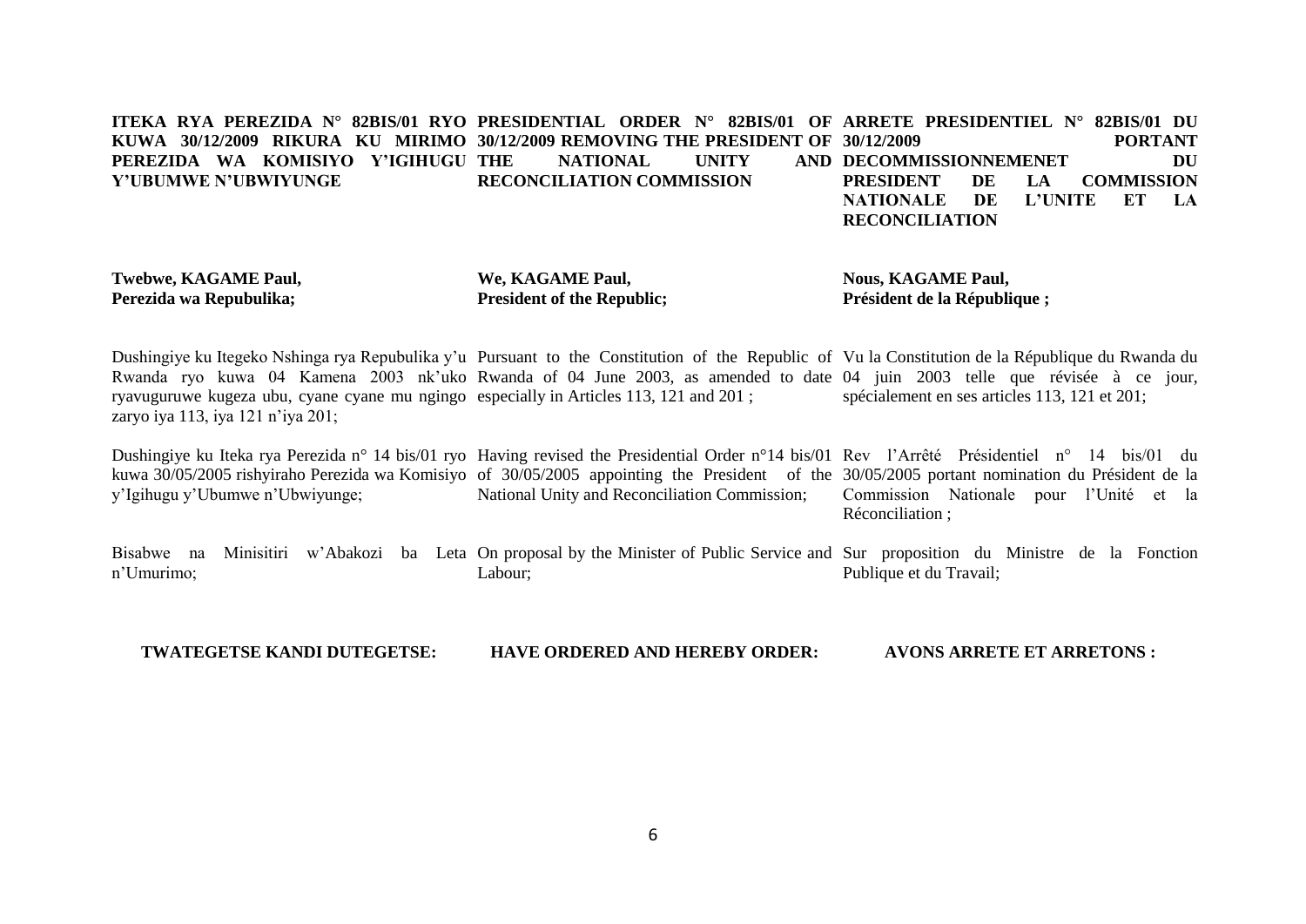**ITEKA RYA PEREZIDA N° 82BIS/01 RYO KUWA 30/12/2009 RIKURA KU MIRIMO PEREZIDA WA KOMISIYO Y'IGIHUGU Y'UBUMWE N'UBWIYUNGE**

**Twebwe, KAGAME Paul,**
**Perezida wa Repubulika;**

Dushingiye ku Itegeko Nshinga rya Repubulika y'u Rwanda ryo kuwa 04 Kamena 2003 nk'uko ryavuguruwe kugeza ubu, cyane cyane mu ngingo zaryo iya 113, iya 121 n'iya 201;

Dushingiye ku Iteka rya Perezida n° 14 bis/01 ryo kuwa 30/05/2005 rishyiraho Perezida wa Komisiyo y'Igihugu y'Ubumwe n'Ubwiyunge;

Bisabwe na Minisitiri w'Abakozi ba Leta n'Umurimo;

**TWATEGETSE KANDI DUTEGETSE:**

**PRESIDENTIAL ORDER N° 82BIS/01 OF 30/12/2009 REMOVING THE PRESIDENT OF THE NATIONAL UNITY AND RECONCILIATION COMMISSION**

**We, KAGAME Paul,**
**President of the Republic;**

Pursuant to the Constitution of the Republic of Rwanda of 04 June 2003, as amended to date especially in Articles 113, 121 and 201 ;

Having revised the Presidential Order n°14 bis/01 of 30/05/2005 appointing the President of the National Unity and Reconciliation Commission;

On proposal by the Minister of Public Service and Labour;

**HAVE ORDERED AND HEREBY ORDER:**

**ARRETE PRESIDENTIEL N° 82BIS/01 DU 30/12/2009 PORTANT DECOMMISSIONNEMENET DU PRESIDENT DE LA COMMISSION NATIONALE DE L'UNITE ET LA RECONCILIATION**

**Nous, KAGAME Paul,**
**Président de la République ;**

Vu la Constitution de la République du Rwanda du 04 juin 2003 telle que révisée à ce jour, spécialement en ses articles 113, 121 et 201;

Rev l'Arrêté Présidentiel n° 14 bis/01 du 30/05/2005 portant nomination du Président de la Commission Nationale pour l'Unité et la Réconciliation ;

Sur proposition du Ministre de la Fonction Publique et du Travail;

**AVONS ARRETE ET ARRETONS :**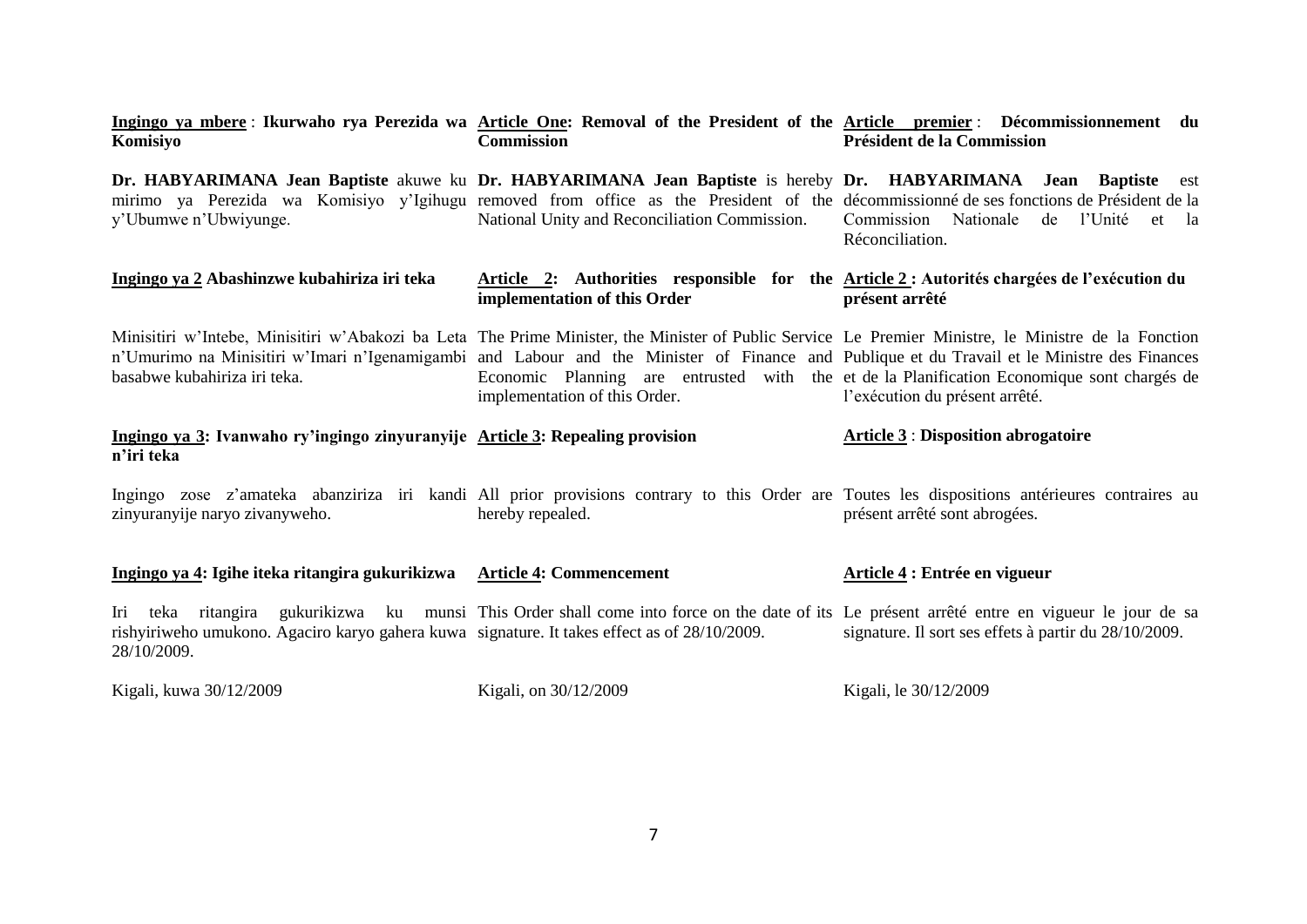**Ingingo ya mbere** : **Ikurwaho rya Perezida wa Komisiyo**

**Dr. HABYARIMANA Jean Baptiste** akuwe ku mirimo ya Perezida wa Komisiyo y'Igihugu y'Ubumwe n'Ubwiyunge.

**Ingingo ya 2 Abashinzwe kubahiriza iri teka**

Minisitiri w'Intebe, Minisitiri w'Abakozi ba Leta n'Umurimo na Minisitiri w'Imari n'Igenamigambi basabwe kubahiriza iri teka.

**Ingingo ya 3: Ivanwaho ry'ingingo zinyuranyije n'iri teka**

Ingingo zose z'amateka abanziriza iri kandi zinyuranyije naryo zivanyweho.

**Ingingo ya 4: Igihe iteka ritangira gukurikizwa**

Iri teka ritangira gukurikizwa ku munsi rishyiriweho umukono. Agaciro karyo gahera kuwa 28/10/2009.

Kigali, kuwa 30/12/2009

**Article One: Removal of the President of the Commission**

**Dr. HABYARIMANA Jean Baptiste** is hereby removed from office as the President of the National Unity and Reconciliation Commission.

**Article 2: Authorities responsible for the implementation of this Order**

The Prime Minister, the Minister of Public Service and Labour and the Minister of Finance and Economic Planning are entrusted with the implementation of this Order.

**Article 3: Repealing provision**

All prior provisions contrary to this Order are hereby repealed.

**Article 4: Commencement**

This Order shall come into force on the date of its signature. It takes effect as of 28/10/2009.

Kigali, on 30/12/2009

**Article premier** : **Décommissionnement du Président de la Commission**

**Dr. HABYARIMANA Jean Baptiste** est décommissionné de ses fonctions de Président de la Commission Nationale de l'Unité et la Réconciliation.

**Article 2 : Autorités chargées de l'exécution du présent arrêté**

Le Premier Ministre, le Ministre de la Fonction Publique et du Travail et le Ministre des Finances et de la Planification Economique sont chargés de l'exécution du présent arrêté.

**Article 3** : **Disposition abrogatoire**

Toutes les dispositions antérieures contraires au présent arrêté sont abrogées.

**Article 4 : Entrée en vigueur**

Le présent arrêté entre en vigueur le jour de sa signature. Il sort ses effets à partir du 28/10/2009.

Kigali, le 30/12/2009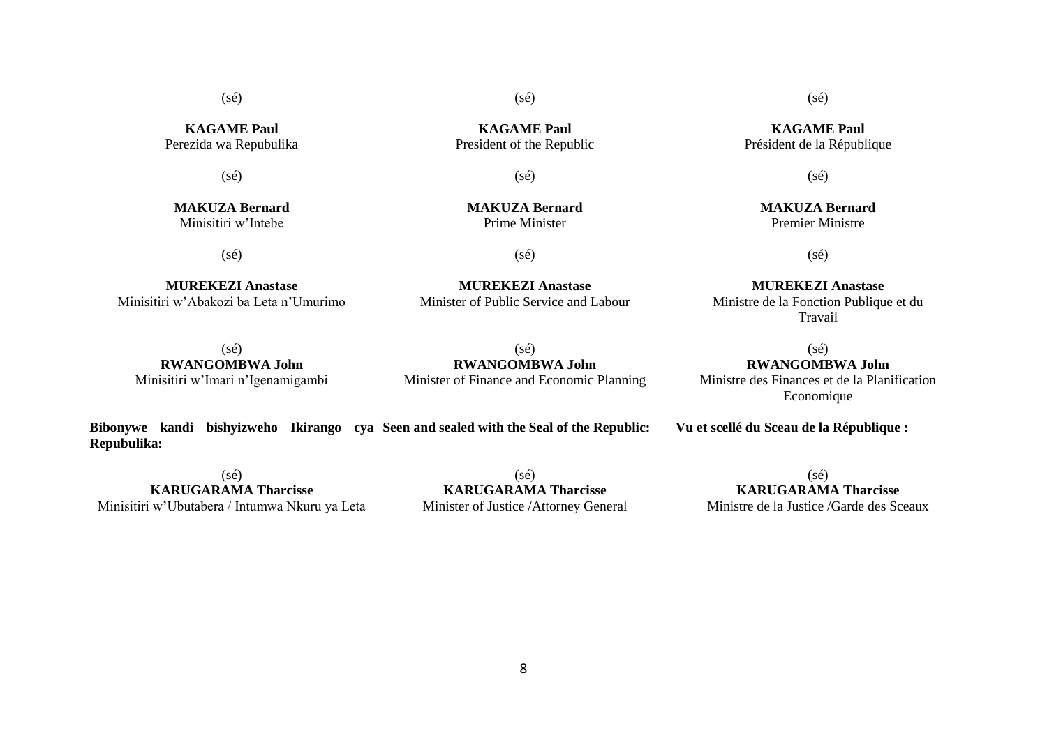(sé)

**KAGAME Paul**
Perezida wa Repubulika

(sé)

**MAKUZA Bernard**
Minisitiri w'Intebe

(sé)

**MUREKEZI Anastase**
Minisitiri w'Abakozi ba Leta n'Umurimo

(sé)
**RWANGOMBWA John**
Minisitiri w'Imari n'Igenamigambi

**Bibonywe kandi bishyizweho Ikirango cya Repubulika:**

(sé)
**KARUGARAMA Tharcisse**
Minisitiri w'Ubutabera / Intumwa Nkuru ya Leta

(sé)

**KAGAME Paul**
President of the Republic

(sé)

**MAKUZA Bernard**
Prime Minister

(sé)

**MUREKEZI Anastase**
Minister of Public Service and Labour

(sé)
**RWANGOMBWA John**
Minister of Finance and Economic Planning

**Seen and sealed with the Seal of the Republic:**

(sé)
**KARUGARAMA Tharcisse**
Minister of Justice /Attorney General

(sé)

**KAGAME Paul**
Président de la République

(sé)

**MAKUZA Bernard**
Premier Ministre

(sé)

**MUREKEZI Anastase**
Ministre de la Fonction Publique et du Travail

(sé)
**RWANGOMBWA John**
Ministre des Finances et de la Planification Economique

**Vu et scellé du Sceau de la République :**

(sé)
**KARUGARAMA Tharcisse**
Ministre de la Justice /Garde des Sceaux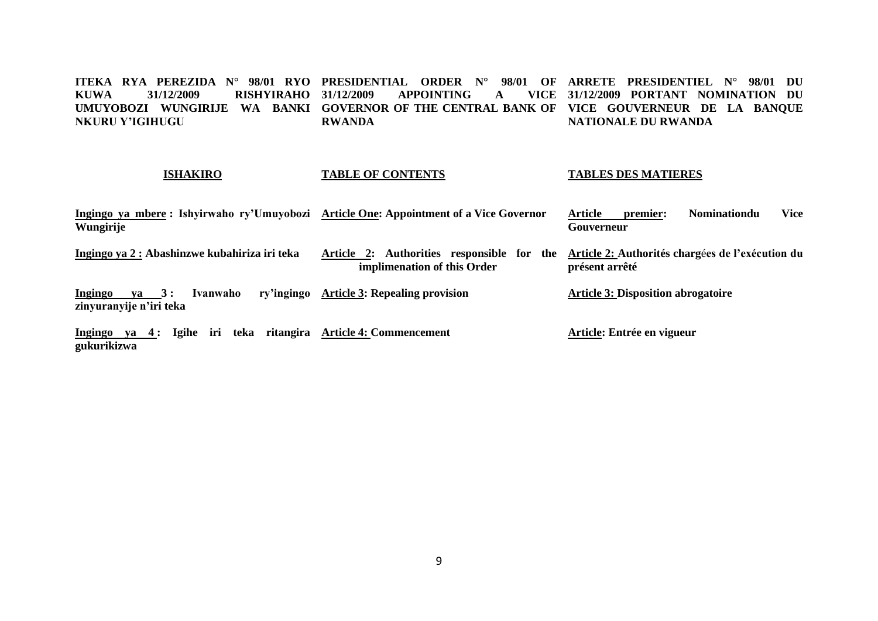**ITEKA RYA PEREZIDA N° 98/01 RYO KUWA 31/12/2009 RISHYIRAHO UMUYOBOZI WUNGIRIJE WA BANKI NKURU Y'IGIHUGU**

**ISHAKIRO**

**<u>Ingingo ya mbere</u> : Ishyirwaho ry'Umuyobozi Wungirije**

**<u>Ingingo ya 2 :</u> Abashinzwe kubahiriza iri teka**

**<u>Ingingo ya 3 :</u> Ivanwaho ry'ingingo zinyuranyije n'iri teka**

**<u>Ingingo ya 4 :</u> Igihe iri teka ritangira gukurikizwa**

**PRESIDENTIAL ORDER N° 98/01 OF 31/12/2009 APPOINTING A VICE GOVERNOR OF THE CENTRAL BANK OF RWANDA**

**TABLE OF CONTENTS**

**<u>Article One</u>: Appointment of a Vice Governor**

**<u>Article 2</u>: Authorities responsible for the implimenation of this Order**

**<u>Article 3</u>: Repealing provision**

**<u>Article 4:</u> Commencement**

**ARRETE PRESIDENTIEL N° 98/01 DU 31/12/2009 PORTANT NOMINATION DU VICE GOUVERNEUR DE LA BANQUE NATIONALE DU RWANDA**

**TABLES DES MATIERES**

**<u>Article premier</u>: Nominationdu Vice Gouverneur**

**<u>Article 2:</u> Authorités chargées de l'exécution du présent arrêté**

**<u>Article 3:</u> Disposition abrogatoire**

**<u>Article</u>: Entrée en vigueur**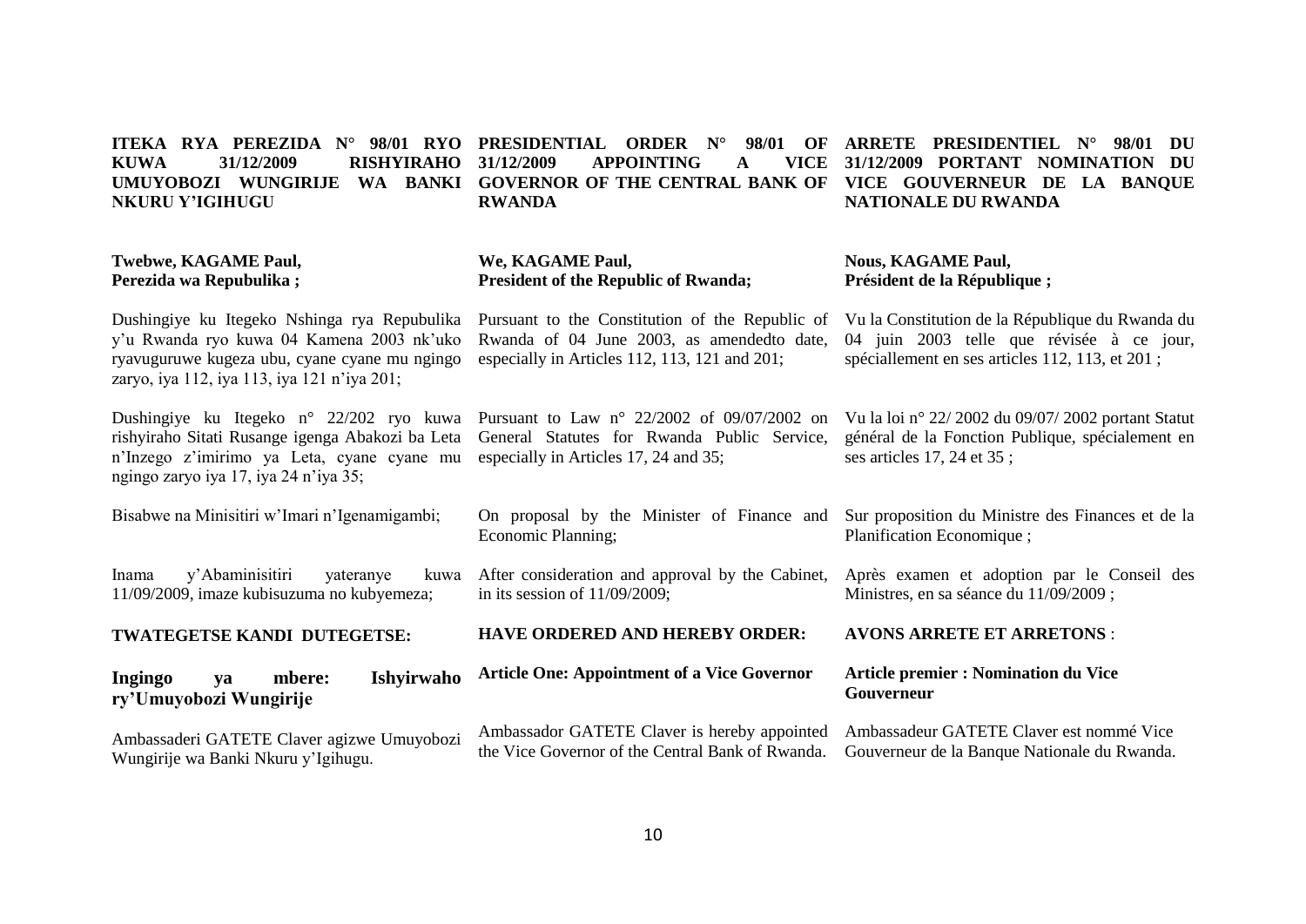**ITEKA RYA PEREZIDA N° 98/01 RYO KUWA 31/12/2009 RISHYIRAHO UMUYOBOZI WUNGIRIJE WA BANKI NKURU Y'IGIHUGU**

**Twebwe, KAGAME Paul,**
**Perezida wa Repubulika ;**

Dushingiye ku Itegeko Nshinga rya Repubulika y'u Rwanda ryo kuwa 04 Kamena 2003 nk'uko ryavuguruwe kugeza ubu, cyane cyane mu ngingo zaryo, iya 112, iya 113, iya 121 n'iya 201;

Dushingiye ku Itegeko n° 22/202 ryo kuwa rishyiraho Sitati Rusange igenga Abakozi ba Leta n'Inzego z'imirimo ya Leta, cyane cyane mu ngingo zaryo iya 17, iya 24 n'iya 35;

Bisabwe na Minisitiri w'Imari n'Igenamigambi;

Inama y'Abaminisitiri yateranye kuwa 11/09/2009, imaze kubisuzuma no kubyemeza;

**TWATEGETSE KANDI DUTEGETSE:**

**Ingingo ya mbere: Ishyirwaho ry'Umuyobozi Wungirije**

Ambassaderi GATETE Claver agizwe Umuyobozi Wungirije wa Banki Nkuru y'Igihugu.

**PRESIDENTIAL ORDER N° 98/01 OF 31/12/2009 APPOINTING A VICE GOVERNOR OF THE CENTRAL BANK OF RWANDA**

**We, KAGAME Paul,**
**President of the Republic of Rwanda;**

Pursuant to the Constitution of the Republic of Rwanda of 04 June 2003, as amendedto date, especially in Articles 112, 113, 121 and 201;

Pursuant to Law n° 22/2002 of 09/07/2002 on General Statutes for Rwanda Public Service, especially in Articles 17, 24 and 35;

On proposal by the Minister of Finance and Economic Planning;

After consideration and approval by the Cabinet, in its session of 11/09/2009;

**HAVE ORDERED AND HEREBY ORDER:**

**Article One: Appointment of a Vice Governor**

Ambassador GATETE Claver is hereby appointed the Vice Governor of the Central Bank of Rwanda.

**ARRETE PRESIDENTIEL N° 98/01 DU 31/12/2009 PORTANT NOMINATION DU VICE GOUVERNEUR DE LA BANQUE NATIONALE DU RWANDA**

**Nous, KAGAME Paul,**
**Président de la République ;**

Vu la Constitution de la République du Rwanda du 04 juin 2003 telle que révisée à ce jour, spéciallement en ses articles 112, 113, et 201 ;

Vu la loi n° 22/ 2002 du 09/07/ 2002 portant Statut général de la Fonction Publique, spécialement en ses articles 17, 24 et 35 ;

Sur proposition du Ministre des Finances et de la Planification Economique ;

Après examen et adoption par le Conseil des Ministres, en sa séance du 11/09/2009 ;

**AVONS ARRETE ET ARRETONS** :

**Article premier : Nomination du Vice Gouverneur**

Ambassadeur GATETE Claver est nommé Vice Gouverneur de la Banque Nationale du Rwanda.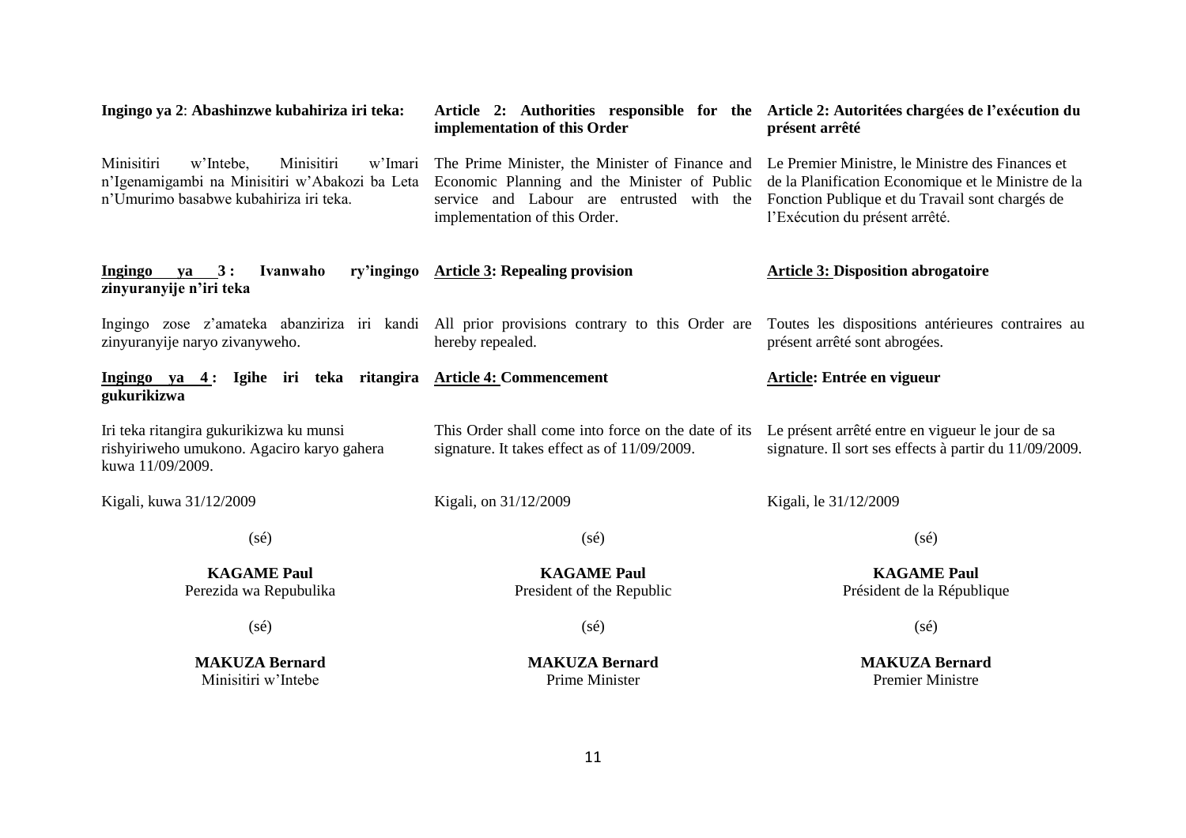**Ingingo ya 2**: **Abashinzwe kubahiriza iri teka:**

Minisitiri w'Intebe, Minisitiri w'Imari n'Igenamigambi na Minisitiri w'Abakozi ba Leta n'Umurimo basabwe kubahiriza iri teka.

**Ingingo ya 3 : Ivanwaho ry'ingingo zinyuranyije n'iri teka**

Ingingo zose z'amateka abanziriza iri kandi zinyuranyije naryo zivanyweho.

**Ingingo ya 4 : Igihe iri teka ritangira gukurikizwa**

Iri teka ritangira gukurikizwa ku munsi rishyiriweho umukono. Agaciro karyo gahera kuwa 11/09/2009.

Kigali, kuwa 31/12/2009

(sé)

**KAGAME Paul**
Perezida wa Repubulika

(sé)

**MAKUZA Bernard**
Minisitiri w'Intebe

**Article 2: Authorities responsible for the implementation of this Order**

The Prime Minister, the Minister of Finance and Economic Planning and the Minister of Public service and Labour are entrusted with the implementation of this Order.

**Article 3: Repealing provision**

All prior provisions contrary to this Order are hereby repealed.

**Article 4: Commencement**

This Order shall come into force on the date of its signature. It takes effect as of 11/09/2009.

Kigali, on 31/12/2009

(sé)

**KAGAME Paul**
President of the Republic

(sé)

**MAKUZA Bernard**
Prime Minister

**Article 2: Autoritées chargées de l'exécution du présent arrêté**

Le Premier Ministre, le Ministre des Finances et de la Planification Economique et le Ministre de la Fonction Publique et du Travail sont chargés de l'Exécution du présent arrêté.

**Article 3: Disposition abrogatoire**

Toutes les dispositions antérieures contraires au présent arrêté sont abrogées.

**Article: Entrée en vigueur**

Le présent arrêté entre en vigueur le jour de sa signature. Il sort ses effects à partir du 11/09/2009.

Kigali, le 31/12/2009

(sé)

**KAGAME Paul**
Président de la République

(sé)

**MAKUZA Bernard**
Premier Ministre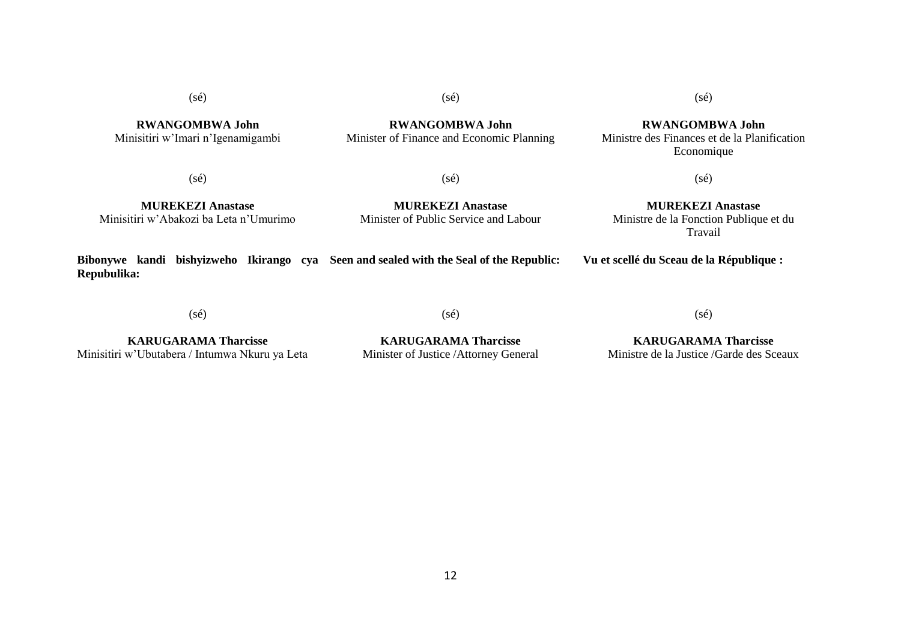(sé)

**RWANGOMBWA John**
Minisitiri w'Imari n'Igenamigambi

(sé)

**MUREKEZI Anastase**
Minisitiri w'Abakozi ba Leta n'Umurimo

**Bibonywe kandi bishyizweho Ikirango cya Repubulika:**

(sé)

**KARUGARAMA Tharcisse**
Minisitiri w'Ubutabera / Intumwa Nkuru ya Leta

(sé)

**RWANGOMBWA John**
Minister of Finance and Economic Planning

(sé)

**MUREKEZI Anastase**
Minister of Public Service and Labour

**Seen and sealed with the Seal of the Republic:**

(sé)

**KARUGARAMA Tharcisse**
Minister of Justice /Attorney General

(sé)

**RWANGOMBWA John**
Ministre des Finances et de la Planification Economique

(sé)

**MUREKEZI Anastase**
Ministre de la Fonction Publique et du Travail

**Vu et scellé du Sceau de la République :**

(sé)

**KARUGARAMA Tharcisse**
Ministre de la Justice /Garde des Sceaux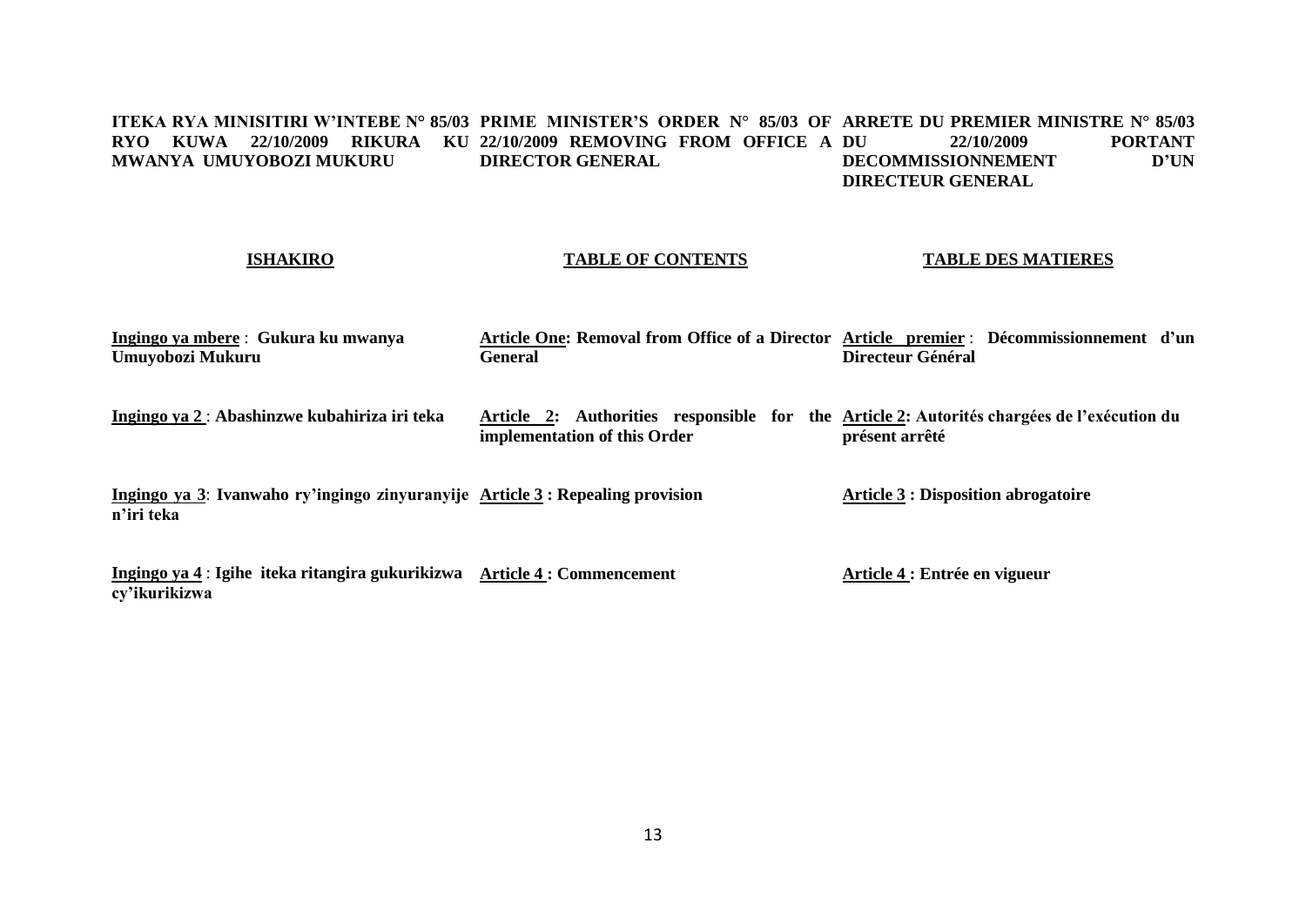| **ITEKA RYA MINISITIRI W'INTEBE N° 85/03 RYO KUWA 22/10/2009 RIKURA KU MWANYA UMUYOBOZI MUKURU** | **PRIME MINISTER'S ORDER N° 85/03 OF 22/10/2009 REMOVING FROM OFFICE A DIRECTOR GENERAL** | **ARRETE DU PREMIER MINISTRE N° 85/03 DU 22/10/2009 PORTANT DECOMMISSIONNEMENT D'UN DIRECTEUR GENERAL** |
|---|---|---|
| **ISHAKIRO** | **TABLE OF CONTENTS** | **TABLE DES MATIERES** |
| **Ingingo ya mbere** : **Gukura ku mwanya Umuyobozi Mukuru** | **Article One: Removal from Office of a Director General** | **Article premier** : **Décommissionnement d'un Directeur Général** |
| **Ingingo ya 2** : **Abashinzwe kubahiriza iri teka** | **Article 2: Authorities responsible for the implementation of this Order** | **Article 2: Autorités chargées de l'exécution du présent arrêté** |
| **Ingingo ya 3**: **Ivanwaho ry'ingingo zinyuranyije n'iri teka** | **Article 3 : Repealing provision** | **Article 3 : Disposition abrogatoire** |
| **Ingingo ya 4** : **Igihe iteka ritangira gukurikizwa cy'ikurikizwa** | **Article 4 : Commencement** | **Article 4 : Entrée en vigueur** |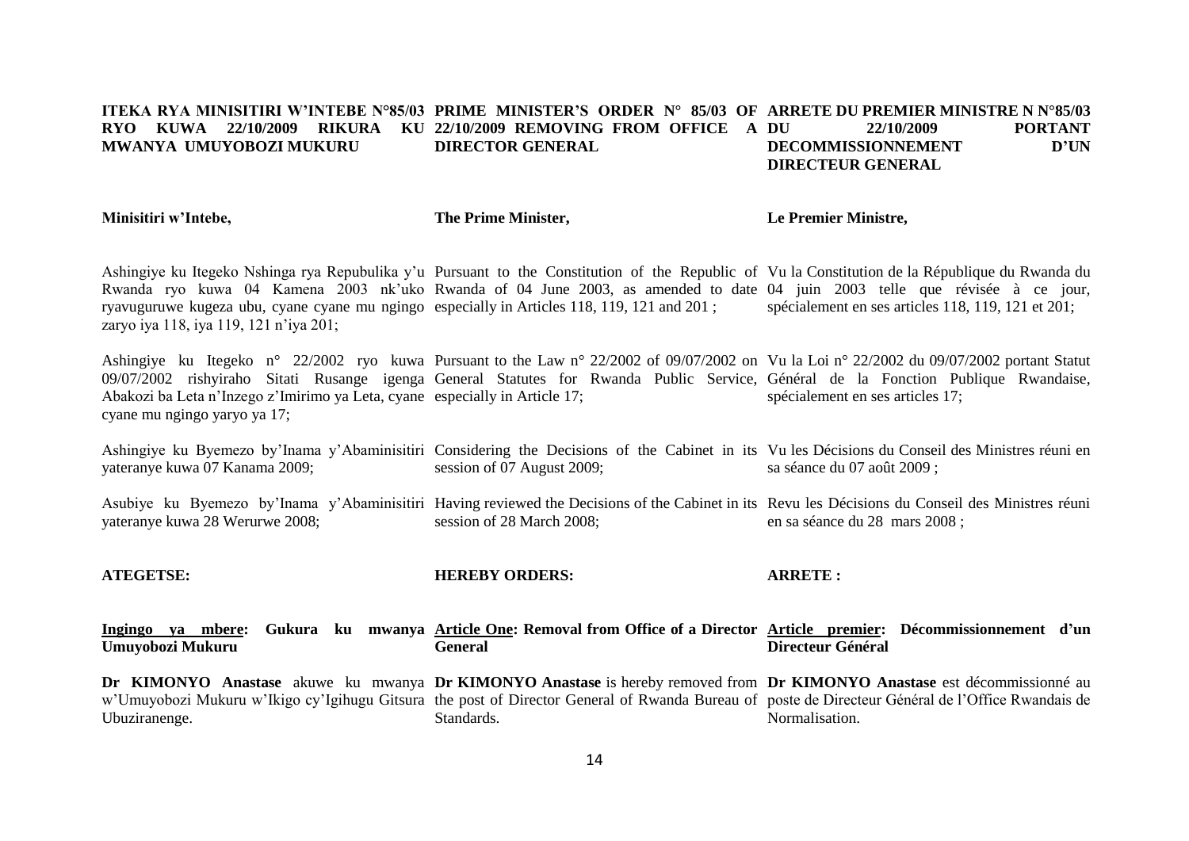**ITEKA RYA MINISITIRI W'INTEBE N°85/03 RYO KUWA 22/10/2009 RIKURA KU MWANYA UMUYOBOZI MUKURU**

**Minisitiri w'Intebe,**

Ashingiye ku Itegeko Nshinga rya Repubulika y'u Rwanda ryo kuwa 04 Kamena 2003 nk'uko ryavuguruwe kugeza ubu, cyane cyane mu ngingo zaryo iya 118, iya 119, 121 n'iya 201;

Ashingiye ku Itegeko n° 22/2002 ryo kuwa 09/07/2002 rishyiraho Sitati Rusange igenga Abakozi ba Leta n'Inzego z'Imirimo ya Leta, cyane cyane mu ngingo yaryo ya 17;

Ashingiye ku Byemezo by'Inama y'Abaminisitiri yateranye kuwa 07 Kanama 2009;

Asubiye ku Byemezo by'Inama y'Abaminisitiri yateranye kuwa 28 Werurwe 2008;

**ATEGETSE:**

**Ingingo ya mbere: Gukura ku mwanya Umuyobozi Mukuru**

**Dr KIMONYO Anastase** akuwe ku mwanya w'Umuyobozi Mukuru w'Ikigo cy'Igihugu Gitsura Ubuziranenge.

---

**PRIME MINISTER'S ORDER N° 85/03 OF 22/10/2009 REMOVING FROM OFFICE A DIRECTOR GENERAL**

**The Prime Minister,**

Pursuant to the Constitution of the Republic of Rwanda of 04 June 2003, as amended to date especially in Articles 118, 119, 121 and 201 ;

Pursuant to the Law n° 22/2002 of 09/07/2002 on General Statutes for Rwanda Public Service, especially in Article 17;

Considering the Decisions of the Cabinet in its session of 07 August 2009;

Having reviewed the Decisions of the Cabinet in its session of 28 March 2008;

**HEREBY ORDERS:**

**Article One: Removal from Office of a Director General**

**Dr KIMONYO Anastase** is hereby removed from the post of Director General of Rwanda Bureau of Standards.

---

**ARRETE DU PREMIER MINISTRE N N°85/03 DU 22/10/2009 PORTANT DECOMMISSIONNEMENT D'UN DIRECTEUR GENERAL**

**Le Premier Ministre,**

Vu la Constitution de la République du Rwanda du 04 juin 2003 telle que révisée à ce jour, spécialement en ses articles 118, 119, 121 et 201;

Vu la Loi n° 22/2002 du 09/07/2002 portant Statut Général de la Fonction Publique Rwandaise, spécialement en ses articles 17;

Vu les Décisions du Conseil des Ministres réuni en sa séance du 07 août 2009 ;

Revu les Décisions du Conseil des Ministres réuni en sa séance du 28 mars 2008 ;

**ARRETE :**

**Article premier: Décommissionnement d'un Directeur Général**

**Dr KIMONYO Anastase** est décommissionné au poste de Directeur Général de l'Office Rwandais de Normalisation.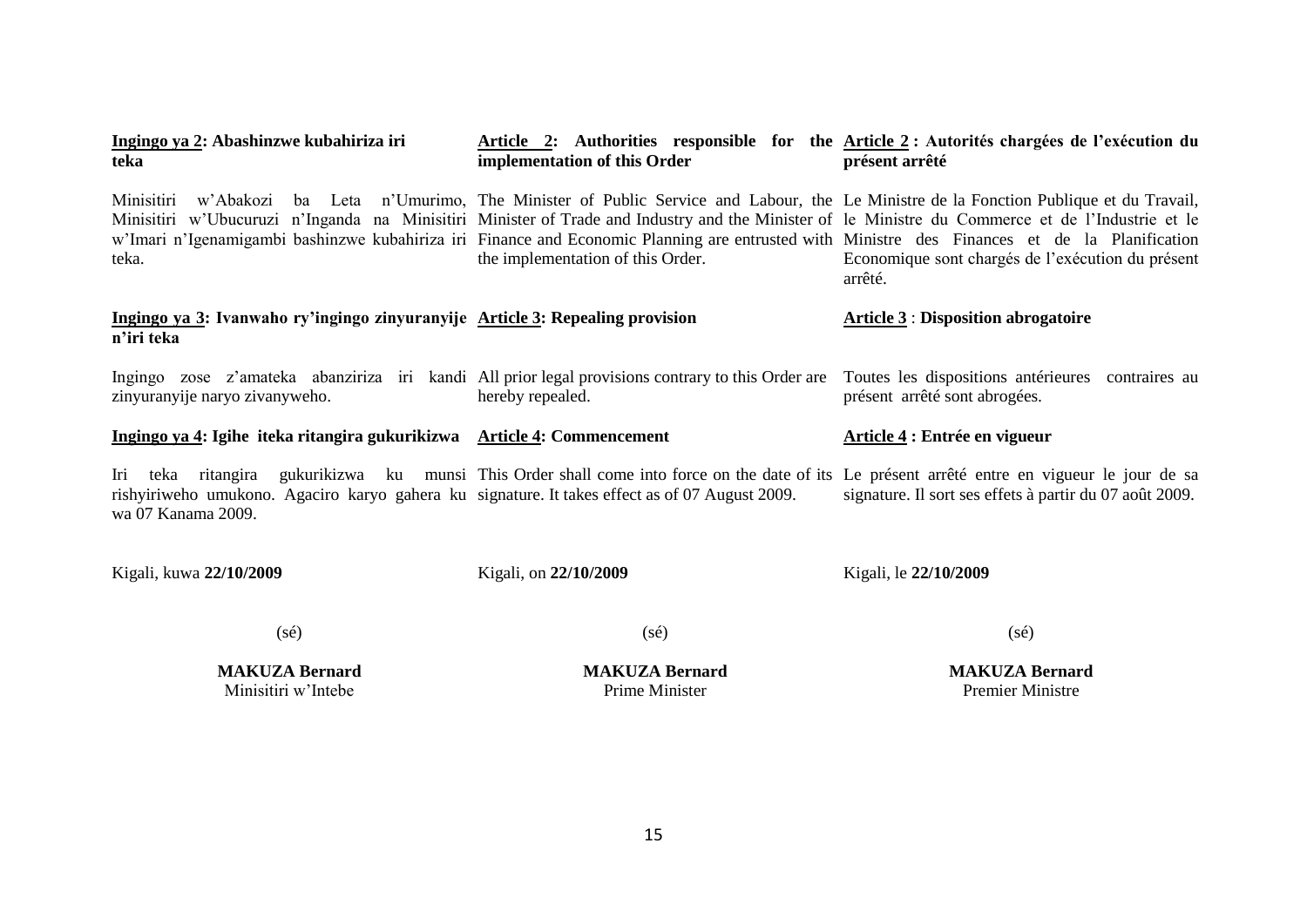**Ingingo ya 2: Abashinzwe kubahiriza iri teka**

Minisitiri w'Abakozi ba Leta n'Umurimo, Minisitiri w'Ubucuruzi n'Inganda na Minisitiri w'Imari n'Igenamigambi bashinzwe kubahiriza iri teka.

**Ingingo ya 3: Ivanwaho ry'ingingo zinyuranyije n'iri teka**

Ingingo zose z'amateka abanziriza iri kandi zinyuranyije naryo zivanyweho.

**Ingingo ya 4: Igihe iteka ritangira gukurikizwa**

Iri teka ritangira gukurikizwa ku munsi rishyiriweho umukono. Agaciro karyo gahera ku wa 07 Kanama 2009.

Kigali, kuwa **22/10/2009**

(sé)

**MAKUZA Bernard**
Minisitiri w'Intebe

**Article 2: Authorities responsible for the implementation of this Order**

The Minister of Public Service and Labour, the Minister of Trade and Industry and the Minister of Finance and Economic Planning are entrusted with the implementation of this Order.

**Article 3: Repealing provision**

All prior legal provisions contrary to this Order are hereby repealed.

**Article 4: Commencement**

This Order shall come into force on the date of its signature. It takes effect as of 07 August 2009.

Kigali, on **22/10/2009**

(sé)

**MAKUZA Bernard**
Prime Minister

**Article 2 : Autorités chargées de l'exécution du présent arrêté**

Le Ministre de la Fonction Publique et du Travail, le Ministre du Commerce et de l'Industrie et le Ministre des Finances et de la Planification Economique sont chargés de l'exécution du présent arrêté.

**Article 3 : Disposition abrogatoire**

Toutes les dispositions antérieures contraires au présent arrêté sont abrogées.

**Article 4 : Entrée en vigueur**

Le présent arrêté entre en vigueur le jour de sa signature. Il sort ses effets à partir du 07 août 2009.

Kigali, le **22/10/2009**

(sé)

**MAKUZA Bernard**
Premier Ministre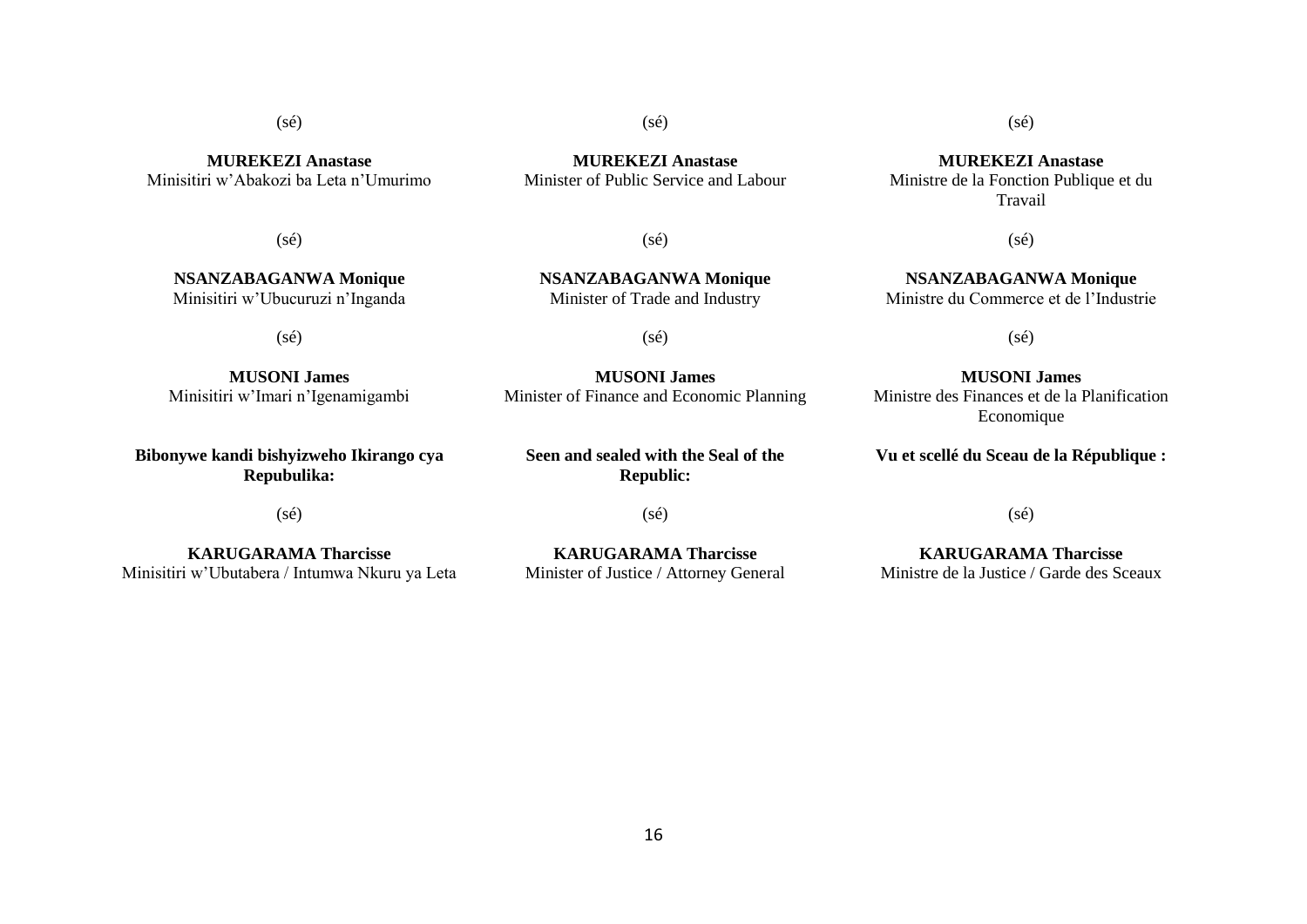(sé)

**MUREKEZI Anastase**
Minisitiri w'Abakozi ba Leta n'Umurimo

(sé)

**NSANZABAGANWA Monique**
Minisitiri w'Ubucuruzi n'Inganda

(sé)

**MUSONI James**
Minisitiri w'Imari n'Igenamigambi

**Bibonywe kandi bishyizweho Ikirango cya Repubulika:**

(sé)

**KARUGARAMA Tharcisse**
Minisitiri w'Ubutabera / Intumwa Nkuru ya Leta

(sé)

**MUREKEZI Anastase**
Minister of Public Service and Labour

(sé)

**NSANZABAGANWA Monique**
Minister of Trade and Industry

(sé)

**MUSONI James**
Minister of Finance and Economic Planning

**Seen and sealed with the Seal of the Republic:**

(sé)

**KARUGARAMA Tharcisse**
Minister of Justice / Attorney General

(sé)

**MUREKEZI Anastase**
Ministre de la Fonction Publique et du Travail

(sé)

**NSANZABAGANWA Monique**
Ministre du Commerce et de l'Industrie

(sé)

**MUSONI James**
Ministre des Finances et de la Planification Economique

**Vu et scellé du Sceau de la République :**

(sé)

**KARUGARAMA Tharcisse**
Ministre de la Justice / Garde des Sceaux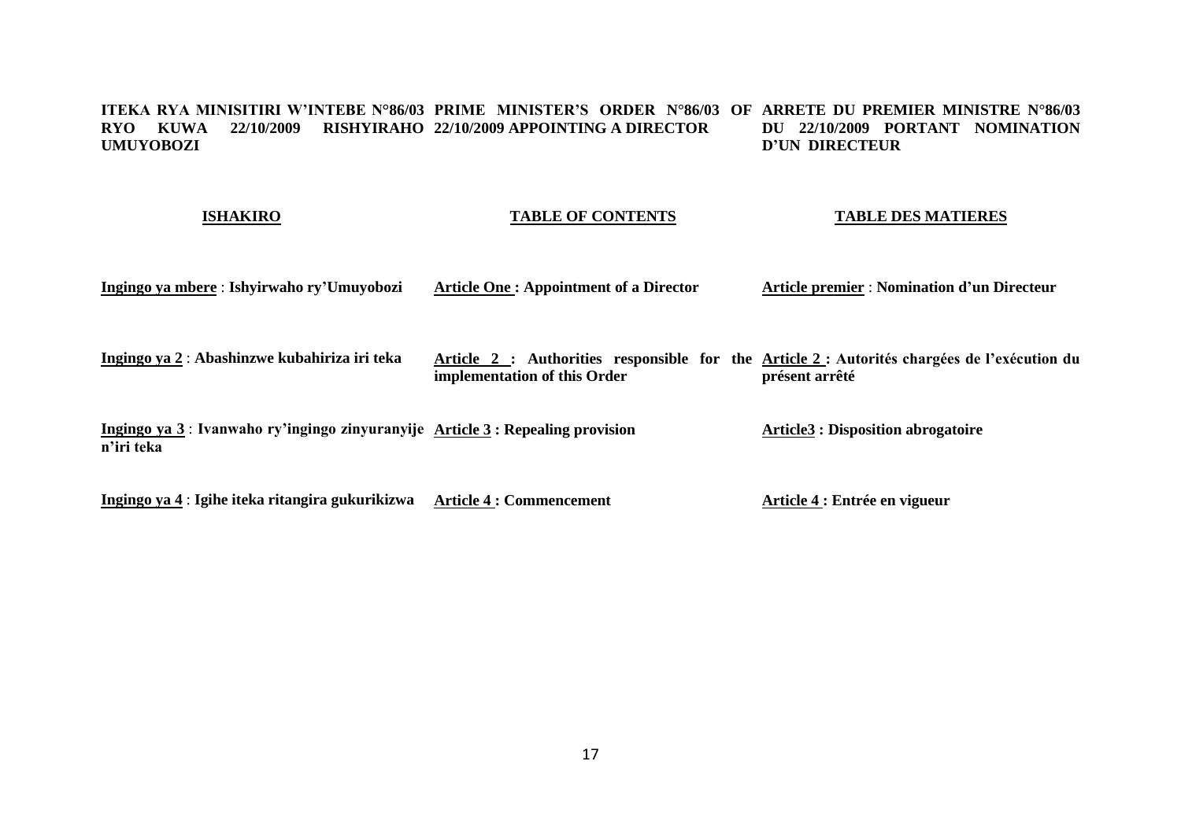**ITEKA RYA MINISITIRI W'INTEBE N°86/03 RYO KUWA 22/10/2009 RISHYIRAHO UMUYOBOZI**

**ISHAKIRO**

**Ingingo ya mbere** : **Ishyirwaho ry'Umuyobozi**

**Ingingo ya 2** : **Abashinzwe kubahiriza iri teka**

**Ingingo ya 3** : **Ivanwaho ry'ingingo zinyuranyije n'iri teka**

**Ingingo ya 4** : **Igihe iteka ritangira gukurikizwa**

**PRIME MINISTER'S ORDER N°86/03 OF 22/10/2009 APPOINTING A DIRECTOR**

**TABLE OF CONTENTS**

**Article One : Appointment of a Director**

**Article 2 : Authorities responsible for the implementation of this Order**

**Article 3 : Repealing provision**

**Article 4 : Commencement**

**ARRETE DU PREMIER MINISTRE N°86/03 DU 22/10/2009 PORTANT NOMINATION D'UN DIRECTEUR**

**TABLE DES MATIERES**

**Article premier** : **Nomination d'un Directeur**

**Article 2 : Autorités chargées de l'exécution du présent arrêté**

**Article3 : Disposition abrogatoire**

**Article 4 : Entrée en vigueur**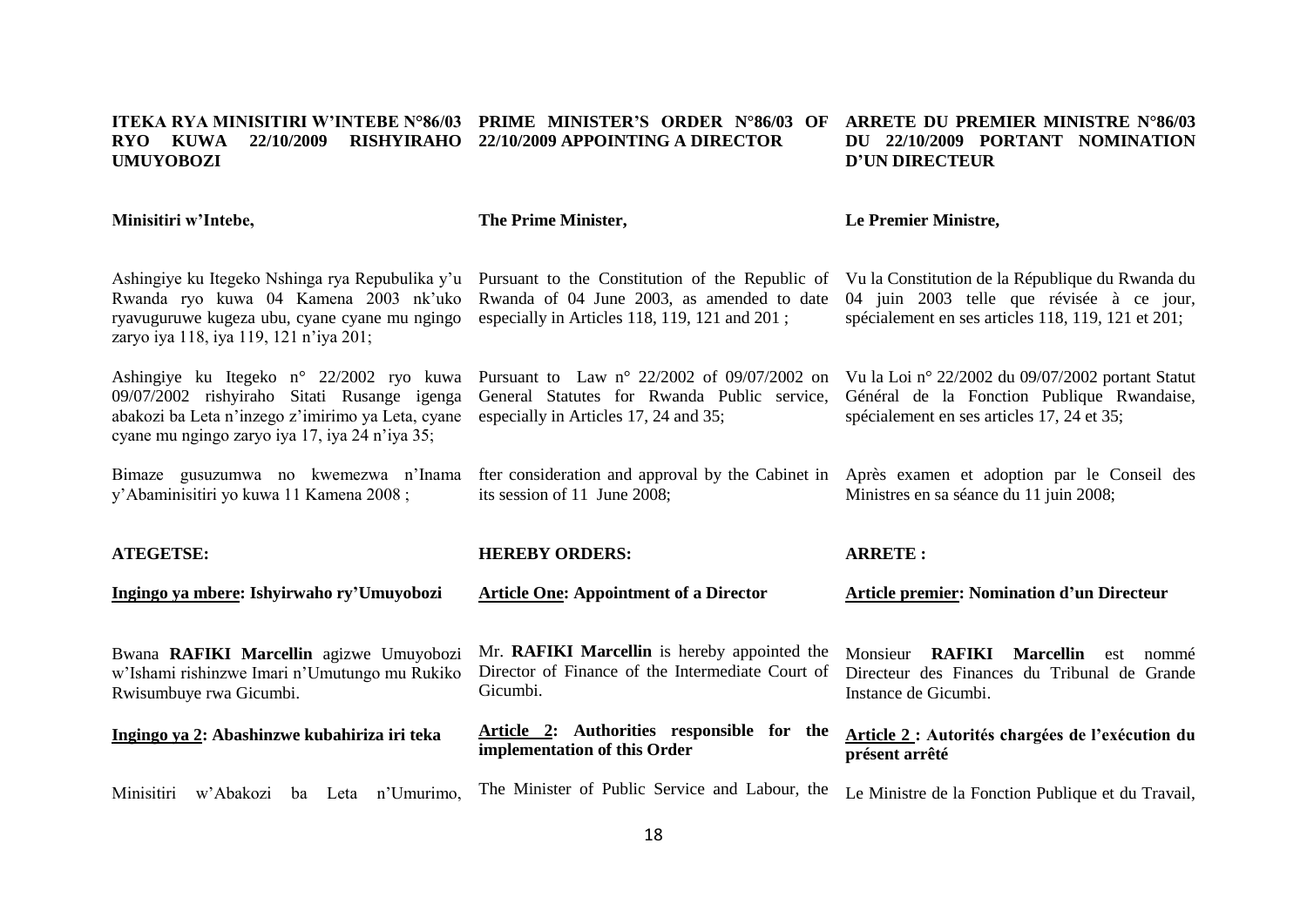**ITEKA RYA MINISITIRI W'INTEBE N°86/03 RYO KUWA 22/10/2009 RISHYIRAHO UMUYOBOZI**

**Minisitiri w'Intebe,**

Ashingiye ku Itegeko Nshinga rya Repubulika y'u Rwanda ryo kuwa 04 Kamena 2003 nk'uko ryavuguruwe kugeza ubu, cyane cyane mu ngingo zaryo iya 118, iya 119, 121 n'iya 201;

Ashingiye ku Itegeko n° 22/2002 ryo kuwa 09/07/2002 rishyiraho Sitati Rusange igenga abakozi ba Leta n'inzego z'imirimo ya Leta, cyane cyane mu ngingo zaryo iya 17, iya 24 n'iya 35;

Bimaze gusuzumwa no kwemezwa n'Inama y'Abaminisitiri yo kuwa 11 Kamena 2008 ;

**ATEGETSE:**

**Ingingo ya mbere: Ishyirwaho ry'Umuyobozi**

Bwana **RAFIKI Marcellin** agizwe Umuyobozi w'Ishami rishinzwe Imari n'Umutungo mu Rukiko Rwisumbuye rwa Gicumbi.

**Ingingo ya 2: Abashinzwe kubahiriza iri teka**

Minisitiri w'Abakozi ba Leta n'Umurimo,

**PRIME MINISTER'S ORDER N°86/03 OF 22/10/2009 APPOINTING A DIRECTOR**

**The Prime Minister,**

Pursuant to the Constitution of the Republic of Rwanda of 04 June 2003, as amended to date especially in Articles 118, 119, 121 and 201 ;

Pursuant to Law n° 22/2002 of 09/07/2002 on General Statutes for Rwanda Public service, especially in Articles 17, 24 and 35;

fter consideration and approval by the Cabinet in its session of 11 June 2008;

**HEREBY ORDERS:**

**Article One: Appointment of a Director**

Mr. **RAFIKI Marcellin** is hereby appointed the Director of Finance of the Intermediate Court of Gicumbi.

**Article 2: Authorities responsible for the implementation of this Order**

The Minister of Public Service and Labour, the

**ARRETE DU PREMIER MINISTRE N°86/03 DU 22/10/2009 PORTANT NOMINATION D'UN DIRECTEUR**

**Le Premier Ministre,**

Vu la Constitution de la République du Rwanda du 04 juin 2003 telle que révisée à ce jour, spécialement en ses articles 118, 119, 121 et 201;

Vu la Loi n° 22/2002 du 09/07/2002 portant Statut Général de la Fonction Publique Rwandaise, spécialement en ses articles 17, 24 et 35;

Après examen et adoption par le Conseil des Ministres en sa séance du 11 juin 2008;

**ARRETE :**

**Article premier: Nomination d'un Directeur**

Monsieur **RAFIKI Marcellin** est nommé Directeur des Finances du Tribunal de Grande Instance de Gicumbi.

**Article 2 : Autorités chargées de l'exécution du présent arrêté**

Le Ministre de la Fonction Publique et du Travail,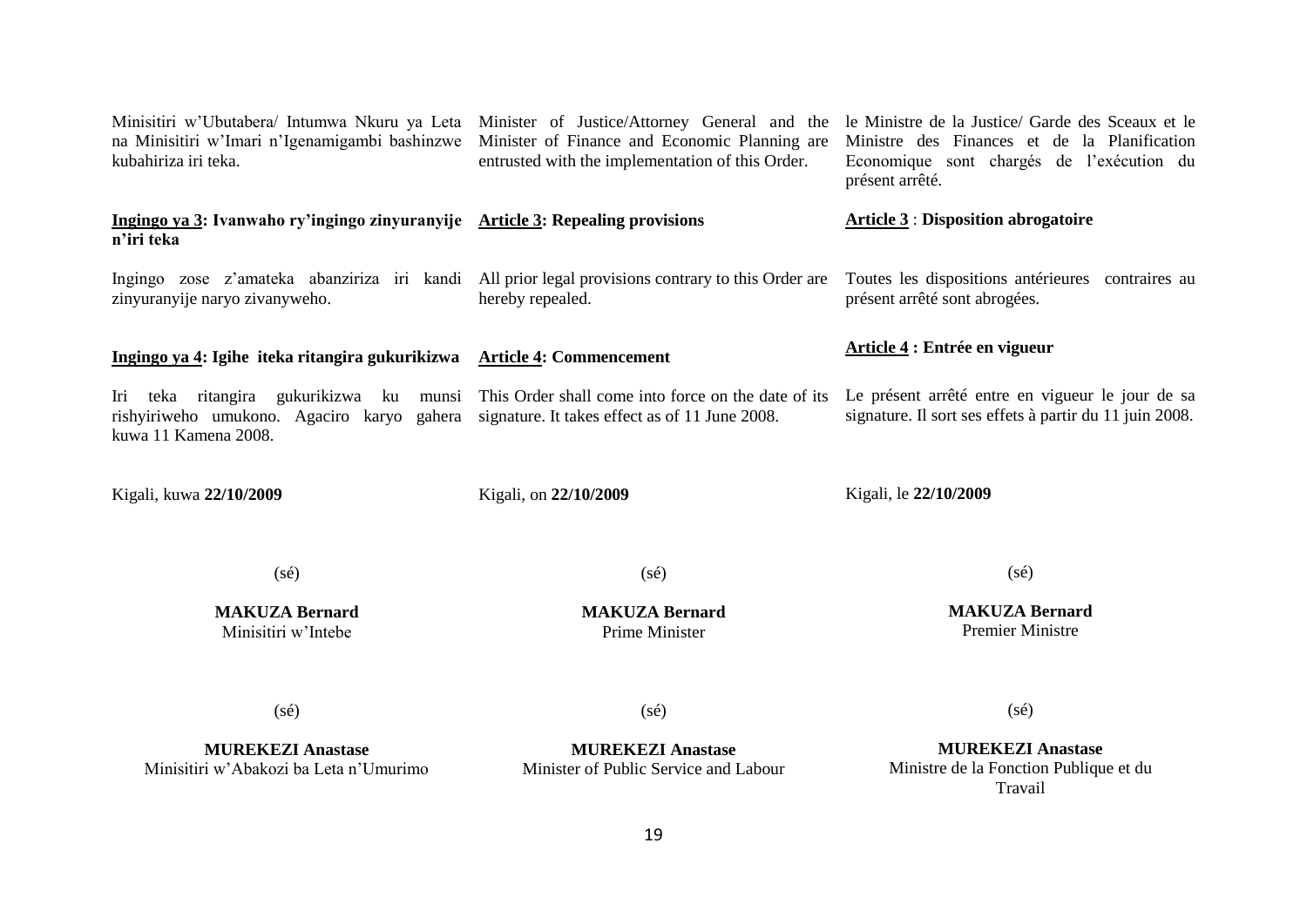Minisitiri w'Ubutabera/ Intumwa Nkuru ya Leta na Minisitiri w'Imari n'Igenamigambi bashinzwe kubahiriza iri teka.

**Ingingo ya 3: Ivanwaho ry'ingingo zinyuranyije n'iri teka**

Ingingo zose z'amateka abanziriza iri kandi zinyuranyije naryo zivanyweho.

**Ingingo ya 4: Igihe iteka ritangira gukurikizwa**

Iri teka ritangira gukurikizwa ku munsi rishyiriweho umukono. Agaciro karyo gahera kuwa 11 Kamena 2008.

Kigali, kuwa **22/10/2009**

(sé)

**MAKUZA Bernard**
Minisitiri w'Intebe

(sé)

**MUREKEZI Anastase**
Minisitiri w'Abakozi ba Leta n'Umurimo

---

Minister of Justice/Attorney General and the Minister of Finance and Economic Planning are entrusted with the implementation of this Order.

**Article 3: Repealing provisions**

All prior legal provisions contrary to this Order are hereby repealed.

**Article 4: Commencement**

This Order shall come into force on the date of its signature. It takes effect as of 11 June 2008.

Kigali, on **22/10/2009**

(sé)

**MAKUZA Bernard**
Prime Minister

(sé)

**MUREKEZI Anastase**
Minister of Public Service and Labour

---

le Ministre de la Justice/ Garde des Sceaux et le Ministre des Finances et de la Planification Economique sont chargés de l'exécution du présent arrêté.

**Article 3 : Disposition abrogatoire**

Toutes les dispositions antérieures contraires au présent arrêté sont abrogées.

**Article 4 : Entrée en vigueur**

Le présent arrêté entre en vigueur le jour de sa signature. Il sort ses effets à partir du 11 juin 2008.

Kigali, le **22/10/2009**

(sé)

**MAKUZA Bernard**
Premier Ministre

(sé)

**MUREKEZI Anastase**
Ministre de la Fonction Publique et du Travail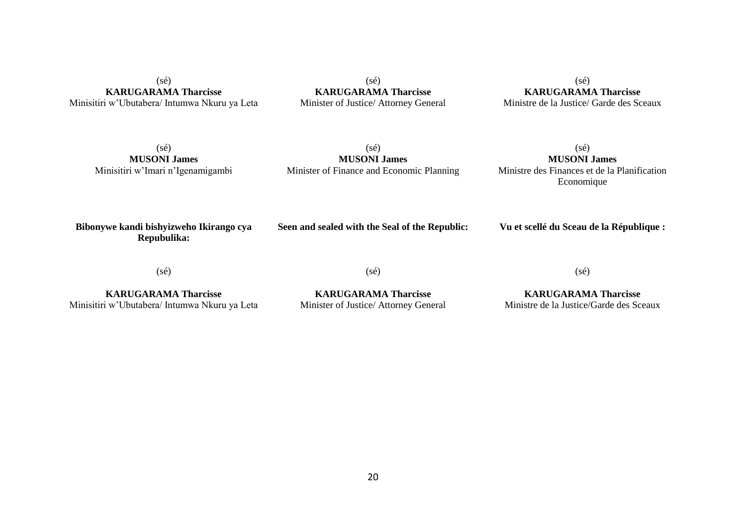(sé)
**KARUGARAMA Tharcisse**
Minisitiri w'Ubutabera/ Intumwa Nkuru ya Leta

(sé)
**KARUGARAMA Tharcisse**
Minister of Justice/ Attorney General

(sé)
**KARUGARAMA Tharcisse**
Ministre de la Justice/ Garde des Sceaux

(sé)
**MUSONI James**
Minisitiri w'Imari n'Igenamigambi

(sé)
**MUSONI James**
Minister of Finance and Economic Planning

(sé)
**MUSONI James**
Ministre des Finances et de la Planification Economique

**Bibonywe kandi bishyizweho Ikirango cya Repubulika:**

**Seen and sealed with the Seal of the Republic:**

**Vu et scellé du Sceau de la République :**

(sé)

**KARUGARAMA Tharcisse**
Minisitiri w'Ubutabera/ Intumwa Nkuru ya Leta

(sé)

**KARUGARAMA Tharcisse**
Minister of Justice/ Attorney General

(sé)

**KARUGARAMA Tharcisse**
Ministre de la Justice/Garde des Sceaux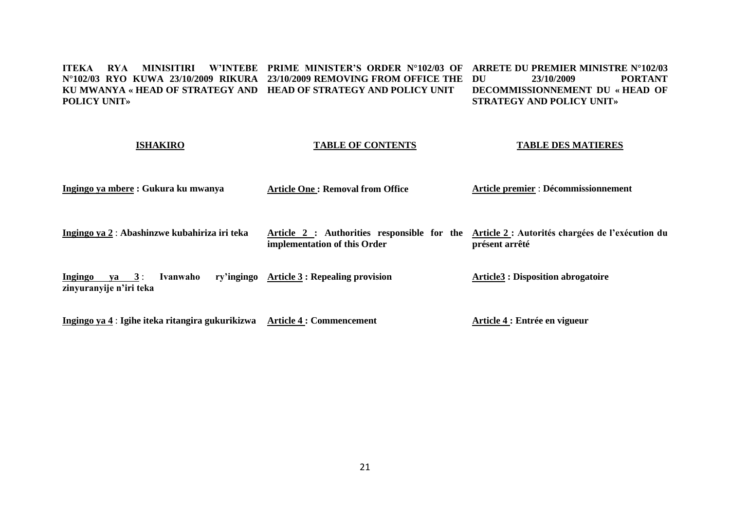**ITEKA RYA MINISITIRI W'INTEBE N°102/03 RYO KUWA 23/10/2009 RIKURA KU MWANYA « HEAD OF STRATEGY AND POLICY UNIT»**

**ISHAKIRO**

**Ingingo ya mbere : Gukura ku mwanya**

**Ingingo ya 2** : **Abashinzwe kubahiriza iri teka**

**Ingingo ya 3** : **Ivanwaho ry'ingingo zinyuranyije n'iri teka**

**Ingingo ya 4** : **Igihe iteka ritangira gukurikizwa**

**PRIME MINISTER'S ORDER N°102/03 OF 23/10/2009 REMOVING FROM OFFICE THE HEAD OF STRATEGY AND POLICY UNIT**

**TABLE OF CONTENTS**

**Article One : Removal from Office**

**Article 2 : Authorities responsible for the implementation of this Order**

**Article 3 : Repealing provision**

**Article 4 : Commencement**

**ARRETE DU PREMIER MINISTRE N°102/03 DU 23/10/2009 PORTANT DECOMMISSIONNEMENT DU « HEAD OF STRATEGY AND POLICY UNIT»**

**TABLE DES MATIERES**

**Article premier** : **Décommissionnement**

**Article 2 : Autorités chargées de l'exécution du présent arrêté**

**Article3 : Disposition abrogatoire**

**Article 4 : Entrée en vigueur**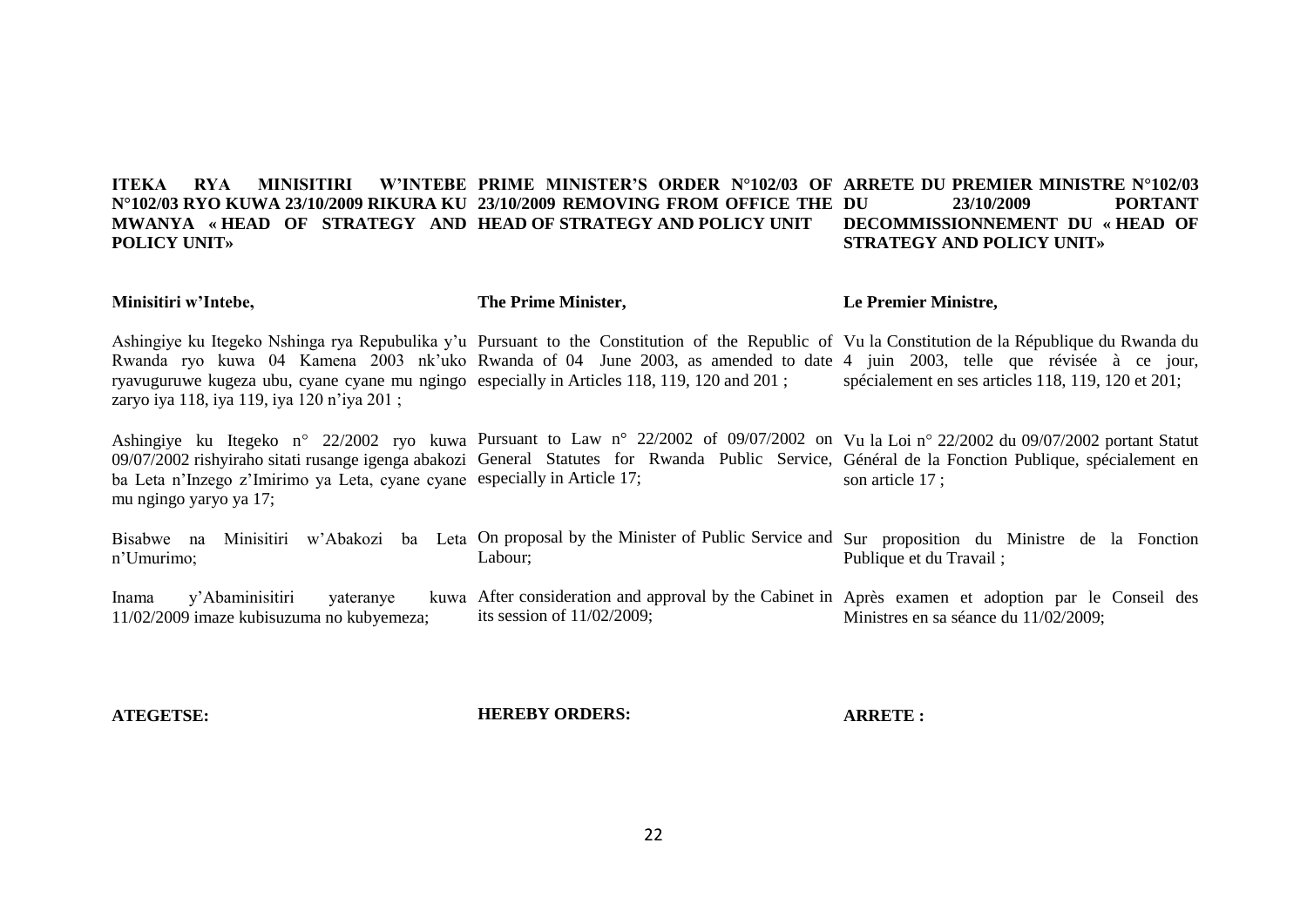**ITEKA RYA MINISITIRI W'INTEBE N°102/03 RYO KUWA 23/10/2009 RIKURA KU MWANYA « HEAD OF STRATEGY AND POLICY UNIT»**

**Minisitiri w'Intebe,**

Ashingiye ku Itegeko Nshinga rya Repubulika y'u Rwanda ryo kuwa 04 Kamena 2003 nk'uko ryavuguruwe kugeza ubu, cyane cyane mu ngingo zaryo iya 118, iya 119, iya 120 n'iya 201 ;

Ashingiye ku Itegeko n° 22/2002 ryo kuwa 09/07/2002 rishyiraho sitati rusange igenga abakozi ba Leta n'Inzego z'Imirimo ya Leta, cyane cyane mu ngingo yaryo ya 17;

Bisabwe na Minisitiri w'Abakozi ba Leta n'Umurimo;

Inama y'Abaminisitiri yateranye kuwa 11/02/2009 imaze kubisuzuma no kubyemeza;

**ATEGETSE:**

**PRIME MINISTER'S ORDER N°102/03 OF 23/10/2009 REMOVING FROM OFFICE THE HEAD OF STRATEGY AND POLICY UNIT**

**The Prime Minister,**

Pursuant to the Constitution of the Republic of Rwanda of 04 June 2003, as amended to date especially in Articles 118, 119, 120 and 201 ;

Pursuant to Law n° 22/2002 of 09/07/2002 on General Statutes for Rwanda Public Service, especially in Article 17;

On proposal by the Minister of Public Service and Labour;

After consideration and approval by the Cabinet in its session of 11/02/2009;

**HEREBY ORDERS:**

**ARRETE DU PREMIER MINISTRE N°102/03 DU 23/10/2009 PORTANT DECOMMISSIONNEMENT DU « HEAD OF STRATEGY AND POLICY UNIT»**

**Le Premier Ministre,**

Vu la Constitution de la République du Rwanda du 4 juin 2003, telle que révisée à ce jour, spécialement en ses articles 118, 119, 120 et 201;

Vu la Loi n° 22/2002 du 09/07/2002 portant Statut Général de la Fonction Publique, spécialement en son article 17 ;

Sur proposition du Ministre de la Fonction Publique et du Travail ;

Après examen et adoption par le Conseil des Ministres en sa séance du 11/02/2009;

**ARRETE :**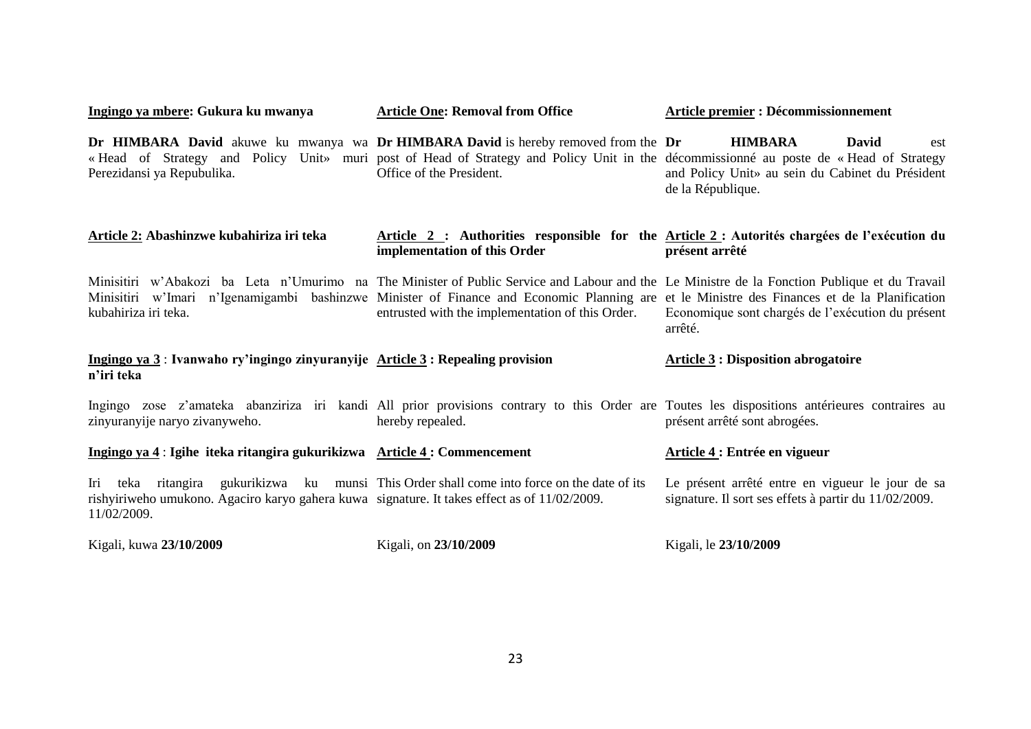**Ingingo ya mbere: Gukura ku mwanya**

**Dr HIMBARA David** akuwe ku mwanya wa « Head of Strategy and Policy Unit» muri Perezidansi ya Repubulika.

**Article 2: Abashinzwe kubahiriza iri teka**

Minisitiri w'Abakozi ba Leta n'Umurimo na Minisitiri w'Imari n'Igenamigambi bashinzwe kubahiriza iri teka.

**Ingingo ya 3 : Ivanwaho ry'ingingo zinyuranyije n'iri teka**

Ingingo zose z'amateka abanziriza iri kandi zinyuranyije naryo zivanyweho.

**Ingingo ya 4 : Igihe iteka ritangira gukurikizwa**

Iri teka ritangira gukurikizwa ku munsi rishyiriweho umukono. Agaciro karyo gahera kuwa 11/02/2009.

Kigali, kuwa **23/10/2009**

**Article One: Removal from Office**

**Dr HIMBARA David** is hereby removed from the post of Head of Strategy and Policy Unit in the Office of the President.

**Article 2 : Authorities responsible for the implementation of this Order**

The Minister of Public Service and Labour and the Minister of Finance and Economic Planning are entrusted with the implementation of this Order.

**Article 3 : Repealing provision**

All prior provisions contrary to this Order are hereby repealed.

**Article 4 : Commencement**

This Order shall come into force on the date of its signature. It takes effect as of 11/02/2009.

Kigali, on **23/10/2009**

**Article premier : Décommissionnement**

**Dr HIMBARA David** est décommissionné au poste de « Head of Strategy and Policy Unit» au sein du Cabinet du Président de la République.

**Article 2 : Autorités chargées de l'exécution du présent arrêté**

Le Ministre de la Fonction Publique et du Travail et le Ministre des Finances et de la Planification Economique sont chargés de l'exécution du présent arrêté.

**Article 3 : Disposition abrogatoire**

Toutes les dispositions antérieures contraires au présent arrêté sont abrogées.

**Article 4 : Entrée en vigueur**

Le présent arrêté entre en vigueur le jour de sa signature. Il sort ses effets à partir du 11/02/2009.

Kigali, le **23/10/2009**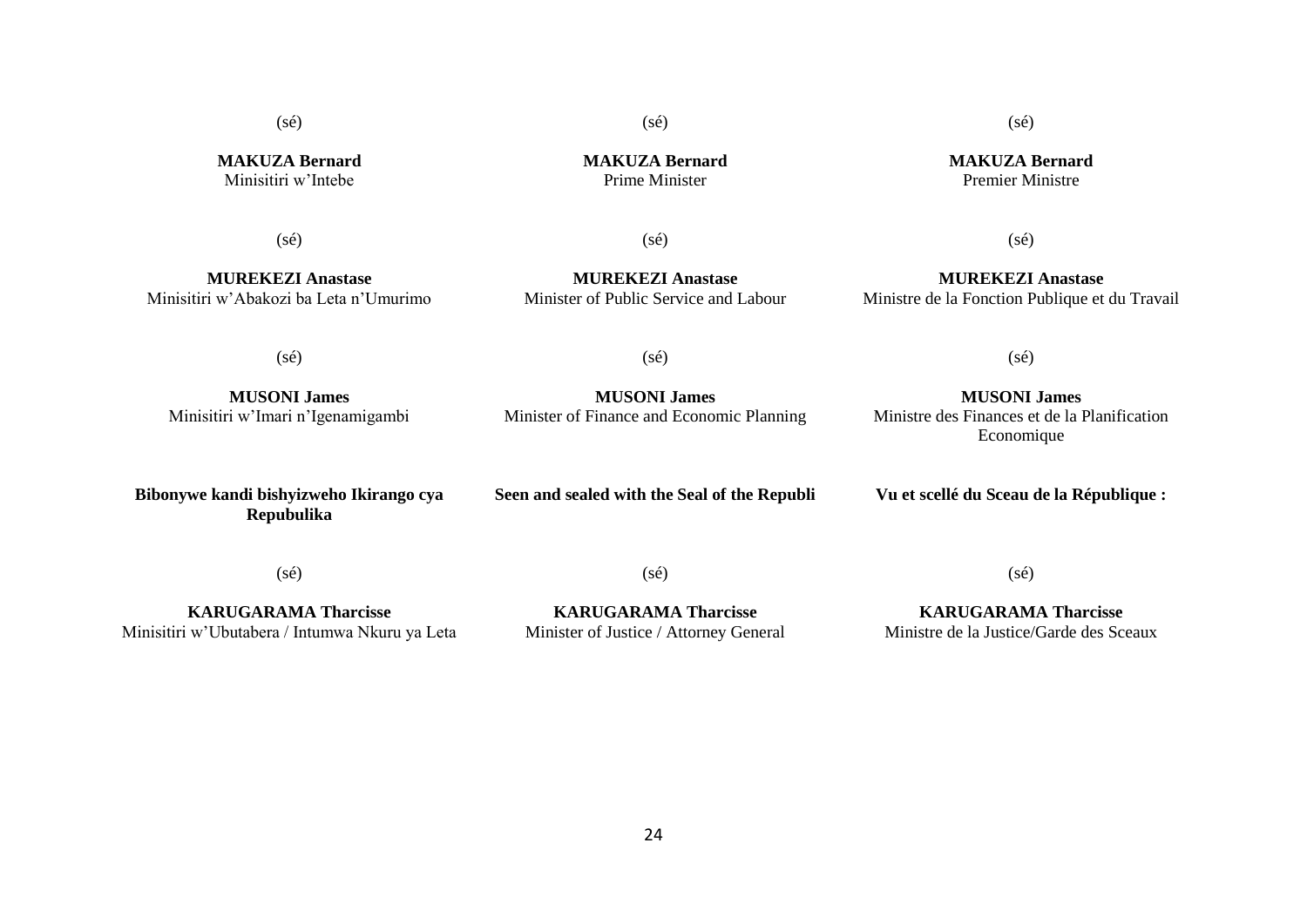(sé)

**MAKUZA Bernard**
Minisitiri w'Intebe

(sé)

**MUREKEZI Anastase**
Minisitiri w'Abakozi ba Leta n'Umurimo

(sé)

**MUSONI James**
Minisitiri w'Imari n'Igenamigambi

**Bibonywe kandi bishyizweho Ikirango cya Repubulika**

(sé)

**KARUGARAMA Tharcisse**
Minisitiri w'Ubutabera / Intumwa Nkuru ya Leta

(sé)

**MAKUZA Bernard**
Prime Minister

(sé)

**MUREKEZI Anastase**
Minister of Public Service and Labour

(sé)

**MUSONI James**
Minister of Finance and Economic Planning

**Seen and sealed with the Seal of the Republi**

(sé)

**KARUGARAMA Tharcisse**
Minister of Justice / Attorney General

(sé)

**MAKUZA Bernard**
Premier Ministre

(sé)

**MUREKEZI Anastase**
Ministre de la Fonction Publique et du Travail

(sé)

**MUSONI James**
Ministre des Finances et de la Planification Economique

**Vu et scellé du Sceau de la République :**

(sé)

**KARUGARAMA Tharcisse**
Ministre de la Justice/Garde des Sceaux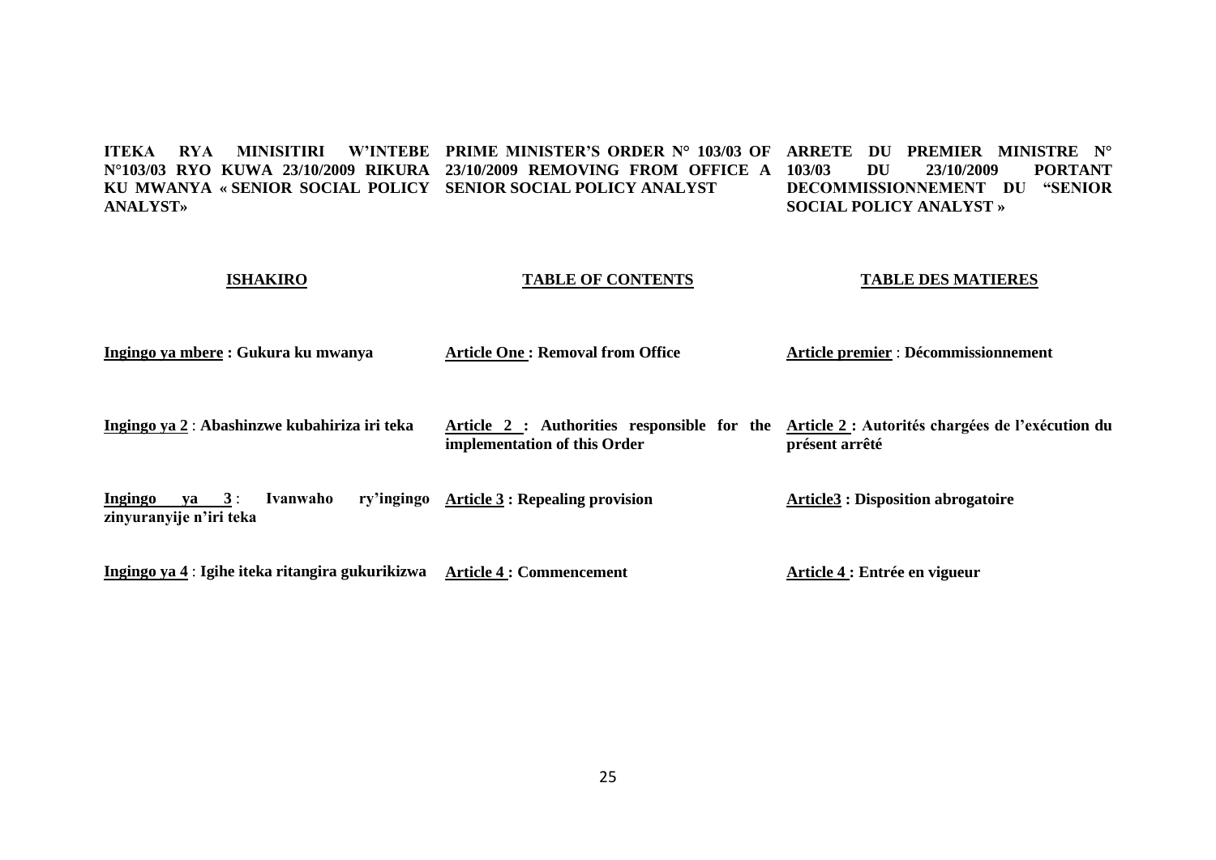**ITEKA RYA MINISITIRI W'INTEBE N°103/03 RYO KUWA 23/10/2009 RIKURA KU MWANYA « SENIOR SOCIAL POLICY ANALYST»**

**ISHAKIRO**

**Ingingo ya mbere : Gukura ku mwanya**

**Ingingo ya 2 : Abashinzwe kubahiriza iri teka**

**Ingingo ya 3 : Ivanwaho ry'ingingo zinyuranyije n'iri teka**

**Ingingo ya 4 : Igihe iteka ritangira gukurikizwa**

**PRIME MINISTER'S ORDER N° 103/03 OF 23/10/2009 REMOVING FROM OFFICE A SENIOR SOCIAL POLICY ANALYST**

**TABLE OF CONTENTS**

**Article One : Removal from Office**

**Article 2 : Authorities responsible for the implementation of this Order**

**Article 3 : Repealing provision**

**Article 4 : Commencement**

**ARRETE DU PREMIER MINISTRE N° 103/03 DU 23/10/2009 PORTANT DECOMMISSIONNEMENT DU "SENIOR SOCIAL POLICY ANALYST »**

**TABLE DES MATIERES**

**Article premier : Décommissionnement**

**Article 2 : Autorités chargées de l'exécution du présent arrêté**

**Article3 : Disposition abrogatoire**

**Article 4 : Entrée en vigueur**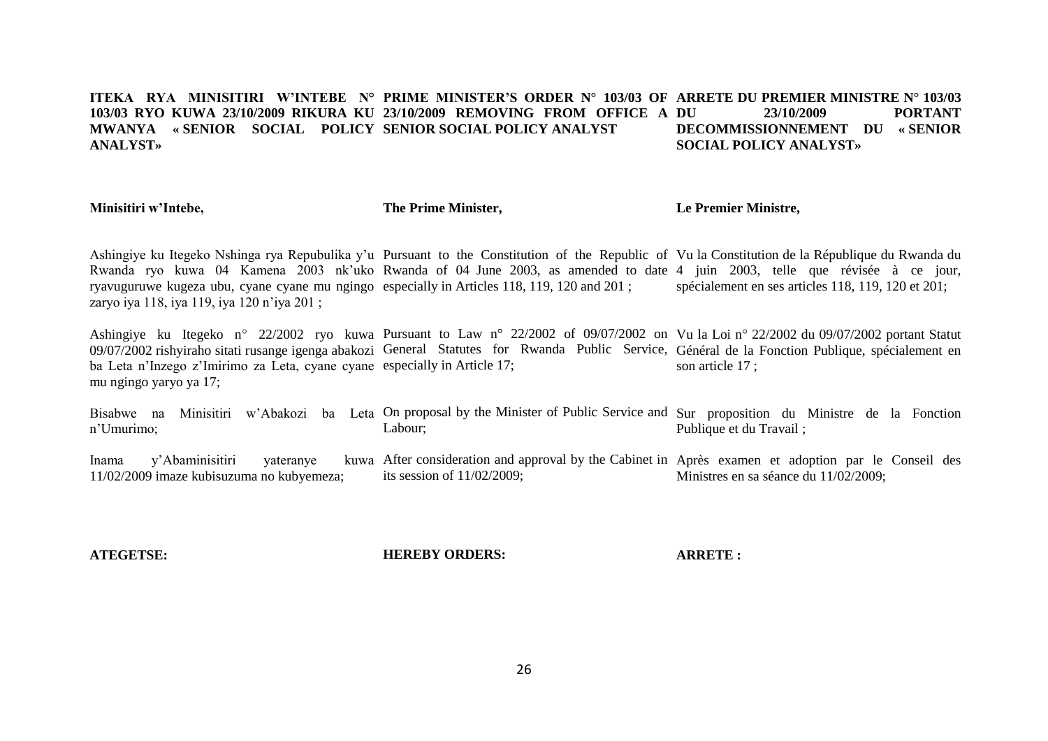**ITEKA RYA MINISITIRI W'INTEBE N° 103/03 RYO KUWA 23/10/2009 RIKURA KU MWANYA « SENIOR SOCIAL POLICY ANALYST»**

**Minisitiri w'Intebe,**

Ashingiye ku Itegeko Nshinga rya Repubulika y'u Rwanda ryo kuwa 04 Kamena 2003 nk'uko ryavuguruwe kugeza ubu, cyane cyane mu ngingo zaryo iya 118, iya 119, iya 120 n'iya 201 ;

Ashingiye ku Itegeko n° 22/2002 ryo kuwa 09/07/2002 rishyiraho sitati rusange igenga abakozi ba Leta n'Inzego z'Imirimo za Leta, cyane cyane mu ngingo yaryo ya 17;

Bisabwe na Minisitiri w'Abakozi ba Leta n'Umurimo;

Inama y'Abaminisitiri yateranye kuwa 11/02/2009 imaze kubisuzuma no kubyemeza;

**ATEGETSE:**

**PRIME MINISTER'S ORDER N° 103/03 OF 23/10/2009 REMOVING FROM OFFICE A SENIOR SOCIAL POLICY ANALYST**

**The Prime Minister,**

Pursuant to the Constitution of the Republic of Rwanda of 04 June 2003, as amended to date especially in Articles 118, 119, 120 and 201 ;

Pursuant to Law n° 22/2002 of 09/07/2002 on General Statutes for Rwanda Public Service, especially in Article 17;

On proposal by the Minister of Public Service and Labour;

After consideration and approval by the Cabinet in its session of 11/02/2009;

**HEREBY ORDERS:**

**ARRETE DU PREMIER MINISTRE N° 103/03 DU 23/10/2009 PORTANT DECOMMISSIONNEMENT DU « SENIOR SOCIAL POLICY ANALYST»**

**Le Premier Ministre,**

Vu la Constitution de la République du Rwanda du 4 juin 2003, telle que révisée à ce jour, spécialement en ses articles 118, 119, 120 et 201;

Vu la Loi n° 22/2002 du 09/07/2002 portant Statut Général de la Fonction Publique, spécialement en son article 17 ;

Sur proposition du Ministre de la Fonction Publique et du Travail ;

Après examen et adoption par le Conseil des Ministres en sa séance du 11/02/2009;

**ARRETE :**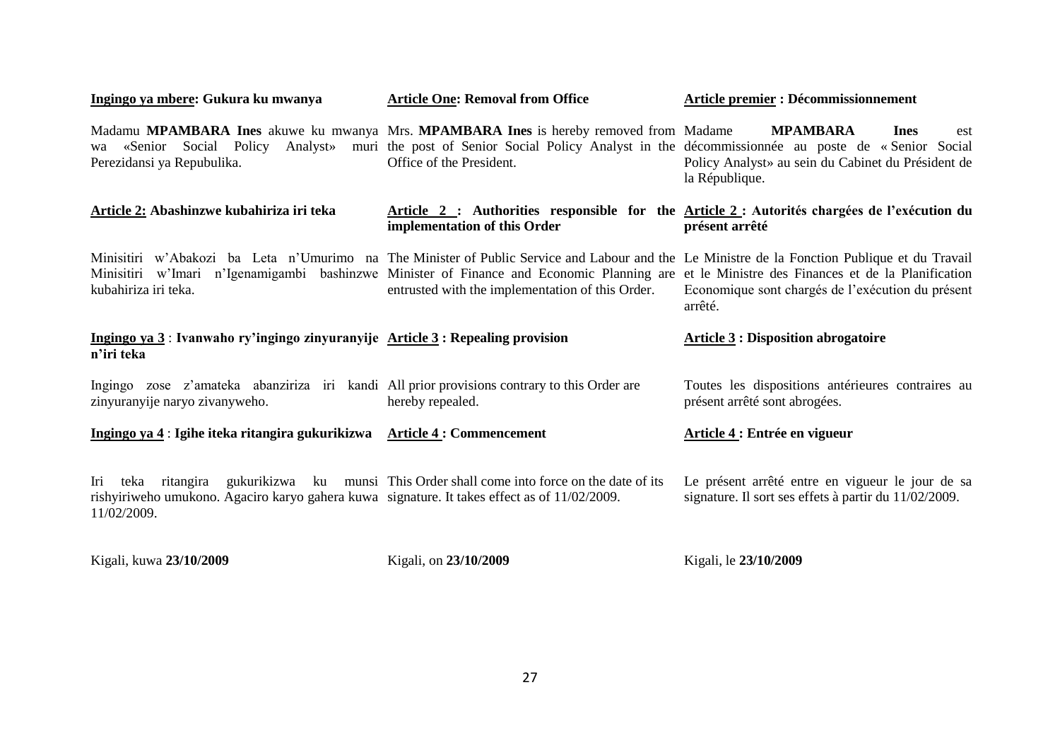**Ingingo ya mbere: Gukura ku mwanya**

Madamu **MPAMBARA Ines** akuwe ku mwanya wa «Senior Social Policy Analyst» muri Perezidansi ya Repubulika.

**Article 2: Abashinzwe kubahiriza iri teka**

Minisitiri w'Abakozi ba Leta n'Umurimo na Minisitiri w'Imari n'Igenamigambi bashinzwe kubahiriza iri teka.

**Ingingo ya 3 : Ivanwaho ry'ingingo zinyuranyije n'iri teka**

Ingingo zose z'amateka abanziriza iri kandi zinyuranyije naryo zivanyweho.

**Ingingo ya 4 : Igihe iteka ritangira gukurikizwa**

Iri teka ritangira gukurikizwa ku munsi rishyiriweho umukono. Agaciro karyo gahera kuwa 11/02/2009.

Kigali, kuwa **23/10/2009**

**Article One: Removal from Office**

Mrs. **MPAMBARA Ines** is hereby removed from the post of Senior Social Policy Analyst in the Office of the President.

**Article 2 : Authorities responsible for the implementation of this Order**

The Minister of Public Service and Labour and the Minister of Finance and Economic Planning are entrusted with the implementation of this Order.

**Article 3 : Repealing provision**

All prior provisions contrary to this Order are hereby repealed.

**Article 4 : Commencement**

This Order shall come into force on the date of its signature. It takes effect as of 11/02/2009.

Kigali, on **23/10/2009**

**Article premier : Décommissionnement**

Madame **MPAMBARA Ines** est décommissionnée au poste de « Senior Social Policy Analyst» au sein du Cabinet du Président de la République.

**Article 2 : Autorités chargées de l'exécution du présent arrêté**

Le Ministre de la Fonction Publique et du Travail et le Ministre des Finances et de la Planification Economique sont chargés de l'exécution du présent arrêté.

**Article 3 : Disposition abrogatoire**

Toutes les dispositions antérieures contraires au présent arrêté sont abrogées.

**Article 4 : Entrée en vigueur**

Le présent arrêté entre en vigueur le jour de sa signature. Il sort ses effets à partir du 11/02/2009.

Kigali, le **23/10/2009**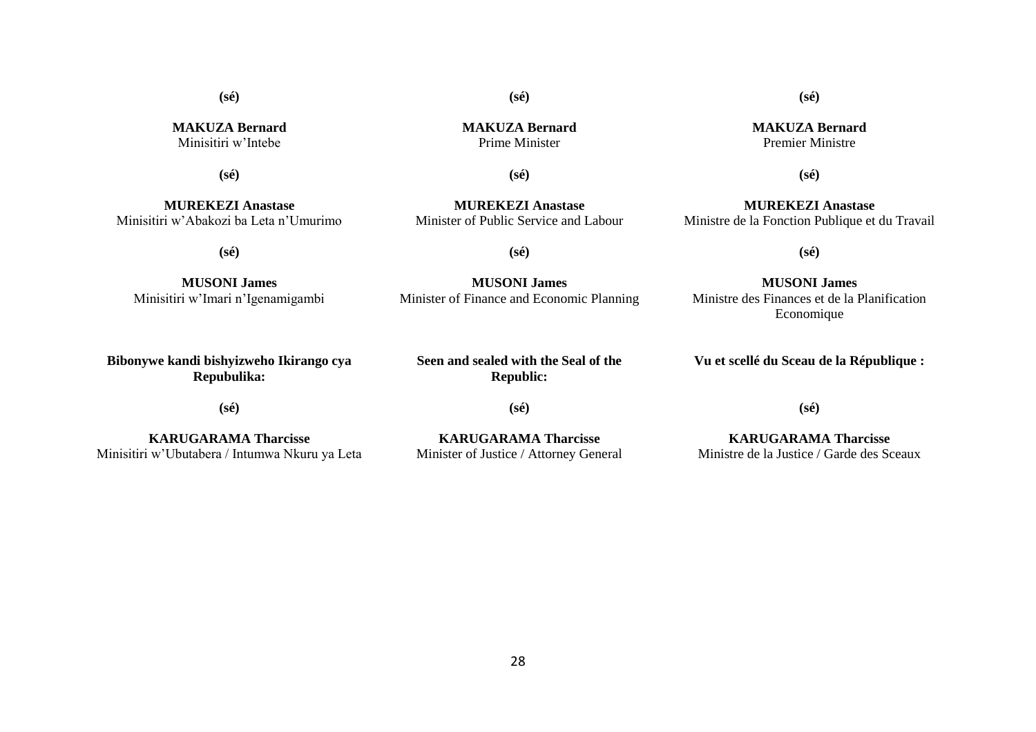**(sé)**

**MAKUZA Bernard**
Minisitiri w'Intebe

**(sé)**

**MUREKEZI Anastase**
Minisitiri w'Abakozi ba Leta n'Umurimo

**(sé)**

**MUSONI James**
Minisitiri w'Imari n'Igenamigambi

**Bibonywe kandi bishyizweho Ikirango cya Repubulika:**

**(sé)**

**KARUGARAMA Tharcisse**
Minisitiri w'Ubutabera / Intumwa Nkuru ya Leta

**(sé)**

**MAKUZA Bernard**
Prime Minister

**(sé)**

**MUREKEZI Anastase**
Minister of Public Service and Labour

**(sé)**

**MUSONI James**
Minister of Finance and Economic Planning

**Seen and sealed with the Seal of the Republic:**

**(sé)**

**KARUGARAMA Tharcisse**
Minister of Justice / Attorney General

**(sé)**

**MAKUZA Bernard**
Premier Ministre

**(sé)**

**MUREKEZI Anastase**
Ministre de la Fonction Publique et du Travail

**(sé)**

**MUSONI James**
Ministre des Finances et de la Planification Economique

**Vu et scellé du Sceau de la République :**

**(sé)**

**KARUGARAMA Tharcisse**
Ministre de la Justice / Garde des Sceaux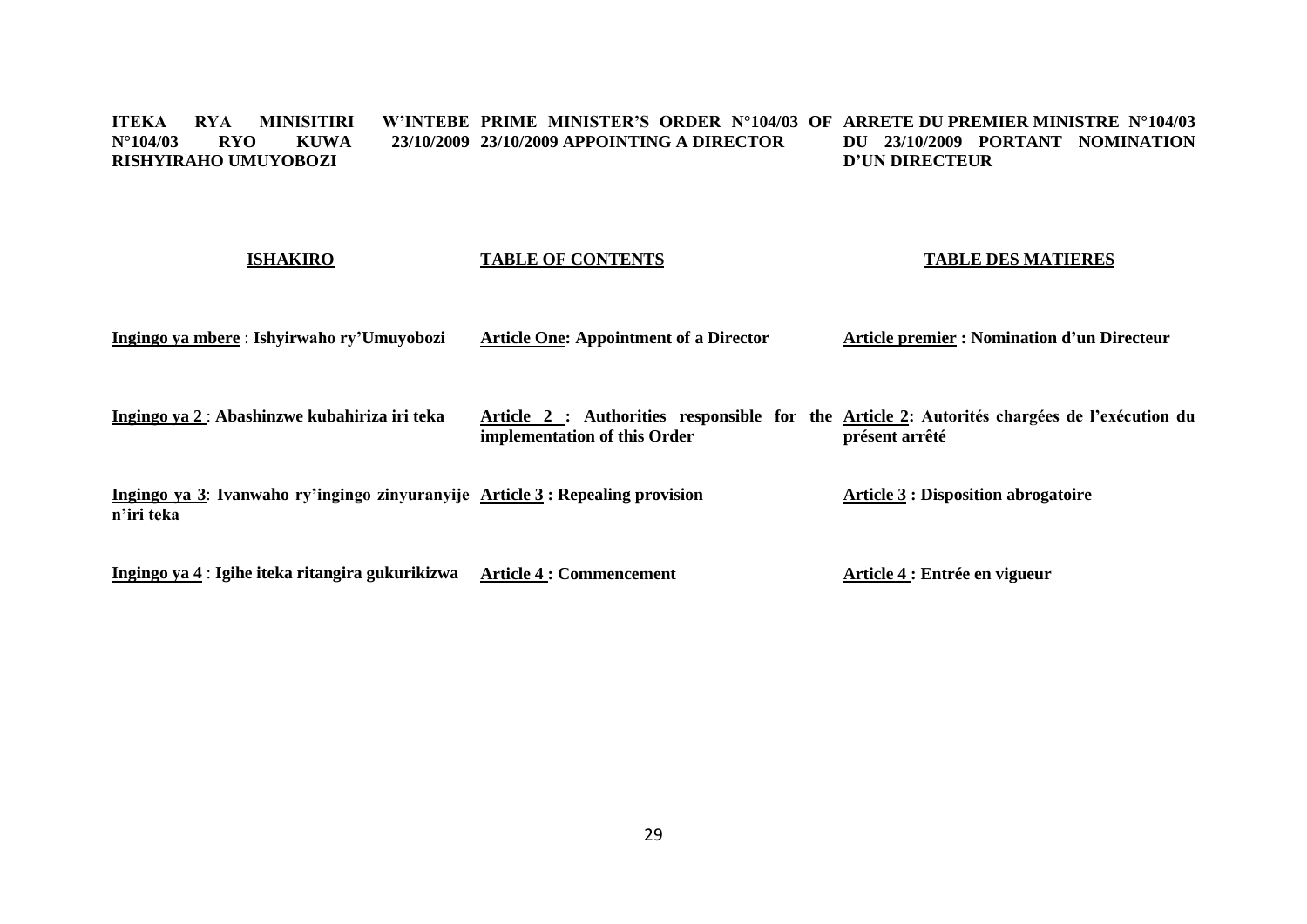**ITEKA RYA MINISITIRI W'INTEBE N°104/03 RYO KUWA 23/10/2009 RISHYIRAHO UMUYOBOZI**

**PRIME MINISTER'S ORDER N°104/03 OF 23/10/2009 APPOINTING A DIRECTOR**

**ARRETE DU PREMIER MINISTRE N°104/03 DU 23/10/2009 PORTANT NOMINATION D'UN DIRECTEUR**

| **ISHAKIRO** | **TABLE OF CONTENTS** | **TABLE DES MATIERES** |
|---|---|---|
| **Ingingo ya mbere** : **Ishyirwaho ry'Umuyobozi** | **Article One: Appointment of a Director** | **Article premier : Nomination d'un Directeur** |
| **Ingingo ya 2** : **Abashinzwe kubahiriza iri teka** | **Article 2 : Authorities responsible for the implementation of this Order** | **Article 2: Autorités chargées de l'exécution du présent arrêté** |
| **Ingingo ya 3**: **Ivanwaho ry'ingingo zinyuranyije n'iri teka** | **Article 3 : Repealing provision** | **Article 3 : Disposition abrogatoire** |
| **Ingingo ya 4** : **Igihe iteka ritangira gukurikizwa** | **Article 4 : Commencement** | **Article 4 : Entrée en vigueur** |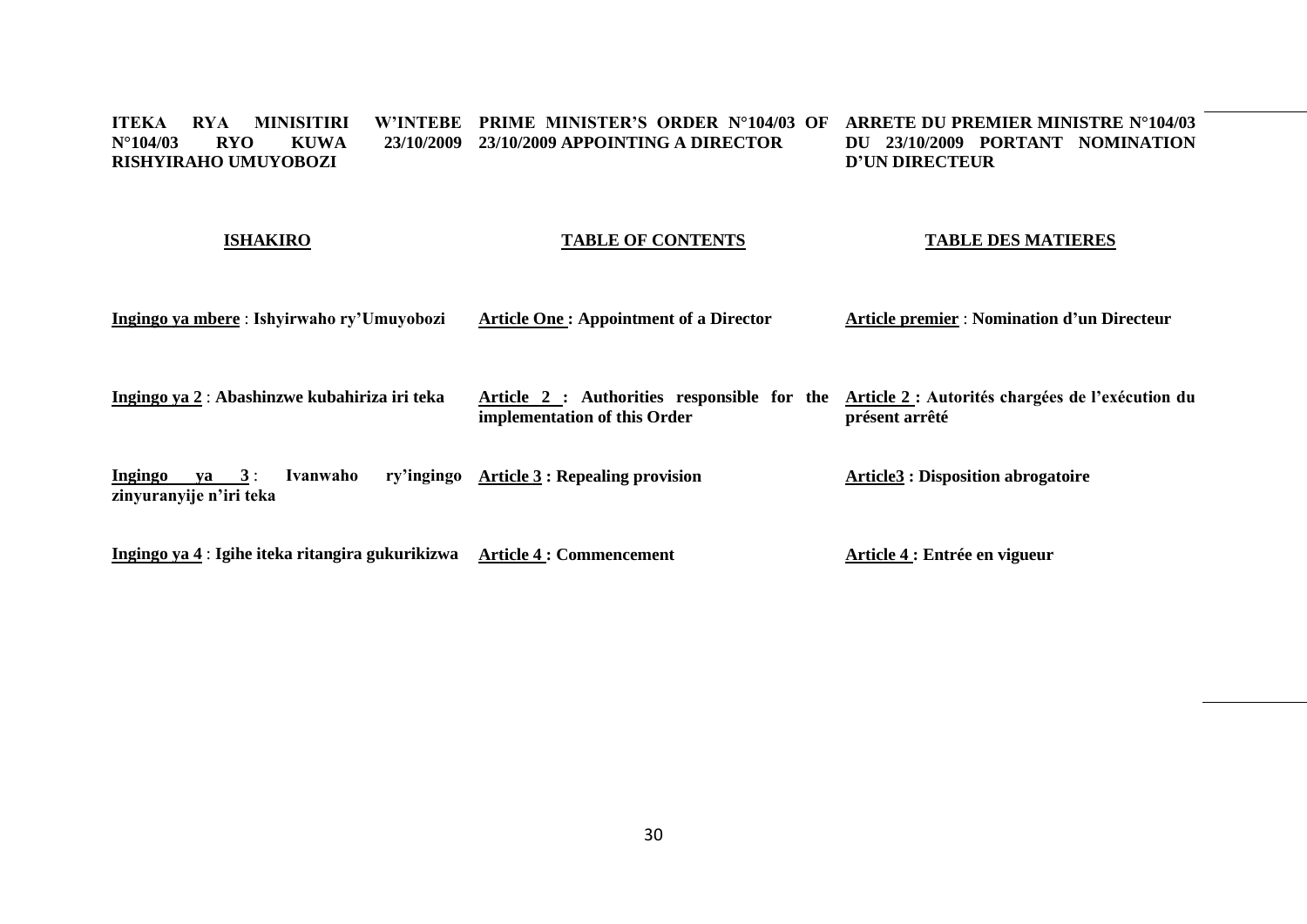| ITEKA RYA MINISITIRI W'INTEBE N°104/03 RYO KUWA 23/10/2009 RISHYIRAHO UMUYOBOZI | PRIME MINISTER'S ORDER N°104/03 OF 23/10/2009 APPOINTING A DIRECTOR | ARRETE DU PREMIER MINISTRE N°104/03 DU 23/10/2009 PORTANT NOMINATION D'UN DIRECTEUR |
|---|---|---|
| **ISHAKIRO** | **TABLE OF CONTENTS** | **TABLE DES MATIERES** |
| **Ingingo ya mbere** : **Ishyirwaho ry'Umuyobozi** | **Article One : Appointment of a Director** | **Article premier** : **Nomination d'un Directeur** |
| **Ingingo ya 2** : **Abashinzwe kubahiriza iri teka** | **Article 2 : Authorities responsible for the implementation of this Order** | **Article 2 : Autorités chargées de l'exécution du présent arrêté** |
| **Ingingo ya 3** : **Ivanwaho ry'ingingo zinyuranyije n'iri teka** | **Article 3 : Repealing provision** | **Article3 : Disposition abrogatoire** |
| **Ingingo ya 4** : **Igihe iteka ritangira gukurikizwa** | **Article 4 : Commencement** | **Article 4 : Entrée en vigueur** |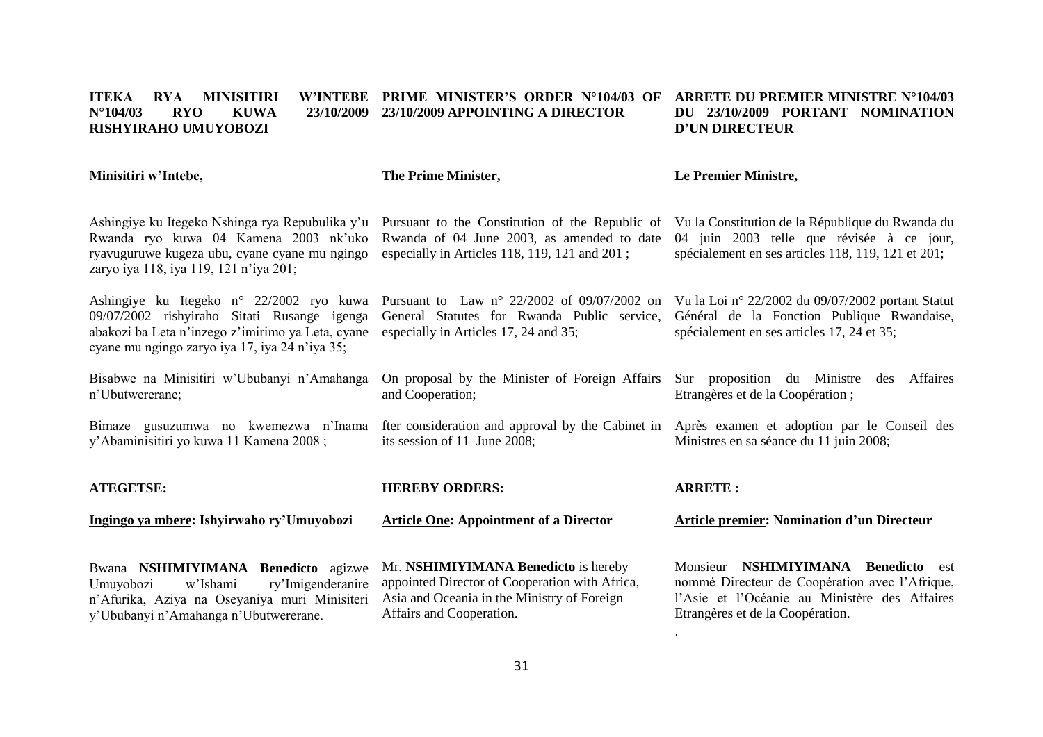**ITEKA RYA MINISITIRI W'INTEBE N°104/03 RYO KUWA 23/10/2009 RISHYIRAHO UMUYOBOZI**

**Minisitiri w'Intebe,**

Ashingiye ku Itegeko Nshinga rya Repubulika y'u Rwanda ryo kuwa 04 Kamena 2003 nk'uko ryavuguruwe kugeza ubu, cyane cyane mu ngingo zaryo iya 118, iya 119, 121 n'iya 201;

Ashingiye ku Itegeko n° 22/2002 ryo kuwa 09/07/2002 rishyiraho Sitati Rusange igenga abakozi ba Leta n'inzego z'imirimo ya Leta, cyane cyane mu ngingo zaryo iya 17, iya 24 n'iya 35;

Bisabwe na Minisitiri w'Ububanyi n'Amahanga n'Ubutwererane;

Bimaze gusuzumwa no kwemezwa n'Inama y'Abaminisitiri yo kuwa 11 Kamena 2008 ;

**ATEGETSE:**

**Ingingo ya mbere: Ishyirwaho ry'Umuyobozi**

Bwana **NSHIMIYIMANA Benedicto** agizwe Umuyobozi w'Ishami ry'Imigenderanire n'Afurika, Aziya na Oseyaniya muri Minisiteri y'Ububanyi n'Amahanga n'Ubutwererane.

**PRIME MINISTER'S ORDER N°104/03 OF 23/10/2009 APPOINTING A DIRECTOR**

**The Prime Minister,**

Pursuant to the Constitution of the Republic of Rwanda of 04 June 2003, as amended to date especially in Articles 118, 119, 121 and 201 ;

Pursuant to Law n° 22/2002 of 09/07/2002 on General Statutes for Rwanda Public service, especially in Articles 17, 24 and 35;

On proposal by the Minister of Foreign Affairs and Cooperation;

fter consideration and approval by the Cabinet in its session of 11 June 2008;

**HEREBY ORDERS:**

**Article One: Appointment of a Director**

Mr. **NSHIMIYIMANA Benedicto** is hereby appointed Director of Cooperation with Africa, Asia and Oceania in the Ministry of Foreign Affairs and Cooperation.

**ARRETE DU PREMIER MINISTRE N°104/03 DU 23/10/2009 PORTANT NOMINATION D'UN DIRECTEUR**

**Le Premier Ministre,**

Vu la Constitution de la République du Rwanda du 04 juin 2003 telle que révisée à ce jour, spécialement en ses articles 118, 119, 121 et 201;

Vu la Loi n° 22/2002 du 09/07/2002 portant Statut Général de la Fonction Publique Rwandaise, spécialement en ses articles 17, 24 et 35;

Sur proposition du Ministre des Affaires Etrangères et de la Coopération ;

Après examen et adoption par le Conseil des Ministres en sa séance du 11 juin 2008;

**ARRETE :**

**Article premier: Nomination d'un Directeur**

Monsieur **NSHIMIYIMANA Benedicto** est nommé Directeur de Coopération avec l'Afrique, l'Asie et l'Océanie au Ministère des Affaires Etrangères et de la Coopération.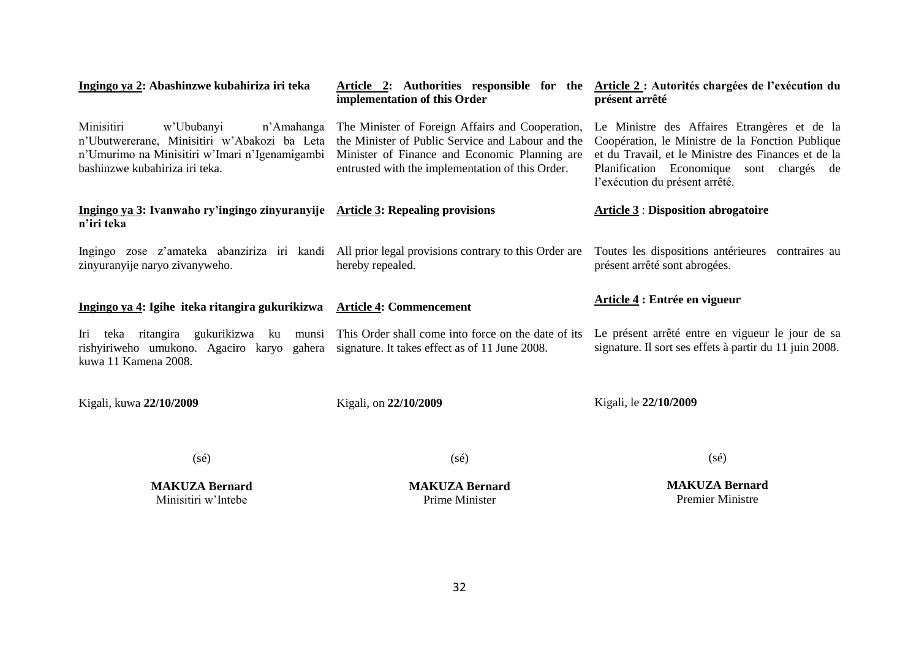**<u>Ingingo ya 2</u>: Abashinzwe kubahiriza iri teka**

Minisitiri w'Ububanyi n'Amahanga n'Ubutwererane, Minisitiri w'Abakozi ba Leta n'Umurimo na Minisitiri w'Imari n'Igenamigambi bashinzwe kubahiriza iri teka.

**<u>Ingingo ya 3</u>: Ivanwaho ry'ingingo zinyuranyije n'iri teka**

Ingingo zose z'amateka abanziriza iri kandi zinyuranyije naryo zivanyweho.

**<u>Ingingo ya 4</u>: Igihe iteka ritangira gukurikizwa**

Iri teka ritangira gukurikizwa ku munsi rishyiriweho umukono. Agaciro karyo gahera kuwa 11 Kamena 2008.

Kigali, kuwa **22/10/2009**

(sé)

**MAKUZA Bernard**
Minisitiri w'Intebe

**<u>Article 2</u>: Authorities responsible for the implementation of this Order**

The Minister of Foreign Affairs and Cooperation, the Minister of Public Service and Labour and the Minister of Finance and Economic Planning are entrusted with the implementation of this Order.

**<u>Article 3</u>: Repealing provisions**

All prior legal provisions contrary to this Order are hereby repealed.

**<u>Article 4</u>: Commencement**

This Order shall come into force on the date of its signature. It takes effect as of 11 June 2008.

Kigali, on **22/10/2009**

(sé)

**MAKUZA Bernard**
Prime Minister

**<u>Article 2</u> : Autorités chargées de l'exécution du présent arrêté**

Le Ministre des Affaires Etrangères et de la Coopération, le Ministre de la Fonction Publique et du Travail, et le Ministre des Finances et de la Planification Economique sont chargés de l'exécution du présent arrêté.

**<u>Article 3</u> : Disposition abrogatoire**

Toutes les dispositions antérieures contraires au présent arrêté sont abrogées.

**<u>Article 4</u> : Entrée en vigueur**

Le présent arrêté entre en vigueur le jour de sa signature. Il sort ses effets à partir du 11 juin 2008.

Kigali, le **22/10/2009**

(sé)

**MAKUZA Bernard**
Premier Ministre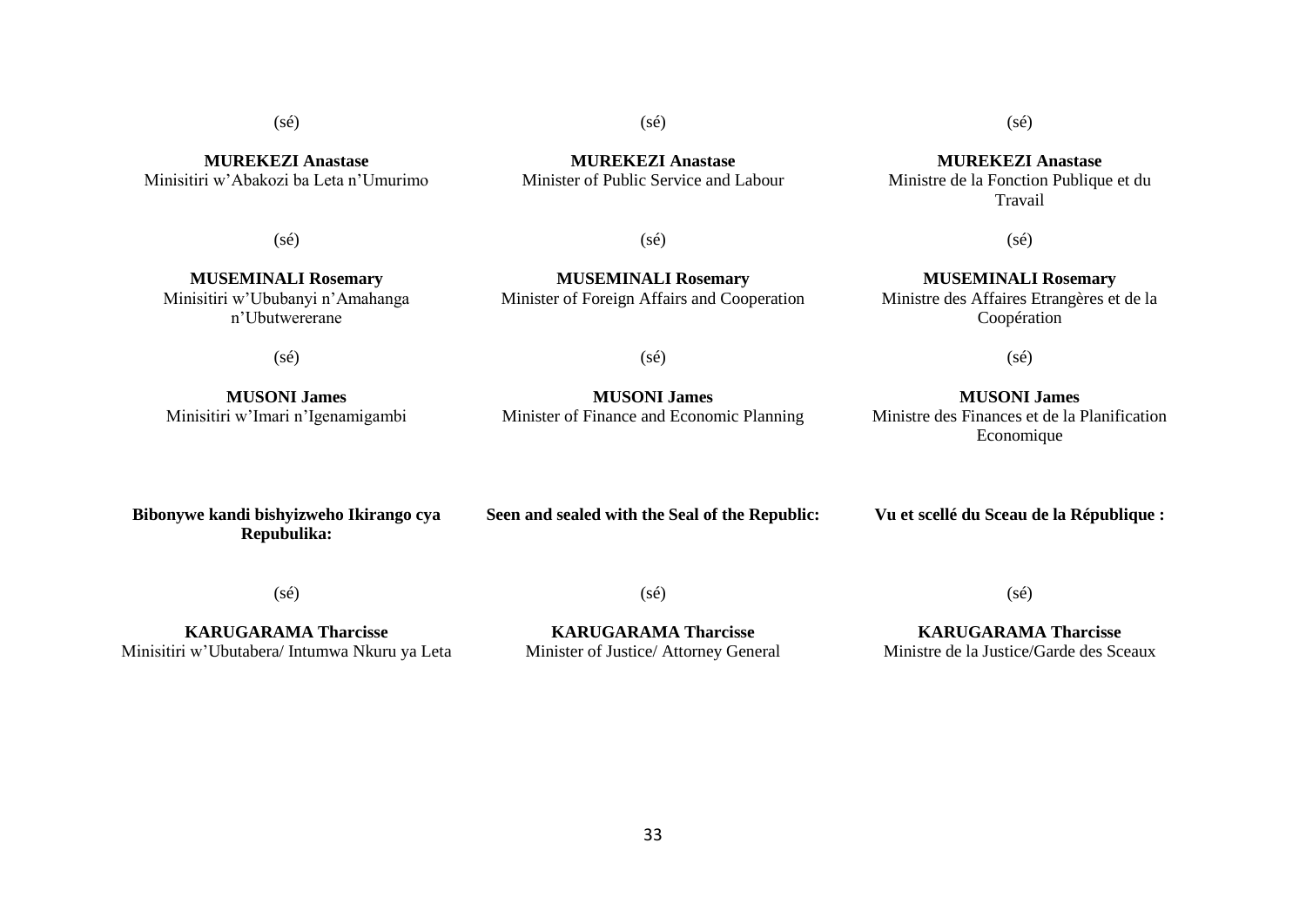(sé)

**MUREKEZI Anastase**
Minisitiri w'Abakozi ba Leta n'Umurimo

(sé)

**MUREKEZI Anastase**
Minister of Public Service and Labour

(sé)

**MUREKEZI Anastase**
Ministre de la Fonction Publique et du Travail

(sé)

**MUSEMINALI Rosemary**
Minisitiri w'Ububanyi n'Amahanga n'Ubutwererane

(sé)

**MUSEMINALI Rosemary**
Minister of Foreign Affairs and Cooperation

(sé)

**MUSEMINALI Rosemary**
Ministre des Affaires Etrangères et de la Coopération

(sé)

**MUSONI James**
Minisitiri w'Imari n'Igenamigambi

(sé)

**MUSONI James**
Minister of Finance and Economic Planning

(sé)

**MUSONI James**
Ministre des Finances et de la Planification Economique

**Bibonywe kandi bishyizweho Ikirango cya Repubulika:**

**Seen and sealed with the Seal of the Republic:**

**Vu et scellé du Sceau de la République :**

(sé)

**KARUGARAMA Tharcisse**
Minisitiri w'Ubutabera/ Intumwa Nkuru ya Leta

(sé)

**KARUGARAMA Tharcisse**
Minister of Justice/ Attorney General

(sé)

**KARUGARAMA Tharcisse**
Ministre de la Justice/Garde des Sceaux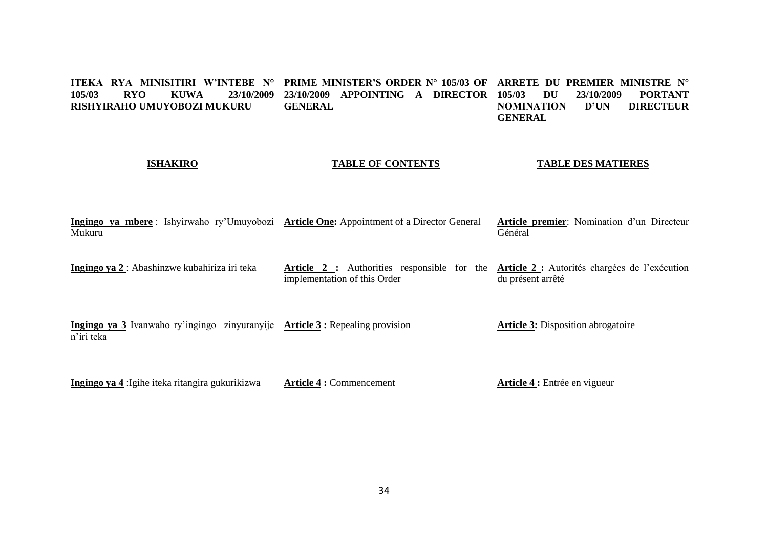**ITEKA RYA MINISITIRI W'INTEBE N° 105/03 RYO KUWA 23/10/2009 RISHYIRAHO UMUYOBOZI MUKURU**

**PRIME MINISTER'S ORDER N° 105/03 OF 23/10/2009 APPOINTING A DIRECTOR GENERAL**

**ARRETE DU PREMIER MINISTRE N° 105/03 DU 23/10/2009 PORTANT NOMINATION D'UN DIRECTEUR GENERAL**

**ISHAKIRO**

**Ingingo ya mbere** : Ishyirwaho ry'Umuyobozi Mukuru

**Ingingo ya 2** : Abashinzwe kubahiriza iri teka

**Ingingo ya 3** Ivanwaho ry'ingingo zinyuranyije n'iri teka

**Ingingo ya 4** :Igihe iteka ritangira gukurikizwa

**TABLE OF CONTENTS**

**Article One:** Appointment of a Director General

**Article 2 :** Authorities responsible for the implementation of this Order

**Article 3 :** Repealing provision

**Article 4 :** Commencement

**TABLE DES MATIERES**

**Article premier**: Nomination d'un Directeur Général

**Article 2 :** Autorités chargées de l'exécution du présent arrêté

**Article 3:** Disposition abrogatoire

**Article 4 :** Entrée en vigueur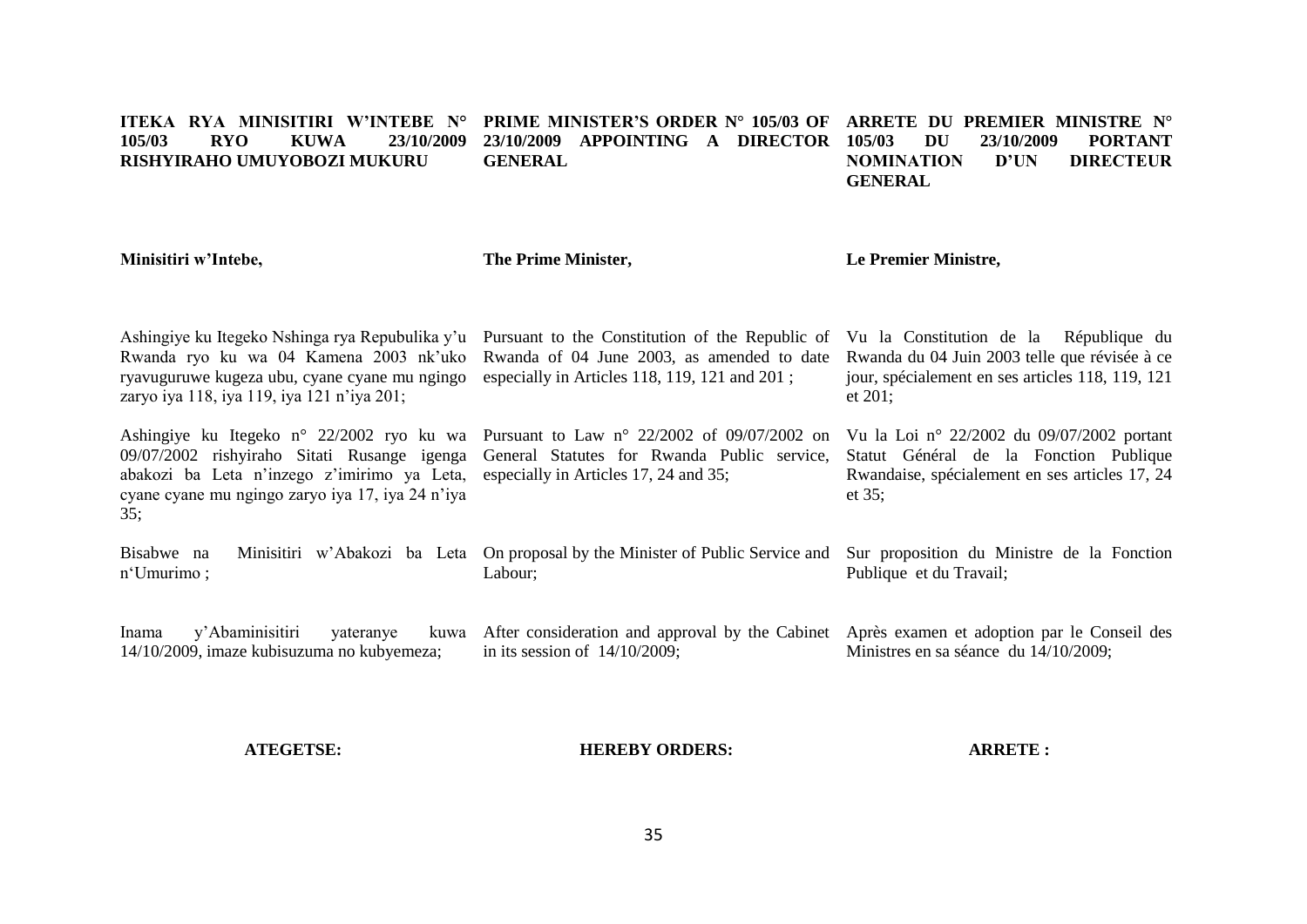**ITEKA RYA MINISITIRI W'INTEBE N° 105/03 RYO KUWA 23/10/2009 RISHYIRAHO UMUYOBOZI MUKURU**

**Minisitiri w'Intebe,**

Ashingiye ku Itegeko Nshinga rya Repubulika y'u Rwanda ryo ku wa 04 Kamena 2003 nk'uko ryavuguruwe kugeza ubu, cyane cyane mu ngingo zaryo iya 118, iya 119, iya 121 n'iya 201;

Ashingiye ku Itegeko n° 22/2002 ryo ku wa 09/07/2002 rishyiraho Sitati Rusange igenga abakozi ba Leta n'inzego z'imirimo ya Leta, cyane cyane mu ngingo zaryo iya 17, iya 24 n'iya 35;

Bisabwe na Minisitiri w'Abakozi ba Leta n'Umurimo ;

Inama y'Abaminisitiri yateranye kuwa 14/10/2009, imaze kubisuzuma no kubyemeza;

**ATEGETSE:**

**PRIME MINISTER'S ORDER N° 105/03 OF 23/10/2009 APPOINTING A DIRECTOR GENERAL**

**The Prime Minister,**

Pursuant to the Constitution of the Republic of Rwanda of 04 June 2003, as amended to date especially in Articles 118, 119, 121 and 201 ;

Pursuant to Law n° 22/2002 of 09/07/2002 on General Statutes for Rwanda Public service, especially in Articles 17, 24 and 35;

On proposal by the Minister of Public Service and Labour;

After consideration and approval by the Cabinet in its session of 14/10/2009;

**HEREBY ORDERS:**

**ARRETE DU PREMIER MINISTRE N° 105/03 DU 23/10/2009 PORTANT NOMINATION D'UN DIRECTEUR GENERAL**

**Le Premier Ministre,**

Vu la Constitution de la République du Rwanda du 04 Juin 2003 telle que révisée à ce jour, spécialement en ses articles 118, 119, 121 et 201;

Vu la Loi n° 22/2002 du 09/07/2002 portant Statut Général de la Fonction Publique Rwandaise, spécialement en ses articles 17, 24 et 35;

Sur proposition du Ministre de la Fonction Publique et du Travail;

Après examen et adoption par le Conseil des Ministres en sa séance du 14/10/2009;

**ARRETE :**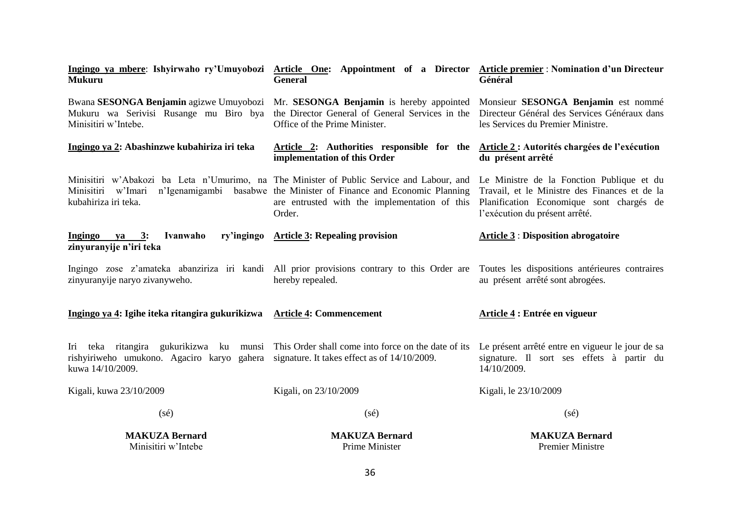**<u>Ingingo ya mbere</u>: Ishyirwaho ry'Umuyobozi Mukuru**

Bwana **SESONGA Benjamin** agizwe Umuyobozi Mukuru wa Serivisi Rusange mu Biro bya Minisitiri w'Intebe.

**<u>Ingingo ya 2</u>: Abashinzwe kubahiriza iri teka**

Minisitiri w'Abakozi ba Leta n'Umurimo, na Minisitiri w'Imari n'Igenamigambi basabwe kubahiriza iri teka.

**<u>Ingingo ya 3</u>: Ivanwaho ry'ingingo zinyuranyije n'iri teka**

Ingingo zose z'amateka abanziriza iri kandi zinyuranyije naryo zivanyweho.

**<u>Ingingo ya 4</u>: Igihe iteka ritangira gukurikizwa**

Iri teka ritangira gukurikizwa ku munsi rishyiriweho umukono. Agaciro karyo gahera kuwa 14/10/2009.

Kigali, kuwa 23/10/2009

(sé)

**MAKUZA Bernard**
Minisitiri w'Intebe

**<u>Article One</u>: Appointment of a Director General**

Mr. **SESONGA Benjamin** is hereby appointed the Director General of General Services in the Office of the Prime Minister.

**<u>Article 2</u>: Authorities responsible for the implementation of this Order**

The Minister of Public Service and Labour, and the Minister of Finance and Economic Planning are entrusted with the implementation of this Order.

**<u>Article 3</u>: Repealing provision**

All prior provisions contrary to this Order are hereby repealed.

**<u>Article 4</u>: Commencement**

This Order shall come into force on the date of its signature. It takes effect as of 14/10/2009.

Kigali, on 23/10/2009

(sé)

**MAKUZA Bernard**
Prime Minister

**<u>Article premier</u> : Nomination d'un Directeur Général**

Monsieur **SESONGA Benjamin** est nommé Directeur Général des Services Généraux dans les Services du Premier Ministre.

**<u>Article 2</u> : Autorités chargées de l'exécution du présent arrêté**

Le Ministre de la Fonction Publique et du Travail, et le Ministre des Finances et de la Planification Economique sont chargés de l'exécution du présent arrêté.

**<u>Article 3</u> : Disposition abrogatoire**

Toutes les dispositions antérieures contraires au présent arrêté sont abrogées.

**<u>Article 4</u> : Entrée en vigueur**

Le présent arrêté entre en vigueur le jour de sa signature. Il sort ses effets à partir du 14/10/2009.

Kigali, le 23/10/2009

(sé)

**MAKUZA Bernard**
Premier Ministre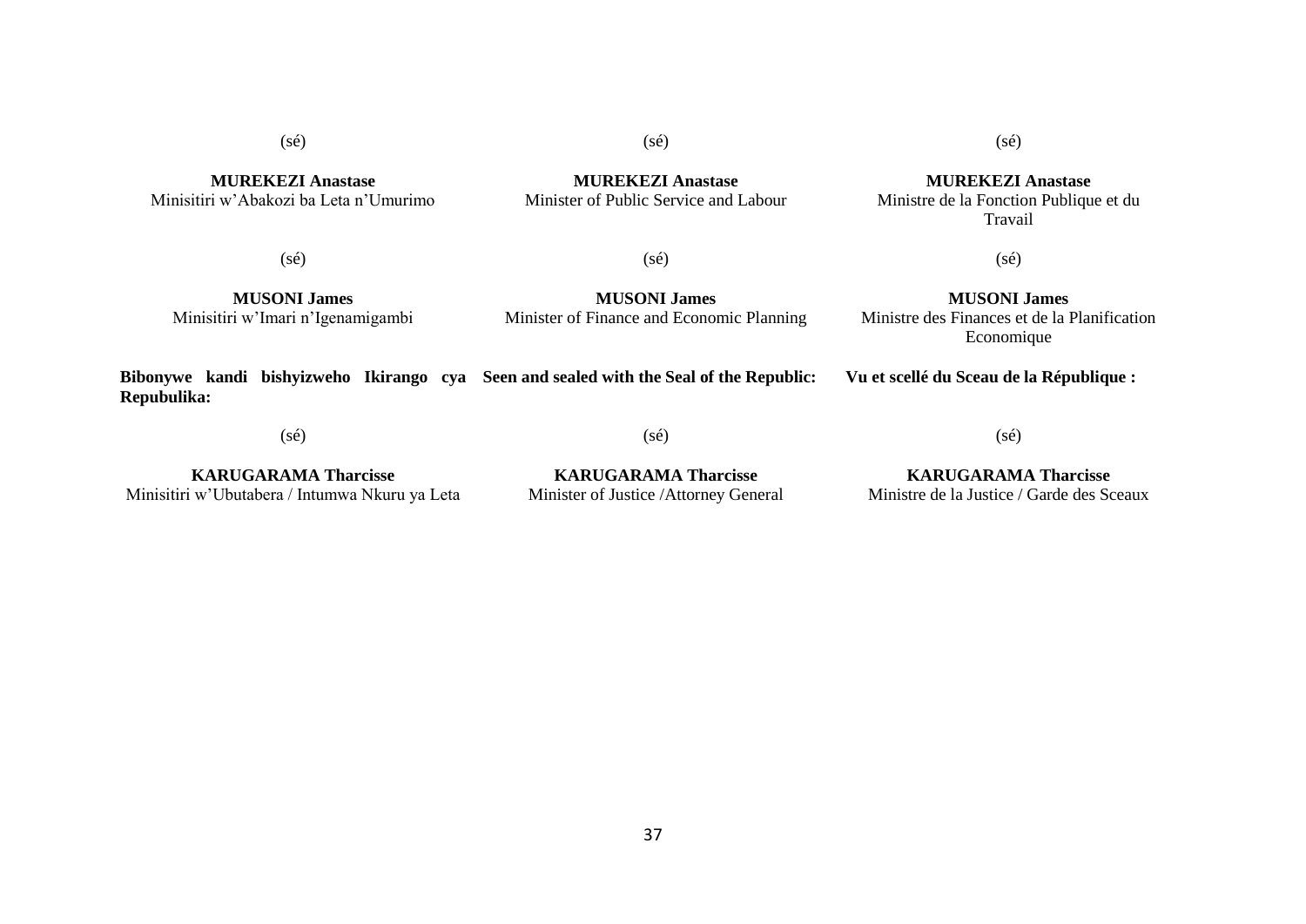(sé)

**MUREKEZI Anastase**
Minisitiri w'Abakozi ba Leta n'Umurimo

(sé)

**MUSONI James**
Minisitiri w'Imari n'Igenamigambi

**Bibonywe kandi bishyizweho Ikirango cya Repubulika:**

(sé)

**KARUGARAMA Tharcisse**
Minisitiri w'Ubutabera / Intumwa Nkuru ya Leta

(sé)

**MUREKEZI Anastase**
Minister of Public Service and Labour

(sé)

**MUSONI James**
Minister of Finance and Economic Planning

**Seen and sealed with the Seal of the Republic:**

(sé)

**KARUGARAMA Tharcisse**
Minister of Justice /Attorney General

(sé)

**MUREKEZI Anastase**
Ministre de la Fonction Publique et du Travail

(sé)

**MUSONI James**
Ministre des Finances et de la Planification Economique

**Vu et scellé du Sceau de la République :**

(sé)

**KARUGARAMA Tharcisse**
Ministre de la Justice / Garde des Sceaux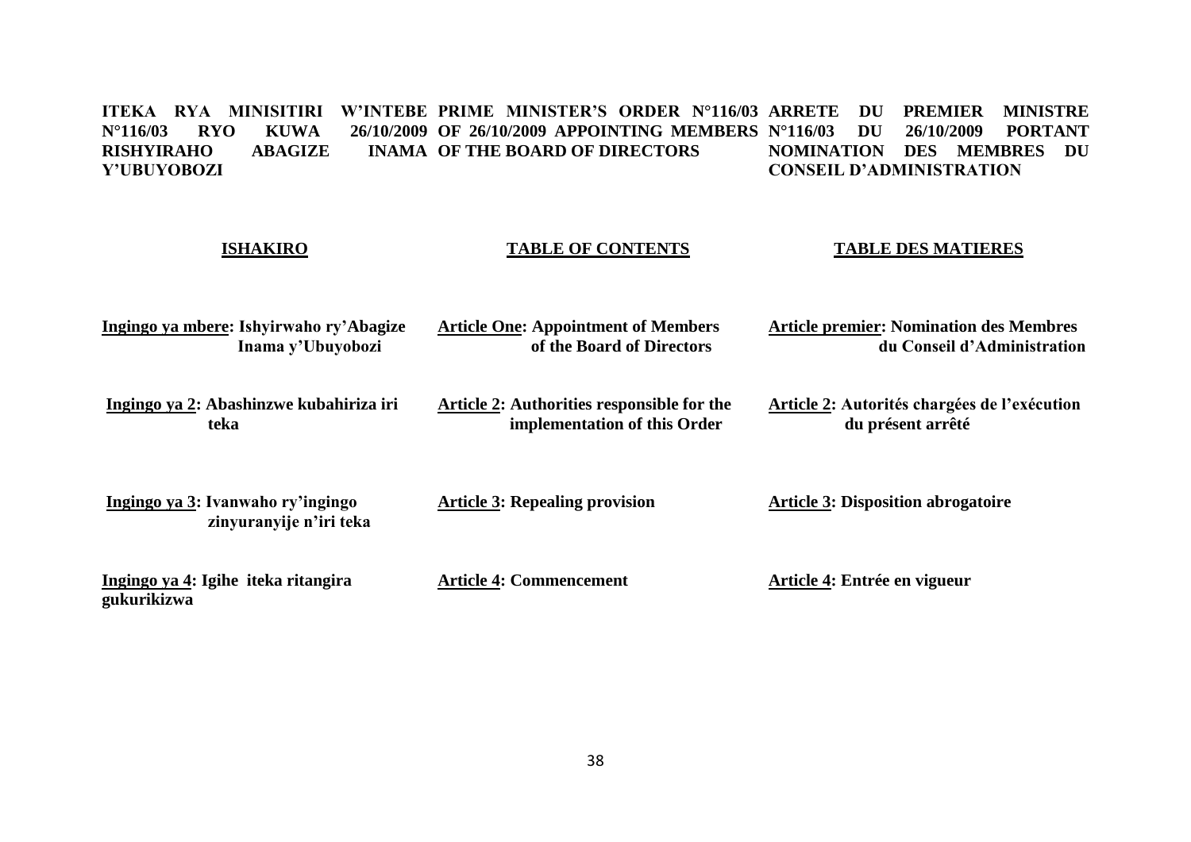**ITEKA RYA MINISITIRI W'INTEBE N°116/03 RYO KUWA 26/10/2009 RISHYIRAHO ABAGIZE INAMA Y'UBUYOBOZI**

**ISHAKIRO**

**<u>Ingingo ya mbere</u>: Ishyirwaho ry'Abagize Inama y'Ubuyobozi**

**<u>Ingingo ya 2</u>: Abashinzwe kubahiriza iri teka**

**<u>Ingingo ya 3</u>: Ivanwaho ry'ingingo zinyuranyije n'iri teka**

**<u>Ingingo ya 4</u>: Igihe iteka ritangira gukurikizwa**

**PRIME MINISTER'S ORDER N°116/03 OF 26/10/2009 APPOINTING MEMBERS OF THE BOARD OF DIRECTORS**

**TABLE OF CONTENTS**

**<u>Article One</u>: Appointment of Members of the Board of Directors**

**<u>Article 2</u>: Authorities responsible for the implementation of this Order**

**<u>Article 3</u>: Repealing provision**

**<u>Article 4</u>: Commencement**

**ARRETE DU PREMIER MINISTRE N°116/03 DU 26/10/2009 PORTANT NOMINATION DES MEMBRES DU CONSEIL D'ADMINISTRATION**

**TABLE DES MATIERES**

**<u>Article premier</u>: Nomination des Membres du Conseil d'Administration**

**<u>Article 2</u>: Autorités chargées de l'exécution du présent arrêté**

**<u>Article 3</u>: Disposition abrogatoire**

**<u>Article 4</u>: Entrée en vigueur**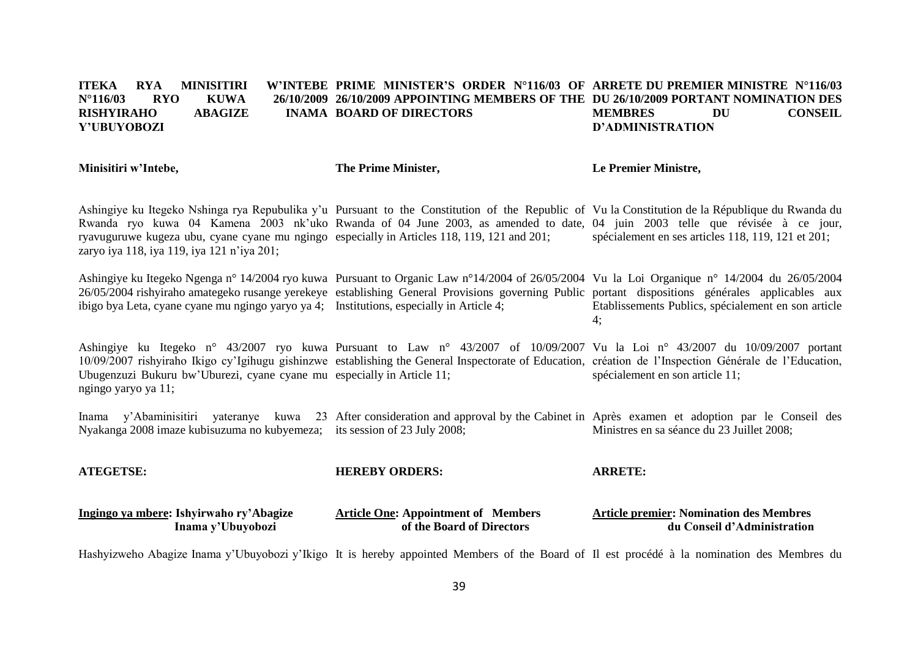**ITEKA RYA MINISITIRI W'INTEBE N°116/03 RYO KUWA 26/10/2009 RISHYIRAHO ABAGIZE INAMA Y'UBUYOBOZI**

**Minisitiri w'Intebe,**

Ashingiye ku Itegeko Nshinga rya Repubulika y'u Rwanda ryo kuwa 04 Kamena 2003 nk'uko ryavuguruwe kugeza ubu, cyane cyane mu ngingo zaryo iya 118, iya 119, iya 121 n'iya 201;

Ashingiye ku Itegeko Ngenga n° 14/2004 ryo kuwa 26/05/2004 rishyiraho amategeko rusange yerekeye ibigo bya Leta, cyane cyane mu ngingo yaryo ya 4;

Ashingiye ku Itegeko n° 43/2007 ryo kuwa 10/09/2007 rishyiraho Ikigo cy'Igihugu gishinzwe Ubugenzuzi Bukuru bw'Uburezi, cyane cyane mu ngingo yaryo ya 11;

Inama y'Abaminisitiri yateranye kuwa 23 Nyakanga 2008 imaze kubisuzuma no kubyemeza;

**ATEGETSE:**

**<u>Ingingo ya mbere</u>: Ishyirwaho ry'Abagize Inama y'Ubuyobozi**

Hashyizweho Abagize Inama y'Ubuyobozi y'Ikigo

**PRIME MINISTER'S ORDER N°116/03 OF 26/10/2009 APPOINTING MEMBERS OF THE BOARD OF DIRECTORS**

**The Prime Minister,**

Pursuant to the Constitution of the Republic of Rwanda of 04 June 2003, as amended to date, especially in Articles 118, 119, 121 and 201;

Pursuant to Organic Law n°14/2004 of 26/05/2004 establishing General Provisions governing Public Institutions, especially in Article 4;

Pursuant to Law n° 43/2007 of 10/09/2007 establishing the General Inspectorate of Education, especially in Article 11;

After consideration and approval by the Cabinet in its session of 23 July 2008;

**HEREBY ORDERS:**

**<u>Article One</u>: Appointment of Members of the Board of Directors**

It is hereby appointed Members of the Board of

**ARRETE DU PREMIER MINISTRE N°116/03 DU 26/10/2009 PORTANT NOMINATION DES MEMBRES DU CONSEIL D'ADMINISTRATION**

**Le Premier Ministre,**

Vu la Constitution de la République du Rwanda du 04 juin 2003 telle que révisée à ce jour, spécialement en ses articles 118, 119, 121 et 201;

Vu la Loi Organique n° 14/2004 du 26/05/2004 portant dispositions générales applicables aux Etablissements Publics, spécialement en son article 4;

Vu la Loi n° 43/2007 du 10/09/2007 portant création de l'Inspection Générale de l'Education, spécialement en son article 11;

Après examen et adoption par le Conseil des Ministres en sa séance du 23 Juillet 2008;

**ARRETE:**

**<u>Article premier</u>: Nomination des Membres du Conseil d'Administration**

Il est procédé à la nomination des Membres du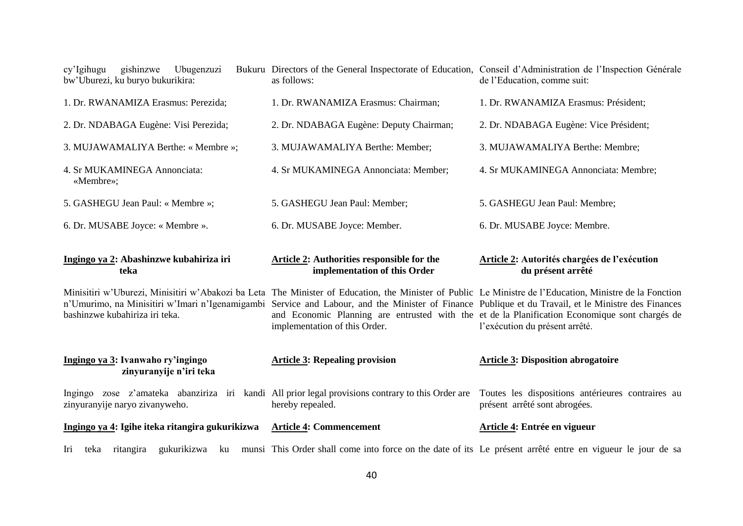cy'Igihugu gishinzwe Ubugenzuzi Bukuru bw'Uburezi, ku buryo bukurikira:

1. Dr. RWANAMIZA Erasmus: Perezida;

2. Dr. NDABAGA Eugène: Visi Perezida;

3. MUJAWAMALIYA Berthe: « Membre »;

4. Sr MUKAMINEGA Annonciata: «Membre»;

5. GASHEGU Jean Paul: « Membre »;

6. Dr. MUSABE Joyce: « Membre ».

**Ingingo ya 2: Abashinzwe kubahiriza iri teka**

Minisitiri w'Uburezi, Minisitiri w'Abakozi ba Leta n'Umurimo, na Minisitiri w'Imari n'Igenamigambi bashinzwe kubahiriza iri teka.

**Ingingo ya 3: Ivanwaho ry'ingingo zinyuranyije n'iri teka**

Ingingo zose z'amateka abanziriza iri kandi zinyuranyije naryo zivanyweho.

**Ingingo ya 4: Igihe iteka ritangira gukurikizwa**

Iri teka ritangira gukurikizwa ku munsi

Directors of the General Inspectorate of Education, as follows:

1. Dr. RWANAMIZA Erasmus: Chairman;

2. Dr. NDABAGA Eugène: Deputy Chairman;

3. MUJAWAMALIYA Berthe: Member;

4. Sr MUKAMINEGA Annonciata: Member;

5. GASHEGU Jean Paul: Member;

6. Dr. MUSABE Joyce: Member.

**Article 2: Authorities responsible for the implementation of this Order**

The Minister of Education, the Minister of Public Service and Labour, and the Minister of Finance and Economic Planning are entrusted with the implementation of this Order.

**Article 3: Repealing provision**

All prior legal provisions contrary to this Order are hereby repealed.

**Article 4: Commencement**

This Order shall come into force on the date of its

Conseil d'Administration de l'Inspection Générale de l'Education, comme suit:

1. Dr. RWANAMIZA Erasmus: Président;

2. Dr. NDABAGA Eugène: Vice Président;

3. MUJAWAMALIYA Berthe: Membre;

4. Sr MUKAMINEGA Annonciata: Membre;

5. GASHEGU Jean Paul: Membre;

6. Dr. MUSABE Joyce: Membre.

**Article 2: Autorités chargées de l'exécution du présent arrêté**

Le Ministre de l'Education, Ministre de la Fonction Publique et du Travail, et le Ministre des Finances et de la Planification Economique sont chargés de l'exécution du présent arrêté.

**Article 3: Disposition abrogatoire**

Toutes les dispositions antérieures contraires au présent arrêté sont abrogées.

**Article 4: Entrée en vigueur**

Le présent arrêté entre en vigueur le jour de sa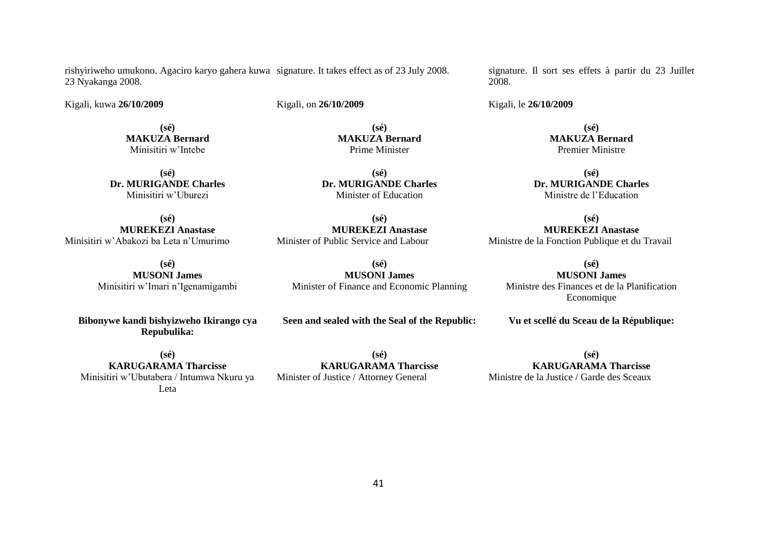rishyiriweho umukono. Agaciro karyo gahera kuwa 23 Nyakanga 2008.

Kigali, kuwa **26/10/2009**

**(sé)**
**MAKUZA Bernard**
Minisitiri w'Intebe

**(sé)**
**Dr. MURIGANDE Charles**
Minisitiri w'Uburezi

**(sé)**
**MUREKEZI Anastase**
Minisitiri w'Abakozi ba Leta n'Umurimo

**(sé)**
**MUSONI James**
Minisitiri w'Imari n'Igenamigambi

**Bibonywe kandi bishyizweho Ikirango cya Repubulika:**

**(sé)**
**KARUGARAMA Tharcisse**
Minisitiri w'Ubutabera / Intumwa Nkuru ya Leta

signature. It takes effect as of 23 July 2008.

Kigali, on **26/10/2009**

**(sé)**
**MAKUZA Bernard**
Prime Minister

**(sé)**
**Dr. MURIGANDE Charles**
Minister of Education

**(sé)**
**MUREKEZI Anastase**
Minister of Public Service and Labour

**(sé)**
**MUSONI James**
Minister of Finance and Economic Planning

**Seen and sealed with the Seal of the Republic:**

**(sé)**
**KARUGARAMA Tharcisse**
Minister of Justice / Attorney General

signature. Il sort ses effets à partir du 23 Juillet 2008.

Kigali, le **26/10/2009**

**(sé)**
**MAKUZA Bernard**
Premier Ministre

**(sé)**
**Dr. MURIGANDE Charles**
Ministre de l'Education

**(sé)**
**MUREKEZI Anastase**
Ministre de la Fonction Publique et du Travail

**(sé)**
**MUSONI James**
Ministre des Finances et de la Planification Economique

**Vu et scellé du Sceau de la République:**

**(sé)**
**KARUGARAMA Tharcisse**
Ministre de la Justice / Garde des Sceaux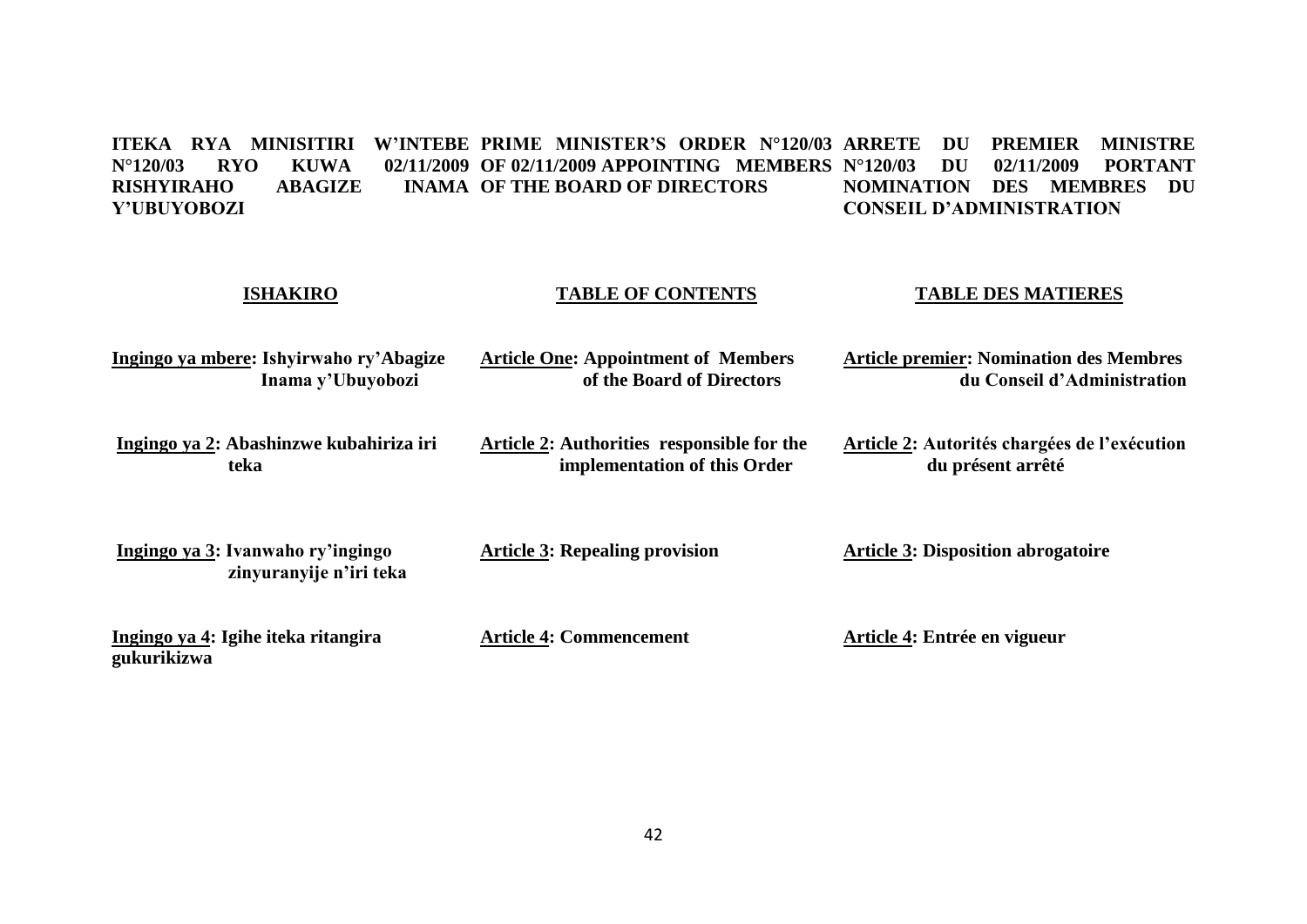**ITEKA RYA MINISITIRI W'INTEBE N°120/03 RYO KUWA 02/11/2009 RISHYIRAHO ABAGIZE INAMA Y'UBUYOBOZI**

**PRIME MINISTER'S ORDER N°120/03 OF 02/11/2009 APPOINTING MEMBERS OF THE BOARD OF DIRECTORS**

**ARRETE DU PREMIER MINISTRE N°120/03 DU 02/11/2009 PORTANT NOMINATION DES MEMBRES DU CONSEIL D'ADMINISTRATION**

| **ISHAKIRO** | **TABLE OF CONTENTS** | **TABLE DES MATIERES** |
|---|---|---|
| **Ingingo ya mbere: Ishyirwaho ry'Abagize Inama y'Ubuyobozi** | **Article One: Appointment of Members of the Board of Directors** | **Article premier: Nomination des Membres du Conseil d'Administration** |
| **Ingingo ya 2: Abashinzwe kubahiriza iri teka** | **Article 2: Authorities responsible for the implementation of this Order** | **Article 2: Autorités chargées de l'exécution du présent arrêté** |
| **Ingingo ya 3: Ivanwaho ry'ingingo zinyuranyije n'iri teka** | **Article 3: Repealing provision** | **Article 3: Disposition abrogatoire** |
| **Ingingo ya 4: Igihe iteka ritangira gukurikizwa** | **Article 4: Commencement** | **Article 4: Entrée en vigueur** |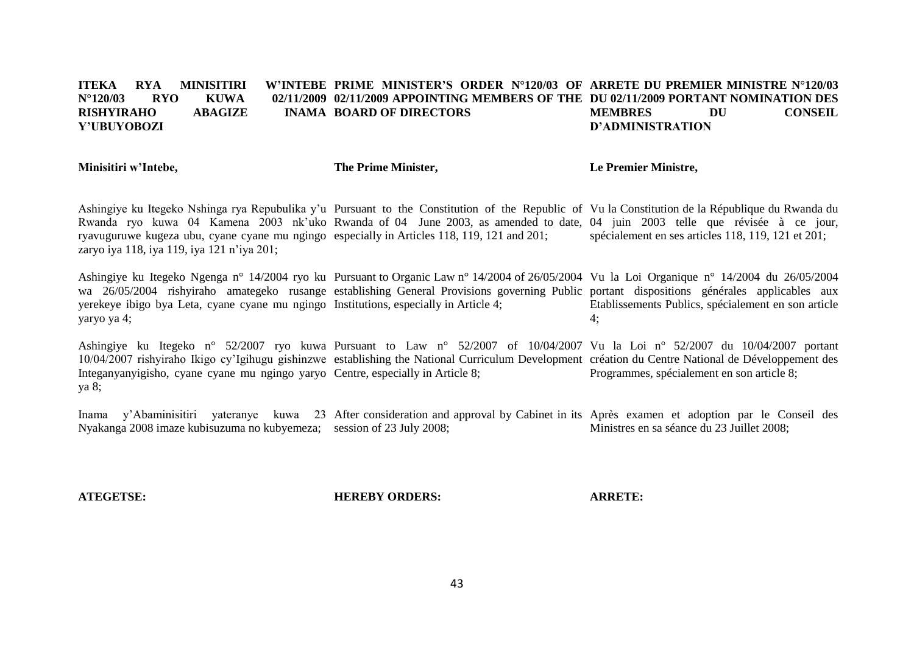**ITEKA RYA MINISITIRI W'INTEBE N°120/03 RYO KUWA 02/11/2009 RISHYIRAHO ABAGIZE INAMA Y'UBUYOBOZI**

**Minisitiri w'Intebe,**

Ashingiye ku Itegeko Nshinga rya Repubulika y'u Rwanda ryo kuwa 04 Kamena 2003 nk'uko ryavuguruwe kugeza ubu, cyane cyane mu ngingo zaryo iya 118, iya 119, iya 121 n'iya 201;

Ashingiye ku Itegeko Ngenga n° 14/2004 ryo ku wa 26/05/2004 rishyiraho amategeko rusange yerekeye ibigo bya Leta, cyane cyane mu ngingo yaryo ya 4;

Ashingiye ku Itegeko n° 52/2007 ryo kuwa 10/04/2007 rishyiraho Ikigo cy'Igihugu gishinzwe Integanyanyigisho, cyane cyane mu ngingo yaryo ya 8;

Inama y'Abaminisitiri yateranye kuwa 23 Nyakanga 2008 imaze kubisuzuma no kubyemeza;

**ATEGETSE:**

**PRIME MINISTER'S ORDER N°120/03 OF 02/11/2009 APPOINTING MEMBERS OF THE BOARD OF DIRECTORS**

**The Prime Minister,**

Pursuant to the Constitution of the Republic of Rwanda of 04 June 2003, as amended to date, especially in Articles 118, 119, 121 and 201;

Pursuant to Organic Law n° 14/2004 of 26/05/2004 establishing General Provisions governing Public Institutions, especially in Article 4;

Pursuant to Law n° 52/2007 of 10/04/2007 establishing the National Curriculum Development Centre, especially in Article 8;

After consideration and approval by Cabinet in its session of 23 July 2008;

**HEREBY ORDERS:**

**ARRETE DU PREMIER MINISTRE N°120/03 DU 02/11/2009 PORTANT NOMINATION DES MEMBRES DU CONSEIL D'ADMINISTRATION**

**Le Premier Ministre,**

Vu la Constitution de la République du Rwanda du 04 juin 2003 telle que révisée à ce jour, spécialement en ses articles 118, 119, 121 et 201;

Vu la Loi Organique n° 14/2004 du 26/05/2004 portant dispositions générales applicables aux Etablissements Publics, spécialement en son article 4;

Vu la Loi n° 52/2007 du 10/04/2007 portant création du Centre National de Développement des Programmes, spécialement en son article 8;

Après examen et adoption par le Conseil des Ministres en sa séance du 23 Juillet 2008;

**ARRETE:**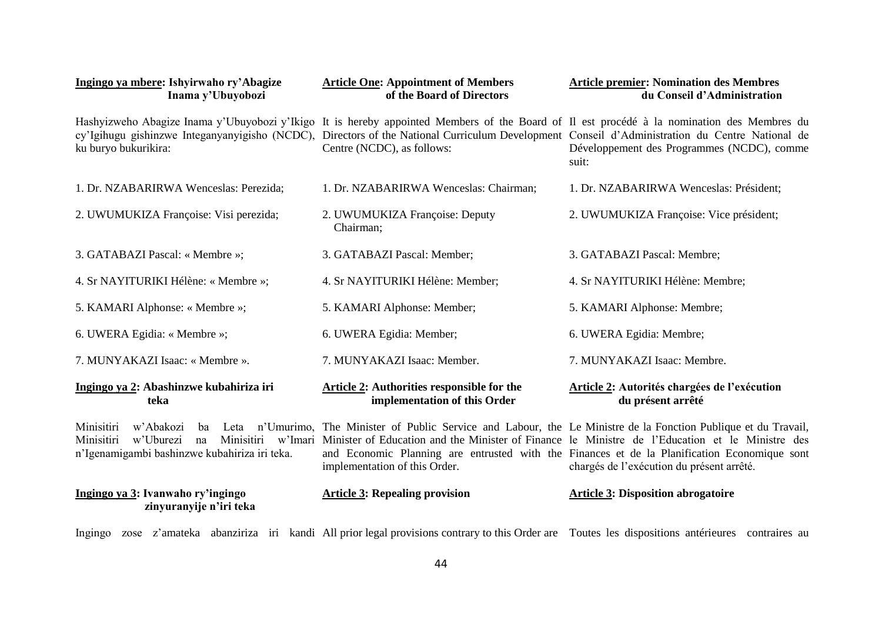**Ingingo ya mbere: Ishyirwaho ry'Abagize Inama y'Ubuyobozi**

Hashyizweho Abagize Inama y'Ubuyobozi y'Ikigo cy'Igihugu gishinzwe Integanyanyigisho (NCDC), ku buryo bukurikira:

1. Dr. NZABARIRWA Wenceslas: Perezida;
2. UWUMUKIZA Françoise: Visi perezida;
3. GATABAZI Pascal: « Membre »;
4. Sr NAYITURIKI Hélène: « Membre »;
5. KAMARI Alphonse: « Membre »;
6. UWERA Egidia: « Membre »;
7. MUNYAKAZI Isaac: « Membre ».

**Ingingo ya 2: Abashinzwe kubahiriza iri teka**

Minisitiri w'Abakozi ba Leta n'Umurimo, Minisitiri w'Uburezi na Minisitiri w'Imari n'Igenamigambi bashinzwe kubahiriza iri teka.

**Ingingo ya 3: Ivanwaho ry'ingingo zinyuranyije n'iri teka**

Ingingo zose z'amateka abanziriza iri kandi

**Article One: Appointment of Members of the Board of Directors**

It is hereby appointed Members of the Board of Directors of the National Curriculum Development Centre (NCDC), as follows:

1. Dr. NZABARIRWA Wenceslas: Chairman;
2. UWUMUKIZA Françoise: Deputy Chairman;
3. GATABAZI Pascal: Member;
4. Sr NAYITURIKI Hélène: Member;
5. KAMARI Alphonse: Member;
6. UWERA Egidia: Member;
7. MUNYAKAZI Isaac: Member.

**Article 2: Authorities responsible for the implementation of this Order**

The Minister of Public Service and Labour, the Minister of Education and the Minister of Finance and Economic Planning are entrusted with the implementation of this Order.

**Article 3: Repealing provision**

All prior legal provisions contrary to this Order are

**Article premier: Nomination des Membres du Conseil d'Administration**

Il est procédé à la nomination des Membres du Conseil d'Administration du Centre National de Développement des Programmes (NCDC), comme suit:

1. Dr. NZABARIRWA Wenceslas: Président;
2. UWUMUKIZA Françoise: Vice président;
3. GATABAZI Pascal: Membre;
4. Sr NAYITURIKI Hélène: Membre;
5. KAMARI Alphonse: Membre;
6. UWERA Egidia: Membre;
7. MUNYAKAZI Isaac: Membre.

**Article 2: Autorités chargées de l'exécution du présent arrêté**

Le Ministre de la Fonction Publique et du Travail, le Ministre de l'Education et le Ministre des Finances et de la Planification Economique sont chargés de l'exécution du présent arrêté.

**Article 3: Disposition abrogatoire**

Toutes les dispositions antérieures contraires au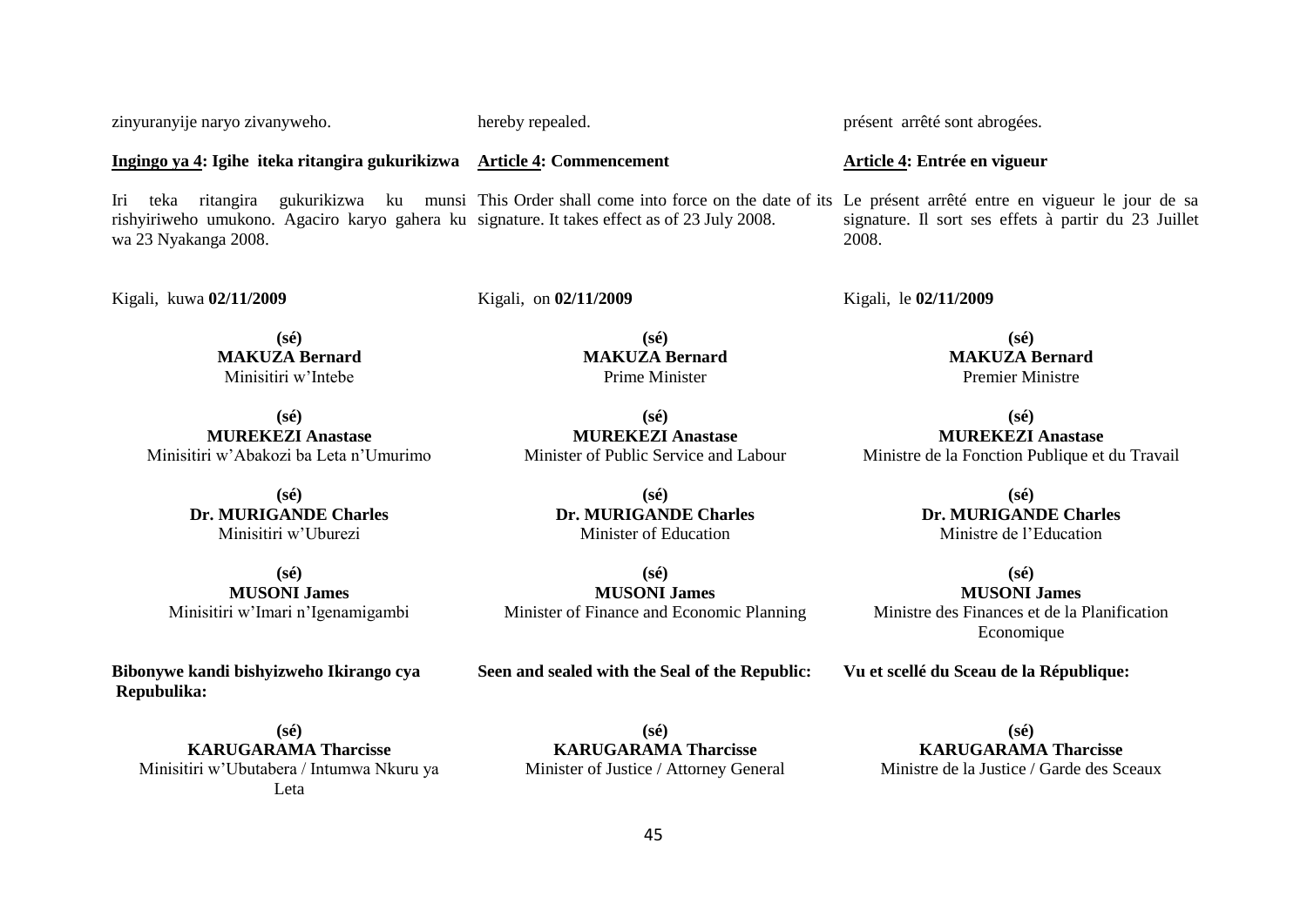zinyuranyije naryo zivanyweho.

**Ingingo ya 4: Igihe iteka ritangira gukurikizwa**

Iri teka ritangira gukurikizwa ku munsi rishyiriweho umukono. Agaciro karyo gahera ku wa 23 Nyakanga 2008.

Kigali, kuwa **02/11/2009**

**(sé)**
**MAKUZA Bernard**
Minisitiri w'Intebe

**(sé)**
**MUREKEZI Anastase**
Minisitiri w'Abakozi ba Leta n'Umurimo

**(sé)**
**Dr. MURIGANDE Charles**
Minisitiri w'Uburezi

**(sé)**
**MUSONI James**
Minisitiri w'Imari n'Igenamigambi

**Bibonywe kandi bishyizweho Ikirango cya Repubulika:**

**(sé)**
**KARUGARAMA Tharcisse**
Minisitiri w'Ubutabera / Intumwa Nkuru ya Leta

hereby repealed.

**Article 4: Commencement**

This Order shall come into force on the date of its signature. It takes effect as of 23 July 2008.

Kigali, on **02/11/2009**

**(sé)**
**MAKUZA Bernard**
Prime Minister

**(sé)**
**MUREKEZI Anastase**
Minister of Public Service and Labour

**(sé)**
**Dr. MURIGANDE Charles**
Minister of Education

**(sé)**
**MUSONI James**
Minister of Finance and Economic Planning

**Seen and sealed with the Seal of the Republic:**

**(sé)**
**KARUGARAMA Tharcisse**
Minister of Justice / Attorney General

présent arrêté sont abrogées.

**Article 4: Entrée en vigueur**

Le présent arrêté entre en vigueur le jour de sa signature. Il sort ses effets à partir du 23 Juillet 2008.

Kigali, le **02/11/2009**

**(sé)**
**MAKUZA Bernard**
Premier Ministre

**(sé)**
**MUREKEZI Anastase**
Ministre de la Fonction Publique et du Travail

**(sé)**
**Dr. MURIGANDE Charles**
Ministre de l'Education

**(sé)**
**MUSONI James**
Ministre des Finances et de la Planification Economique

**Vu et scellé du Sceau de la République:**

**(sé)**
**KARUGARAMA Tharcisse**
Ministre de la Justice / Garde des Sceaux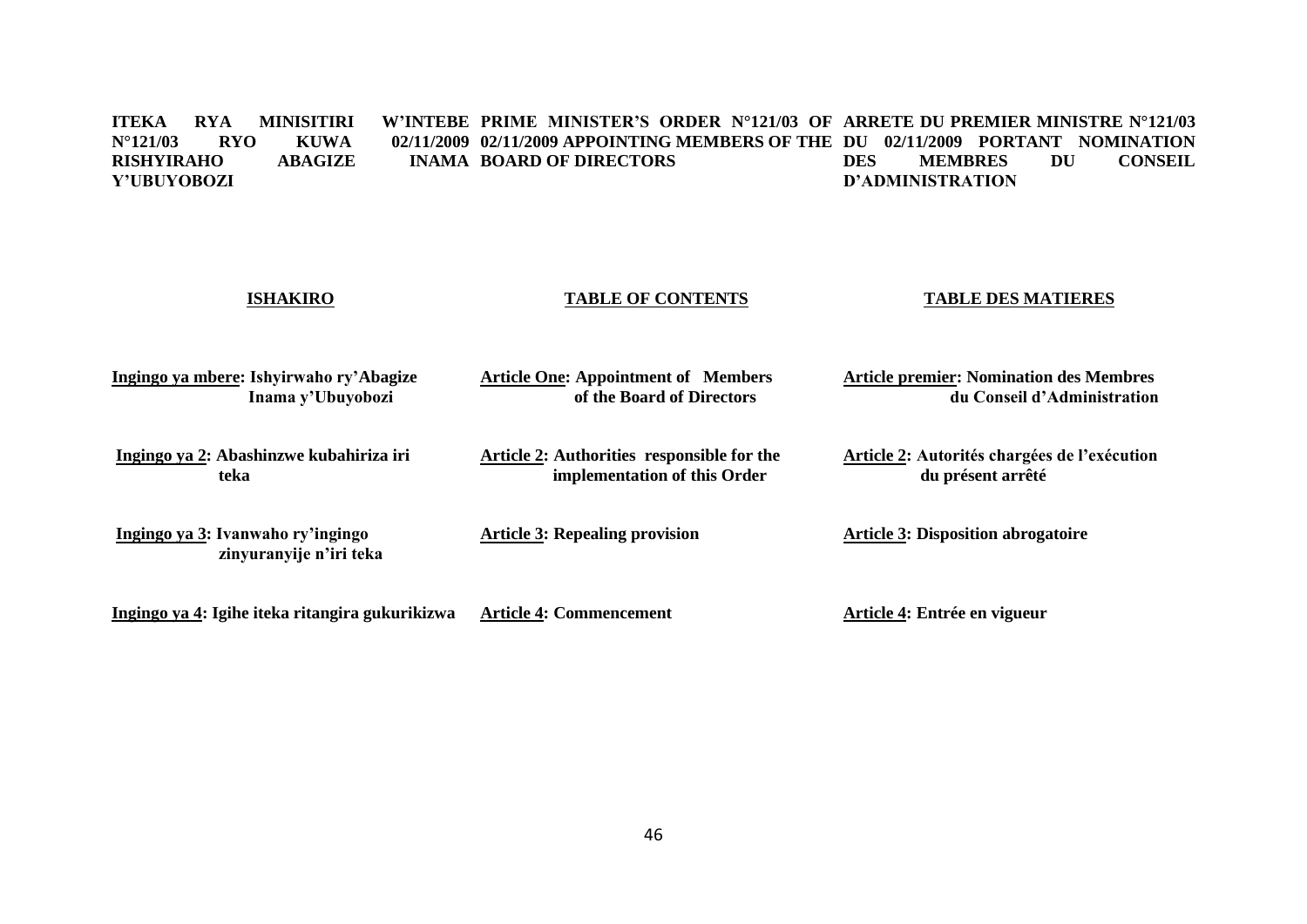**ITEKA RYA MINISITIRI W'INTEBE N°121/03 RYO KUWA 02/11/2009 RISHYIRAHO ABAGIZE INAMA Y'UBUYOBOZI**

**PRIME MINISTER'S ORDER N°121/03 OF 02/11/2009 APPOINTING MEMBERS OF THE BOARD OF DIRECTORS**

**ARRETE DU PREMIER MINISTRE N°121/03 DU 02/11/2009 PORTANT NOMINATION DES MEMBRES DU CONSEIL D'ADMINISTRATION**

**ISHAKIRO**

**Ingingo ya mbere: Ishyirwaho ry'Abagize Inama y'Ubuyobozi**

**Ingingo ya 2: Abashinzwe kubahiriza iri teka**

**Ingingo ya 3: Ivanwaho ry'ingingo zinyuranyije n'iri teka**

**Ingingo ya 4: Igihe iteka ritangira gukurikizwa**

**TABLE OF CONTENTS**

**Article One: Appointment of Members of the Board of Directors**

**Article 2: Authorities responsible for the implementation of this Order**

**Article 3: Repealing provision**

**Article 4: Commencement**

**TABLE DES MATIERES**

**Article premier: Nomination des Membres du Conseil d'Administration**

**Article 2: Autorités chargées de l'exécution du présent arrêté**

**Article 3: Disposition abrogatoire**

**Article 4: Entrée en vigueur**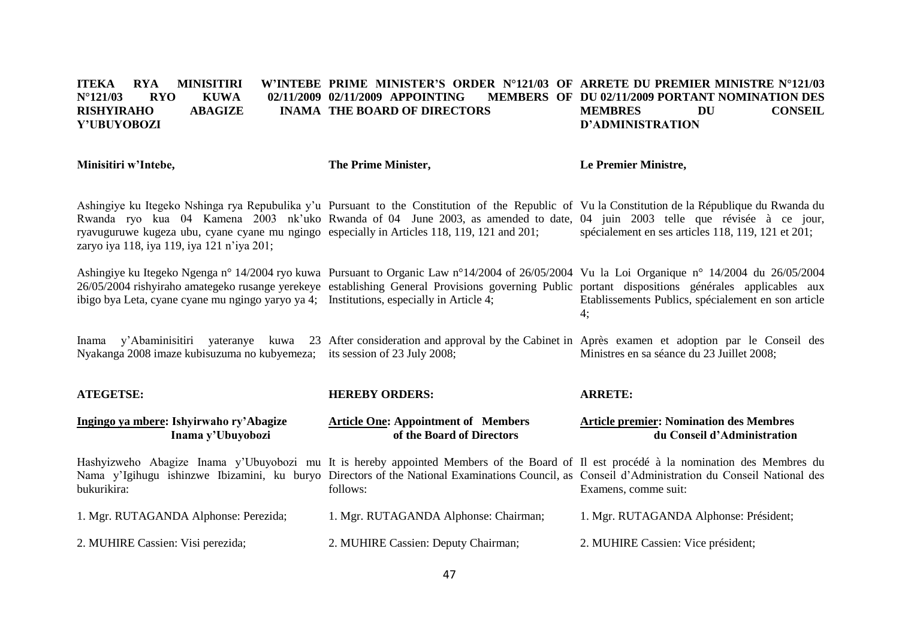**ITEKA RYA MINISITIRI W'INTEBE N°121/03 RYO KUWA 02/11/2009 RISHYIRAHO ABAGIZE INAMA Y'UBUYOBOZI**

**Minisitiri w'Intebe,**

Ashingiye ku Itegeko Nshinga rya Repubulika y'u Rwanda ryo kua 04 Kamena 2003 nk'uko ryavuguruwe kugeza ubu, cyane cyane mu ngingo zaryo iya 118, iya 119, iya 121 n'iya 201;

Ashingiye ku Itegeko Ngenga n° 14/2004 ryo kuwa 26/05/2004 rishyiraho amategeko rusange yerekeye ibigo bya Leta, cyane cyane mu ngingo yaryo ya 4;

Inama y'Abaminisitiri yateranye kuwa 23 Nyakanga 2008 imaze kubisuzuma no kubyemeza;

**ATEGETSE:**

**Ingingo ya mbere: Ishyirwaho ry'Abagize Inama y'Ubuyobozi**

Hashyizweho Abagize Inama y'Ubuyobozi mu Nama y'Igihugu ishinzwe Ibizamini, ku buryo bukurikira:

1. Mgr. RUTAGANDA Alphonse: Perezida;

2. MUHIRE Cassien: Visi perezida;

**PRIME MINISTER'S ORDER N°121/03 OF 02/11/2009 APPOINTING MEMBERS OF THE BOARD OF DIRECTORS**

**The Prime Minister,**

Pursuant to the Constitution of the Republic of Rwanda of 04 June 2003, as amended to date, especially in Articles 118, 119, 121 and 201;

Pursuant to Organic Law n°14/2004 of 26/05/2004 establishing General Provisions governing Public Institutions, especially in Article 4;

After consideration and approval by the Cabinet in its session of 23 July 2008;

**HEREBY ORDERS:**

**Article One: Appointment of Members of the Board of Directors**

It is hereby appointed Members of the Board of Directors of the National Examinations Council, as follows:

1. Mgr. RUTAGANDA Alphonse: Chairman;

2. MUHIRE Cassien: Deputy Chairman;

**ARRETE DU PREMIER MINISTRE N°121/03 DU 02/11/2009 PORTANT NOMINATION DES MEMBRES DU CONSEIL D'ADMINISTRATION**

**Le Premier Ministre,**

Vu la Constitution de la République du Rwanda du 04 juin 2003 telle que révisée à ce jour, spécialement en ses articles 118, 119, 121 et 201;

Vu la Loi Organique n° 14/2004 du 26/05/2004 portant dispositions générales applicables aux Etablissements Publics, spécialement en son article 4;

Après examen et adoption par le Conseil des Ministres en sa séance du 23 Juillet 2008;

**ARRETE:**

**Article premier: Nomination des Membres du Conseil d'Administration**

Il est procédé à la nomination des Membres du Conseil d'Administration du Conseil National des Examens, comme suit:

1. Mgr. RUTAGANDA Alphonse: Président;

2. MUHIRE Cassien: Vice président;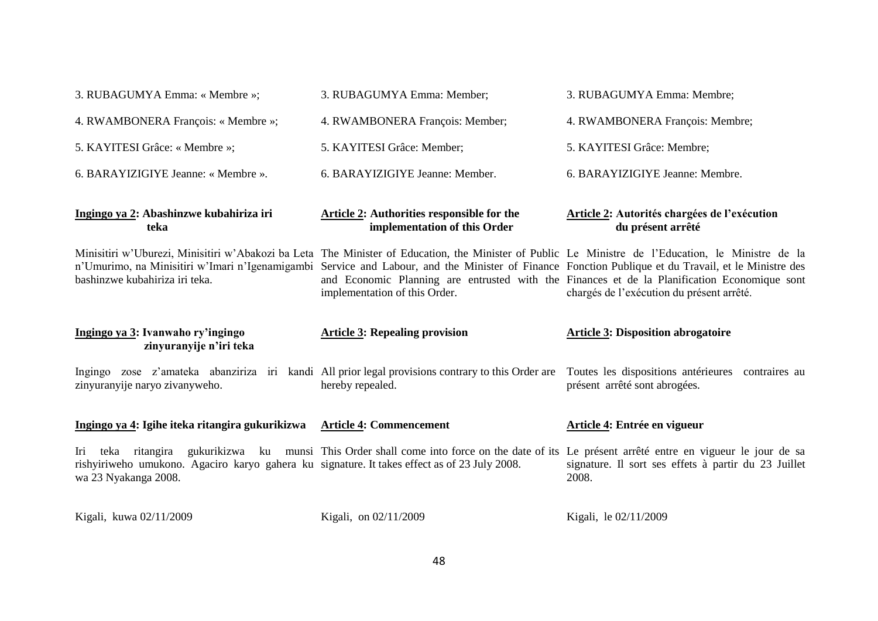3. RUBAGUMYA Emma: « Membre »;

4. RWAMBONERA François: « Membre »;

5. KAYITESI Grâce: « Membre »;

6. BARAYIZIGIYE Jeanne: « Membre ».

**Ingingo ya 2: Abashinzwe kubahiriza iri teka**

Minisitiri w'Uburezi, Minisitiri w'Abakozi ba Leta n'Umurimo, na Minisitiri w'Imari n'Igenamigambi bashinzwe kubahiriza iri teka.

**Ingingo ya 3: Ivanwaho ry'ingingo zinyuranyije n'iri teka**

Ingingo zose z'amateka abanziriza iri kandi zinyuranyije naryo zivanyweho.

**Ingingo ya 4: Igihe iteka ritangira gukurikizwa**

Iri teka ritangira gukurikizwa ku munsi rishyiriweho umukono. Agaciro karyo gahera ku wa 23 Nyakanga 2008.

Kigali, kuwa 02/11/2009

3. RUBAGUMYA Emma: Member;

4. RWAMBONERA François: Member;

5. KAYITESI Grâce: Member;

6. BARAYIZIGIYE Jeanne: Member.

**Article 2: Authorities responsible for the implementation of this Order**

The Minister of Education, the Minister of Public Service and Labour, and the Minister of Finance and Economic Planning are entrusted with the implementation of this Order.

**Article 3: Repealing provision**

All prior legal provisions contrary to this Order are hereby repealed.

**Article 4: Commencement**

This Order shall come into force on the date of its signature. It takes effect as of 23 July 2008.

Kigali, on 02/11/2009

3. RUBAGUMYA Emma: Membre;

4. RWAMBONERA François: Membre;

5. KAYITESI Grâce: Membre;

6. BARAYIZIGIYE Jeanne: Membre.

**Article 2: Autorités chargées de l'exécution du présent arrêté**

Le Ministre de l'Education, le Ministre de la Fonction Publique et du Travail, et le Ministre des Finances et de la Planification Economique sont chargés de l'exécution du présent arrêté.

**Article 3: Disposition abrogatoire**

Toutes les dispositions antérieures contraires au présent arrêté sont abrogées.

**Article 4: Entrée en vigueur**

Le présent arrêté entre en vigueur le jour de sa signature. Il sort ses effets à partir du 23 Juillet 2008.

Kigali, le 02/11/2009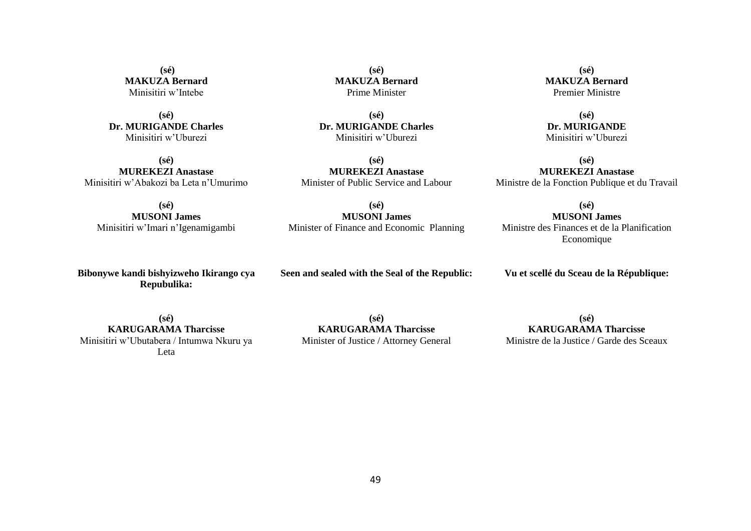**(sé)**
**MAKUZA Bernard**
Minisitiri w'Intebe

**(sé)**
**Dr. MURIGANDE Charles**
Minisitiri w'Uburezi

**(sé)**
**MUREKEZI Anastase**
Minisitiri w'Abakozi ba Leta n'Umurimo

**(sé)**
**MUSONI James**
Minisitiri w'Imari n'Igenamigambi

**Bibonywe kandi bishyizweho Ikirango cya Repubulika:**

**(sé)**
**KARUGARAMA Tharcisse**
Minisitiri w'Ubutabera / Intumwa Nkuru ya Leta

**(sé)**
**MAKUZA Bernard**
Prime Minister

**(sé)**
**Dr. MURIGANDE Charles**
Minisitiri w'Uburezi

**(sé)**
**MUREKEZI Anastase**
Minister of Public Service and Labour

**(sé)**
**MUSONI James**
Minister of Finance and Economic Planning

**Seen and sealed with the Seal of the Republic:**

**(sé)**
**KARUGARAMA Tharcisse**
Minister of Justice / Attorney General

**(sé)**
**MAKUZA Bernard**
Premier Ministre

**(sé)**
**Dr. MURIGANDE**
Minisitiri w'Uburezi

**(sé)**
**MUREKEZI Anastase**
Ministre de la Fonction Publique et du Travail

**(sé)**
**MUSONI James**
Ministre des Finances et de la Planification Economique

**Vu et scellé du Sceau de la République:**

**(sé)**
**KARUGARAMA Tharcisse**
Ministre de la Justice / Garde des Sceaux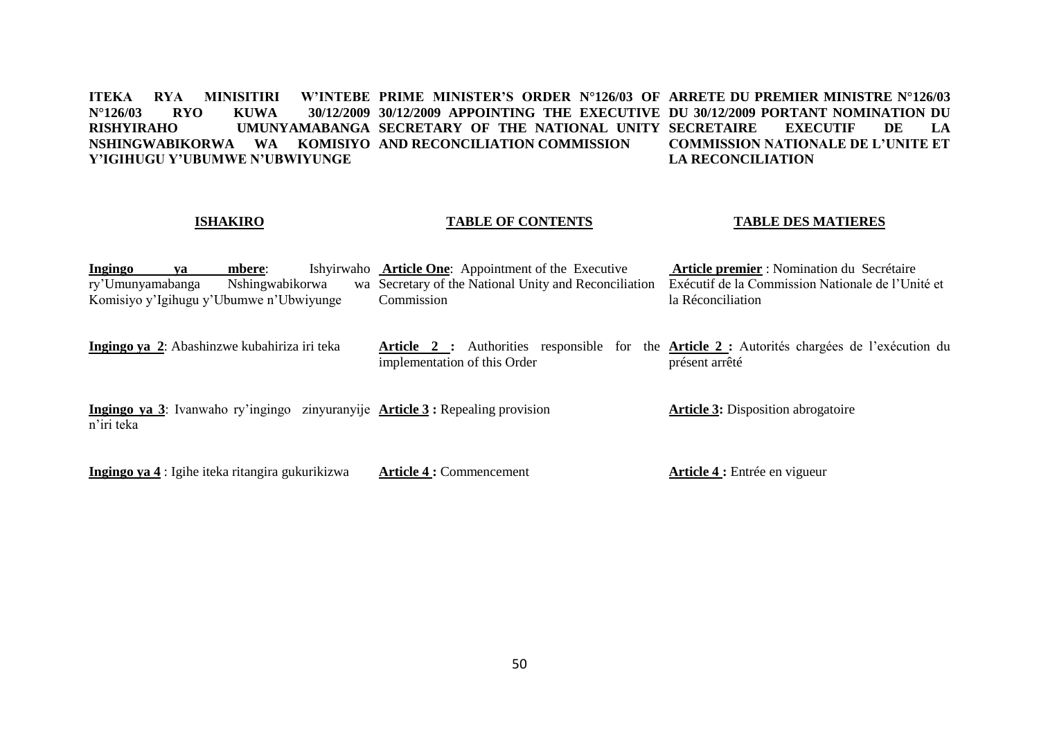**ITEKA RYA MINISITIRI W'INTEBE N°126/03 RYO KUWA 30/12/2009 RISHYIRAHO UMUNYAMABANGA NSHINGWABIKORWA WA KOMISIYO Y'IGIHUGU Y'UBUMWE N'UBWIYUNGE**

**ISHAKIRO**

**Ingingo ya mbere**: Ishyirwaho ry'Umunyamabanga Nshingwabikorwa wa Komisiyo y'Igihugu y'Ubumwe n'Ubwiyunge

**Ingingo ya 2**: Abashinzwe kubahiriza iri teka

**Ingingo ya 3**: Ivanwaho ry'ingingo zinyuranyije n'iri teka

**Ingingo ya 4** : Igihe iteka ritangira gukurikizwa

**PRIME MINISTER'S ORDER N°126/03 OF 30/12/2009 APPOINTING THE EXECUTIVE SECRETARY OF THE NATIONAL UNITY AND RECONCILIATION COMMISSION**

**TABLE OF CONTENTS**

**Article One**: Appointment of the Executive Secretary of the National Unity and Reconciliation Commission

**Article 2 :** Authorities responsible for the implementation of this Order

**Article 3 :** Repealing provision

**Article 4 :** Commencement

**ARRETE DU PREMIER MINISTRE N°126/03 DU 30/12/2009 PORTANT NOMINATION DU SECRETAIRE EXECUTIF DE LA COMMISSION NATIONALE DE L'UNITE ET LA RECONCILIATION**

**TABLE DES MATIERES**

**Article premier** : Nomination du Secrétaire Exécutif de la Commission Nationale de l'Unité et la Réconciliation

**Article 2 :** Autorités chargées de l'exécution du présent arrêté

**Article 3:** Disposition abrogatoire

**Article 4 :** Entrée en vigueur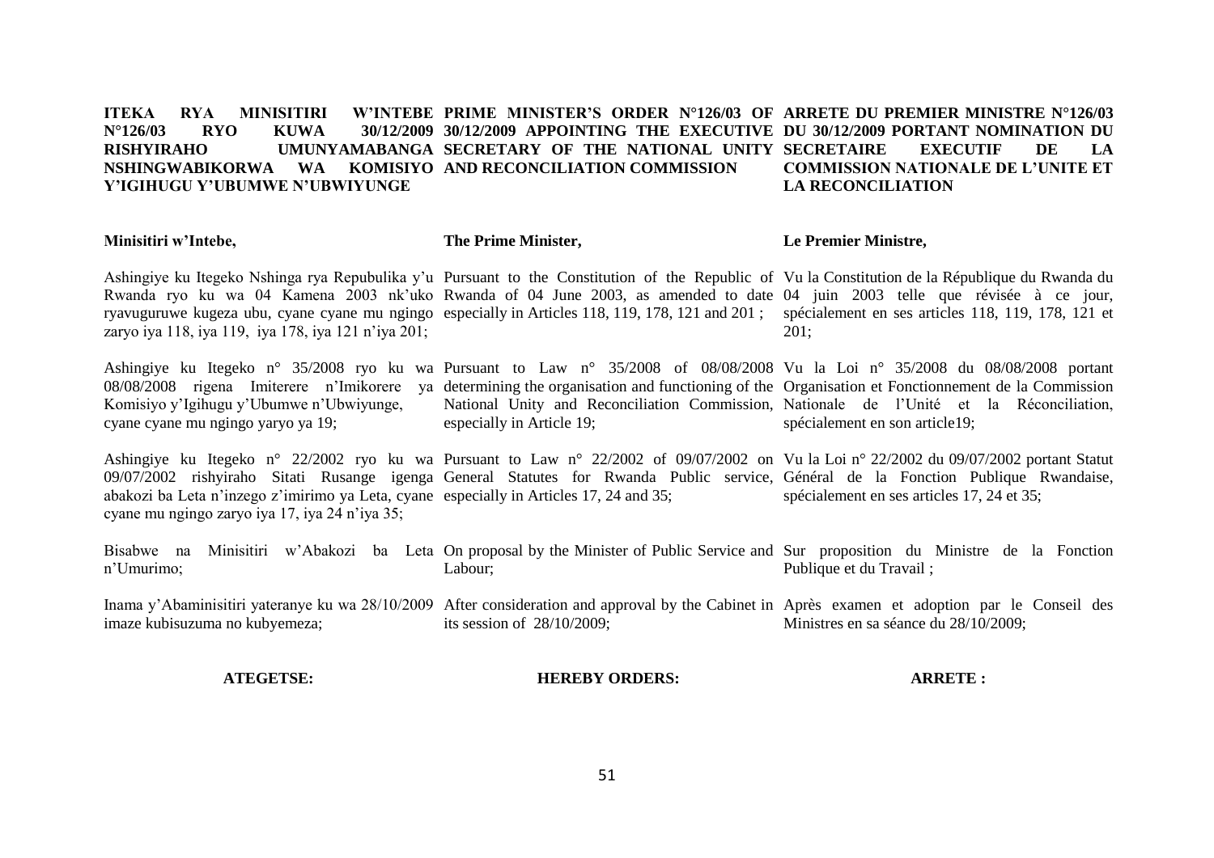**ITEKA RYA MINISITIRI W'INTEBE N°126/03 RYO KUWA 30/12/2009 RISHYIRAHO UMUNYAMABANGA NSHINGWABIKORWA WA KOMISIYO Y'IGIHUGU Y'UBUMWE N'UBWIYUNGE**

**Minisitiri w'Intebe,**

Ashingiye ku Itegeko Nshinga rya Repubulika y'u Rwanda ryo ku wa 04 Kamena 2003 nk'uko ryavuguruwe kugeza ubu, cyane cyane mu ngingo zaryo iya 118, iya 119, iya 178, iya 121 n'iya 201;

Ashingiye ku Itegeko n° 35/2008 ryo ku wa 08/08/2008 rigena Imiterere n'Imikorere ya Komisiyo y'Igihugu y'Ubumwe n'Ubwiyunge, cyane cyane mu ngingo yaryo ya 19;

Ashingiye ku Itegeko n° 22/2002 ryo ku wa 09/07/2002 rishyiraho Sitati Rusange igenga abakozi ba Leta n'inzego z'imirimo ya Leta, cyane cyane mu ngingo zaryo iya 17, iya 24 n'iya 35;

Bisabwe na Minisitiri w'Abakozi ba Leta n'Umurimo;

Inama y'Abaminisitiri yateranye ku wa 28/10/2009 imaze kubisuzuma no kubyemeza;

**ATEGETSE:**

**PRIME MINISTER'S ORDER N°126/03 OF 30/12/2009 APPOINTING THE EXECUTIVE SECRETARY OF THE NATIONAL UNITY AND RECONCILIATION COMMISSION**

**The Prime Minister,**

Pursuant to the Constitution of the Republic of Rwanda of 04 June 2003, as amended to date especially in Articles 118, 119, 178, 121 and 201 ;

Pursuant to Law n° 35/2008 of 08/08/2008 determining the organisation and functioning of the National Unity and Reconciliation Commission, especially in Article 19;

Pursuant to Law n° 22/2002 of 09/07/2002 on General Statutes for Rwanda Public service, especially in Articles 17, 24 and 35;

On proposal by the Minister of Public Service and Labour;

After consideration and approval by the Cabinet in its session of 28/10/2009;

**HEREBY ORDERS:**

**ARRETE DU PREMIER MINISTRE N°126/03 DU 30/12/2009 PORTANT NOMINATION DU SECRETAIRE EXECUTIF DE LA COMMISSION NATIONALE DE L'UNITE ET LA RECONCILIATION**

**Le Premier Ministre,**

Vu la Constitution de la République du Rwanda du 04 juin 2003 telle que révisée à ce jour, spécialement en ses articles 118, 119, 178, 121 et 201;

Vu la Loi n° 35/2008 du 08/08/2008 portant Organisation et Fonctionnement de la Commission Nationale de l'Unité et la Réconciliation, spécialement en son article19;

Vu la Loi n° 22/2002 du 09/07/2002 portant Statut Général de la Fonction Publique Rwandaise, spécialement en ses articles 17, 24 et 35;

Sur proposition du Ministre de la Fonction Publique et du Travail ;

Après examen et adoption par le Conseil des Ministres en sa séance du 28/10/2009;

**ARRETE :**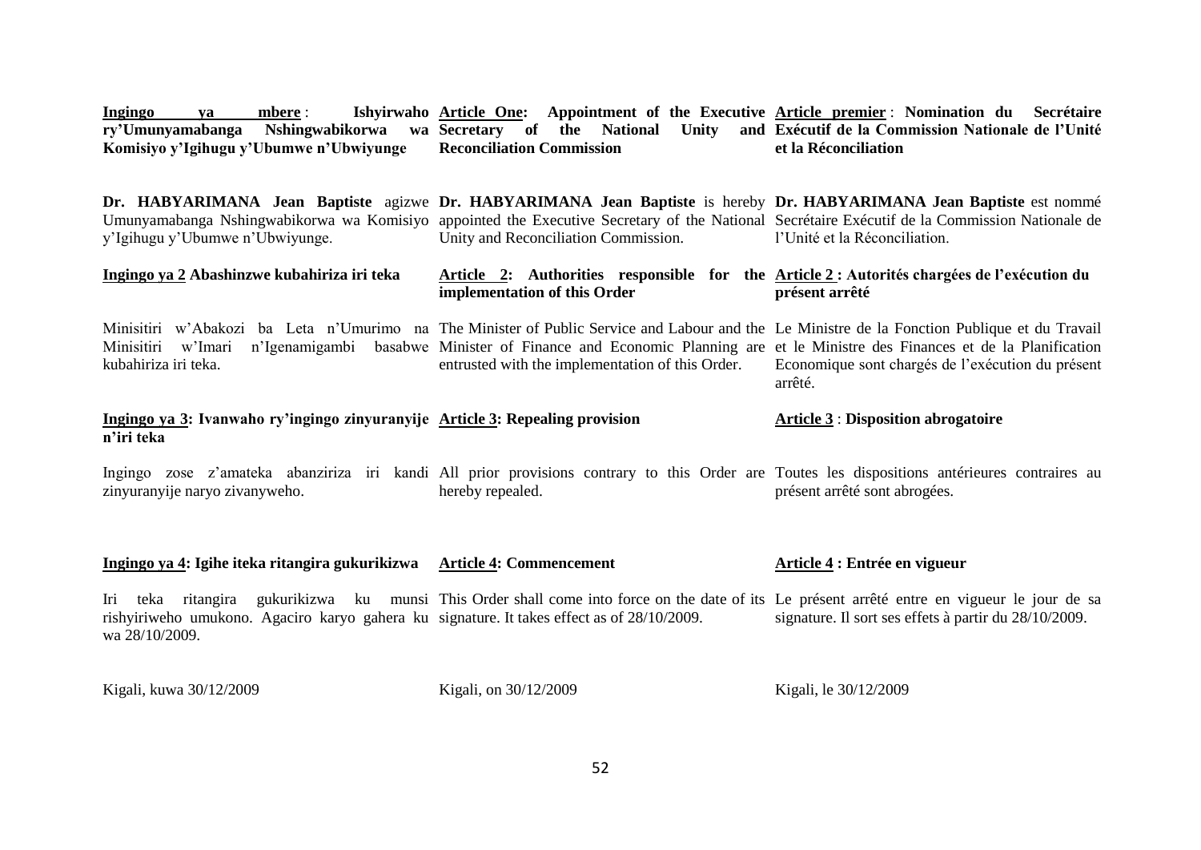**Ingingo ya mbere : Ishyirwaho ry'Umunyamabanga Nshingwabikorwa wa Komisiyo y'Igihugu y'Ubumwe n'Ubwiyunge**

**Dr. HABYARIMANA Jean Baptiste** agizwe Umunyamabanga Nshingwabikorwa wa Komisiyo y'Igihugu y'Ubumwe n'Ubwiyunge.

**Ingingo ya 2 Abashinzwe kubahiriza iri teka**

Minisitiri w'Abakozi ba Leta n'Umurimo na Minisitiri w'Imari n'Igenamigambi basabwe kubahiriza iri teka.

**Ingingo ya 3: Ivanwaho ry'ingingo zinyuranyije n'iri teka**

Ingingo zose z'amateka abanziriza iri kandi zinyuranyije naryo zivanyweho.

**Ingingo ya 4: Igihe iteka ritangira gukurikizwa**

Iri teka ritangira gukurikizwa ku munsi rishyiriweho umukono. Agaciro karyo gahera ku wa 28/10/2009.

Kigali, kuwa 30/12/2009

**Article One: Appointment of the Executive Secretary of the National Unity and Reconciliation Commission**

**Dr. HABYARIMANA Jean Baptiste** is hereby appointed the Executive Secretary of the National Unity and Reconciliation Commission.

**Article 2: Authorities responsible for the implementation of this Order**

The Minister of Public Service and Labour and the Minister of Finance and Economic Planning are entrusted with the implementation of this Order.

**Article 3: Repealing provision**

All prior provisions contrary to this Order are hereby repealed.

**Article 4: Commencement**

This Order shall come into force on the date of its signature. It takes effect as of 28/10/2009.

Kigali, on 30/12/2009

**Article premier : Nomination du Secrétaire Exécutif de la Commission Nationale de l'Unité et la Réconciliation**

**Dr. HABYARIMANA Jean Baptiste** est nommé Secrétaire Exécutif de la Commission Nationale de l'Unité et la Réconciliation.

**Article 2 : Autorités chargées de l'exécution du présent arrêté**

Le Ministre de la Fonction Publique et du Travail et le Ministre des Finances et de la Planification Economique sont chargés de l'exécution du présent arrêté.

**Article 3 : Disposition abrogatoire**

Toutes les dispositions antérieures contraires au présent arrêté sont abrogées.

**Article 4 : Entrée en vigueur**

Le présent arrêté entre en vigueur le jour de sa signature. Il sort ses effets à partir du 28/10/2009.

Kigali, le 30/12/2009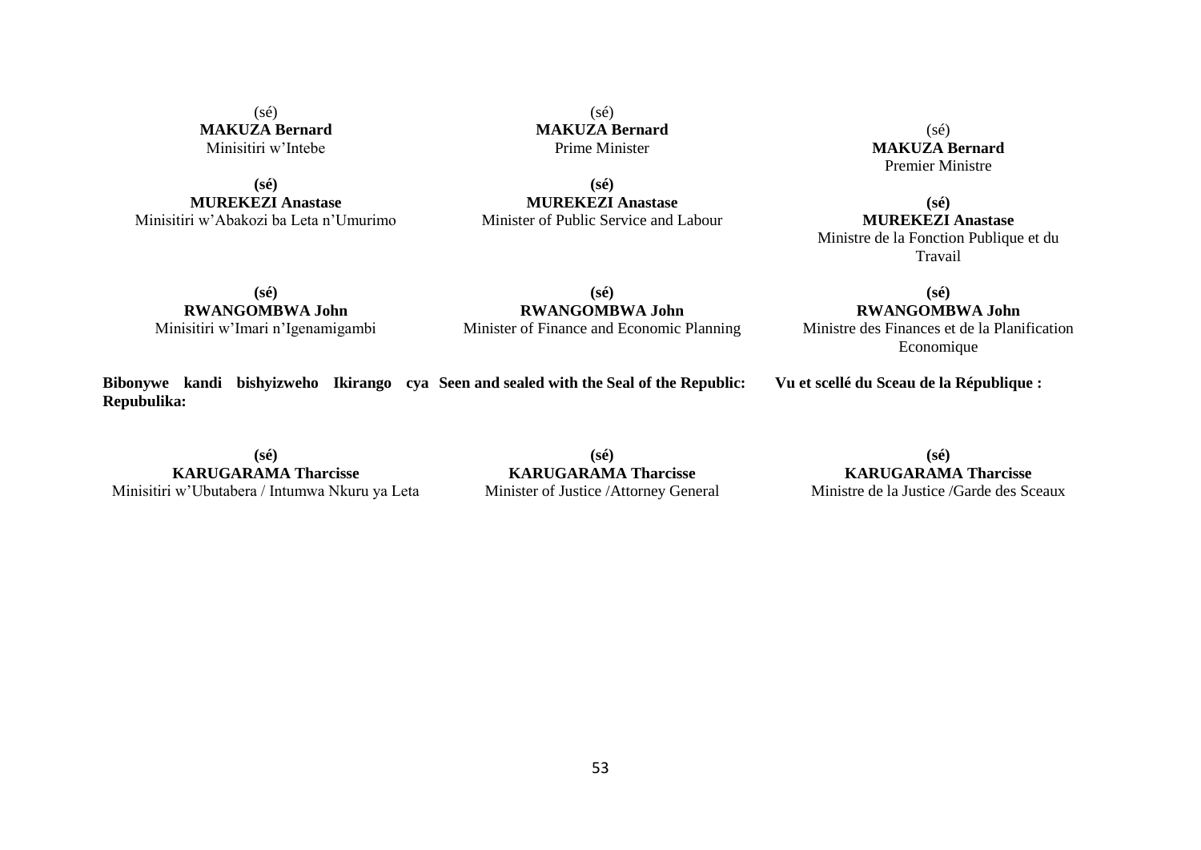(sé)
**MAKUZA Bernard**
Minisitiri w'Intebe

**(sé)**
**MUREKEZI Anastase**
Minisitiri w'Abakozi ba Leta n'Umurimo

**(sé)**
**RWANGOMBWA John**
Minisitiri w'Imari n'Igenamigambi

**Bibonywe kandi bishyizweho Ikirango cya Repubulika:**

**(sé)**
**KARUGARAMA Tharcisse**
Minisitiri w'Ubutabera / Intumwa Nkuru ya Leta

(sé)
**MAKUZA Bernard**
Prime Minister

**(sé)**
**MUREKEZI Anastase**
Minister of Public Service and Labour

**(sé)**
**RWANGOMBWA John**
Minister of Finance and Economic Planning

**Seen and sealed with the Seal of the Republic:**

**(sé)**
**KARUGARAMA Tharcisse**
Minister of Justice /Attorney General

(sé)
**MAKUZA Bernard**
Premier Ministre

**(sé)**
**MUREKEZI Anastase**
Ministre de la Fonction Publique et du Travail

**(sé)**
**RWANGOMBWA John**
Ministre des Finances et de la Planification Economique

**Vu et scellé du Sceau de la République :**

**(sé)**
**KARUGARAMA Tharcisse**
Ministre de la Justice /Garde des Sceaux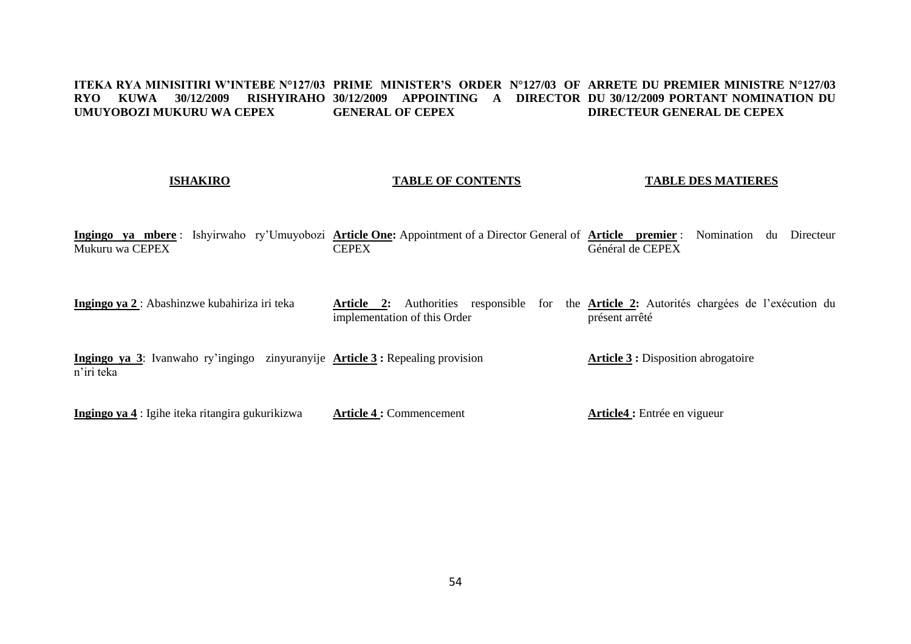**ITEKA RYA MINISITIRI W'INTEBE N°127/03 RYO KUWA 30/12/2009 RISHYIRAHO UMUYOBOZI MUKURU WA CEPEX**

**ISHAKIRO**

**Ingingo ya mbere** : Ishyirwaho ry'Umuyobozi Mukuru wa CEPEX

**Ingingo ya 2** : Abashinzwe kubahiriza iri teka

**Ingingo ya 3**: Ivanwaho ry'ingingo zinyuranyije n'iri teka

**Ingingo ya 4** : Igihe iteka ritangira gukurikizwa

**PRIME MINISTER'S ORDER N°127/03 OF 30/12/2009 APPOINTING A DIRECTOR GENERAL OF CEPEX**

**TABLE OF CONTENTS**

**Article One:** Appointment of a Director General of CEPEX

**Article 2:** Authorities responsible for the implementation of this Order

**Article 3 :** Repealing provision

**Article 4 :** Commencement

**ARRETE DU PREMIER MINISTRE N°127/03 DU 30/12/2009 PORTANT NOMINATION DU DIRECTEUR GENERAL DE CEPEX**

**TABLE DES MATIERES**

**Article premier** : Nomination du Directeur Général de CEPEX

**Article 2:** Autorités chargées de l'exécution du présent arrêté

**Article 3 :** Disposition abrogatoire

**Article4 :** Entrée en vigueur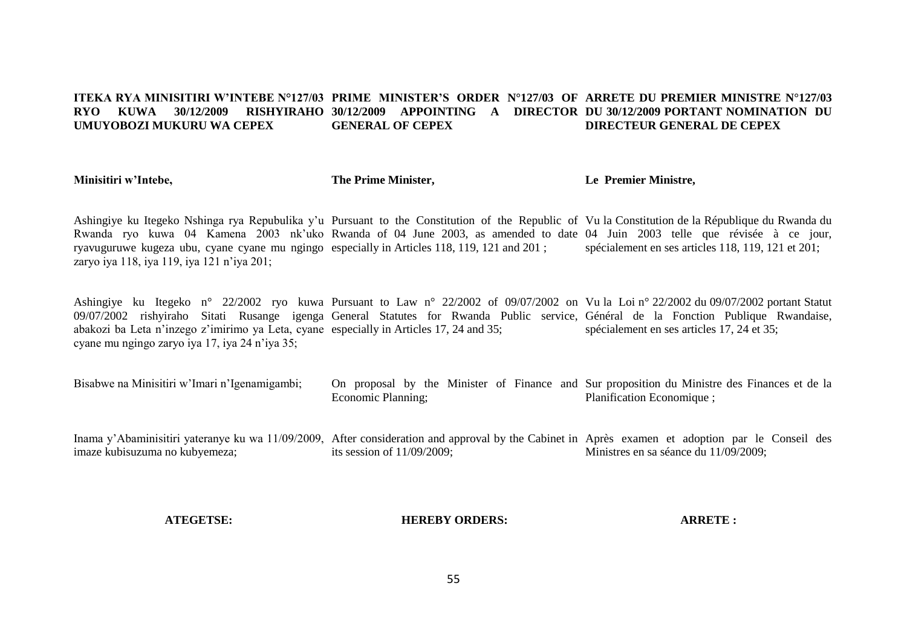**ITEKA RYA MINISITIRI W'INTEBE N°127/03 RYO KUWA 30/12/2009 RISHYIRAHO UMUYOBOZI MUKURU WA CEPEX**

**Minisitiri w'Intebe,**

Ashingiye ku Itegeko Nshinga rya Repubulika y'u Rwanda ryo kuwa 04 Kamena 2003 nk'uko ryavuguruwe kugeza ubu, cyane cyane mu ngingo zaryo iya 118, iya 119, iya 121 n'iya 201;

Ashingiye ku Itegeko n° 22/2002 ryo kuwa 09/07/2002 rishyiraho Sitati Rusange igenga abakozi ba Leta n'inzego z'imirimo ya Leta, cyane cyane mu ngingo zaryo iya 17, iya 24 n'iya 35;

Bisabwe na Minisitiri w'Imari n'Igenamigambi;

Inama y'Abaminisitiri yateranye ku wa 11/09/2009, imaze kubisuzuma no kubyemeza;

**ATEGETSE:**

**PRIME MINISTER'S ORDER N°127/03 OF 30/12/2009 APPOINTING A DIRECTOR GENERAL OF CEPEX**

**The Prime Minister,**

Pursuant to the Constitution of the Republic of Rwanda of 04 June 2003, as amended to date especially in Articles 118, 119, 121 and 201 ;

Pursuant to Law n° 22/2002 of 09/07/2002 on General Statutes for Rwanda Public service, especially in Articles 17, 24 and 35;

On proposal by the Minister of Finance and Economic Planning;

After consideration and approval by the Cabinet in its session of 11/09/2009;

**HEREBY ORDERS:**

**ARRETE DU PREMIER MINISTRE N°127/03 DU 30/12/2009 PORTANT NOMINATION DU DIRECTEUR GENERAL DE CEPEX**

**Le Premier Ministre,**

Vu la Constitution de la République du Rwanda du 04 Juin 2003 telle que révisée à ce jour, spécialement en ses articles 118, 119, 121 et 201;

Vu la Loi n° 22/2002 du 09/07/2002 portant Statut Général de la Fonction Publique Rwandaise, spécialement en ses articles 17, 24 et 35;

Sur proposition du Ministre des Finances et de la Planification Economique ;

Après examen et adoption par le Conseil des Ministres en sa séance du 11/09/2009;

**ARRETE :**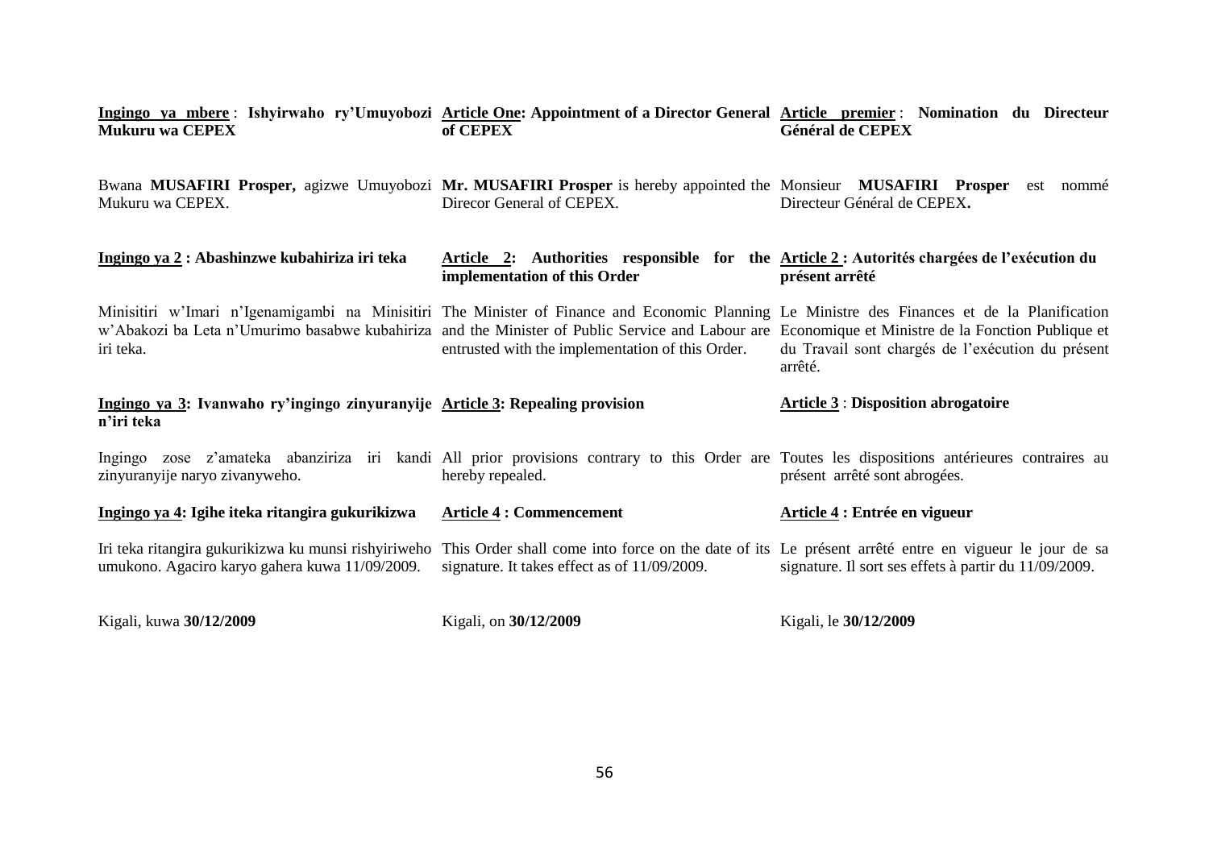**<u>Ingingo ya mbere</u> : Ishyirwaho ry'Umuyobozi Mukuru wa CEPEX**

Bwana **MUSAFIRI Prosper,** agizwe Umuyobozi Mukuru wa CEPEX.

**<u>Ingingo ya 2</u> : Abashinzwe kubahiriza iri teka**

Minisitiri w'Imari n'Igenamigambi na Minisitiri w'Abakozi ba Leta n'Umurimo basabwe kubahiriza iri teka.

**<u>Ingingo ya 3</u>: Ivanwaho ry'ingingo zinyuranyije n'iri teka**

Ingingo zose z'amateka abanziriza iri kandi zinyuranyije naryo zivanyweho.

**<u>Ingingo ya 4</u>: Igihe iteka ritangira gukurikizwa**

Iri teka ritangira gukurikizwa ku munsi rishyiriweho umukono. Agaciro karyo gahera kuwa 11/09/2009.

Kigali, kuwa **30/12/2009**

**<u>Article One</u>: Appointment of a Director General of CEPEX**

**Mr. MUSAFIRI Prosper** is hereby appointed the Direcor General of CEPEX.

**<u>Article 2</u>: Authorities responsible for the implementation of this Order**

The Minister of Finance and Economic Planning and the Minister of Public Service and Labour are entrusted with the implementation of this Order.

**<u>Article 3</u>: Repealing provision**

All prior provisions contrary to this Order are hereby repealed.

**<u>Article 4</u> : Commencement**

This Order shall come into force on the date of its signature. It takes effect as of 11/09/2009.

Kigali, on **30/12/2009**

**<u>Article premier</u> : Nomination du Directeur Général de CEPEX**

Monsieur **MUSAFIRI Prosper** est nommé Directeur Général de CEPEX**.**

**<u>Article 2</u> : Autorités chargées de l'exécution du présent arrêté**

Le Ministre des Finances et de la Planification Economique et Ministre de la Fonction Publique et du Travail sont chargés de l'exécution du présent arrêté.

**<u>Article 3</u> : Disposition abrogatoire**

Toutes les dispositions antérieures contraires au présent arrêté sont abrogées.

**<u>Article 4</u> : Entrée en vigueur**

Le présent arrêté entre en vigueur le jour de sa signature. Il sort ses effets à partir du 11/09/2009.

Kigali, le **30/12/2009**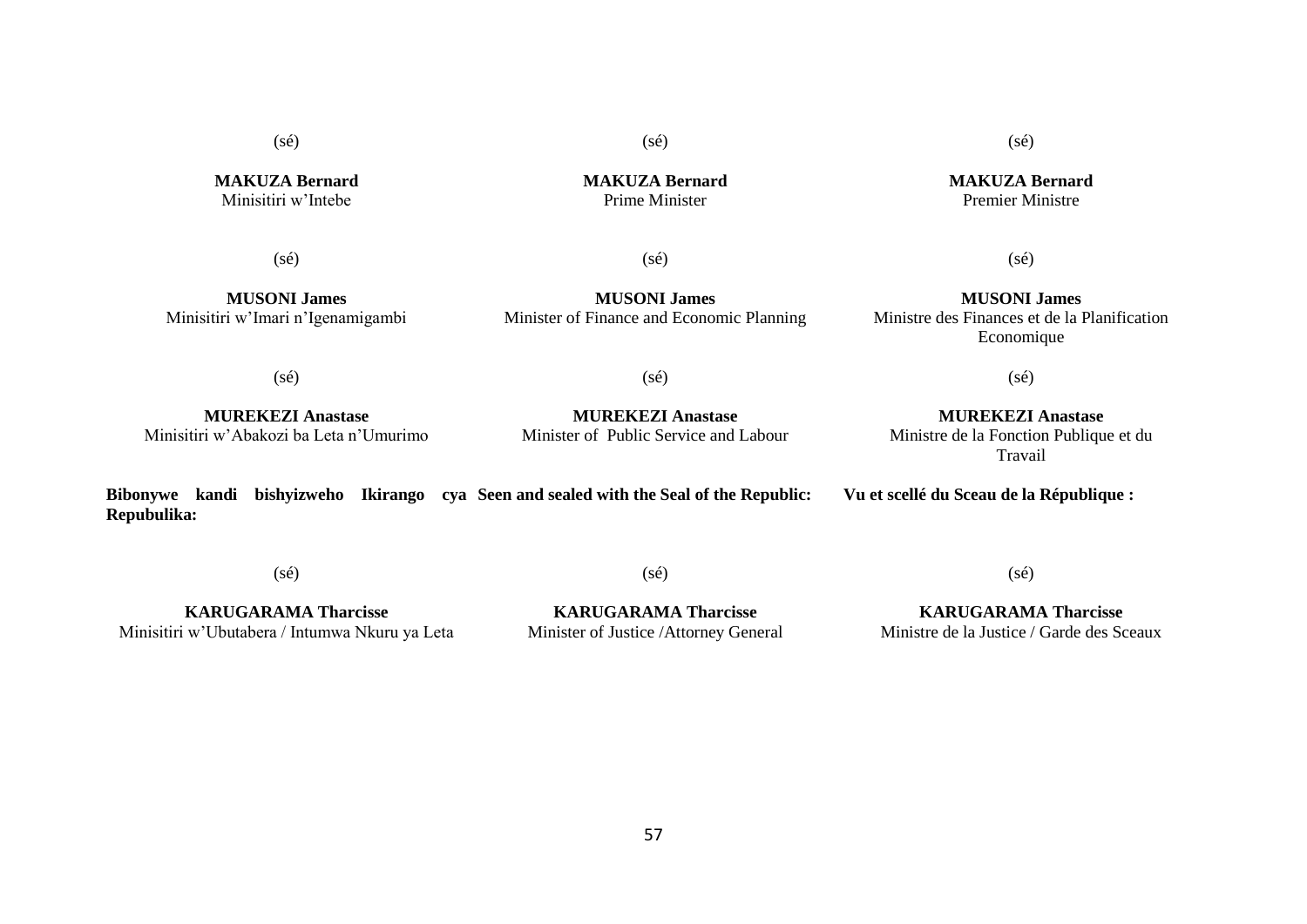(sé)

**MAKUZA Bernard**
Minisitiri w'Intebe

(sé)

**MUSONI James**
Minisitiri w'Imari n'Igenamigambi

(sé)

**MUREKEZI Anastase**
Minisitiri w'Abakozi ba Leta n'Umurimo

**Bibonywe kandi bishyizweho Ikirango cya Repubulika:**

(sé)

**KARUGARAMA Tharcisse**
Minisitiri w'Ubutabera / Intumwa Nkuru ya Leta

(sé)

**MAKUZA Bernard**
Prime Minister

(sé)

**MUSONI James**
Minister of Finance and Economic Planning

(sé)

**MUREKEZI Anastase**
Minister of Public Service and Labour

**Seen and sealed with the Seal of the Republic:**

(sé)

**KARUGARAMA Tharcisse**
Minister of Justice /Attorney General

(sé)

**MAKUZA Bernard**
Premier Ministre

(sé)

**MUSONI James**
Ministre des Finances et de la Planification Economique

(sé)

**MUREKEZI Anastase**
Ministre de la Fonction Publique et du Travail

**Vu et scellé du Sceau de la République :**

(sé)

**KARUGARAMA Tharcisse**
Ministre de la Justice / Garde des Sceaux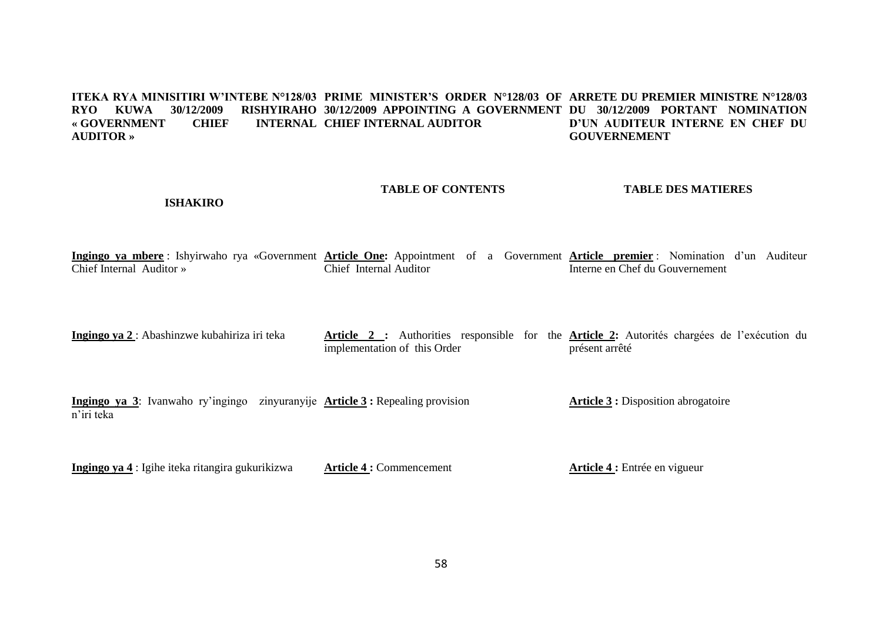**ITEKA RYA MINISITIRI W'INTEBE N°128/03 RYO KUWA 30/12/2009 RISHYIRAHO « GOVERNMENT CHIEF INTERNAL AUDITOR »**

**ISHAKIRO**

**Ingingo ya mbere** : Ishyirwaho rya «Government Chief Internal Auditor »

**Ingingo ya 2** : Abashinzwe kubahiriza iri teka

**Ingingo ya 3**: Ivanwaho ry'ingingo zinyuranyije n'iri teka

**Ingingo ya 4** : Igihe iteka ritangira gukurikizwa

**PRIME MINISTER'S ORDER N°128/03 OF 30/12/2009 APPOINTING A GOVERNMENT CHIEF INTERNAL AUDITOR**

**TABLE OF CONTENTS**

**Article One:** Appointment of a Government Chief Internal Auditor

**Article 2 :** Authorities responsible for the implementation of this Order

**Article 3 :** Repealing provision

**Article 4 :** Commencement

**ARRETE DU PREMIER MINISTRE N°128/03 DU 30/12/2009 PORTANT NOMINATION D'UN AUDITEUR INTERNE EN CHEF DU GOUVERNEMENT**

**TABLE DES MATIERES**

**Article premier** : Nomination d'un Auditeur Interne en Chef du Gouvernement

**Article 2:** Autorités chargées de l'exécution du présent arrêté

**Article 3 :** Disposition abrogatoire

**Article 4 :** Entrée en vigueur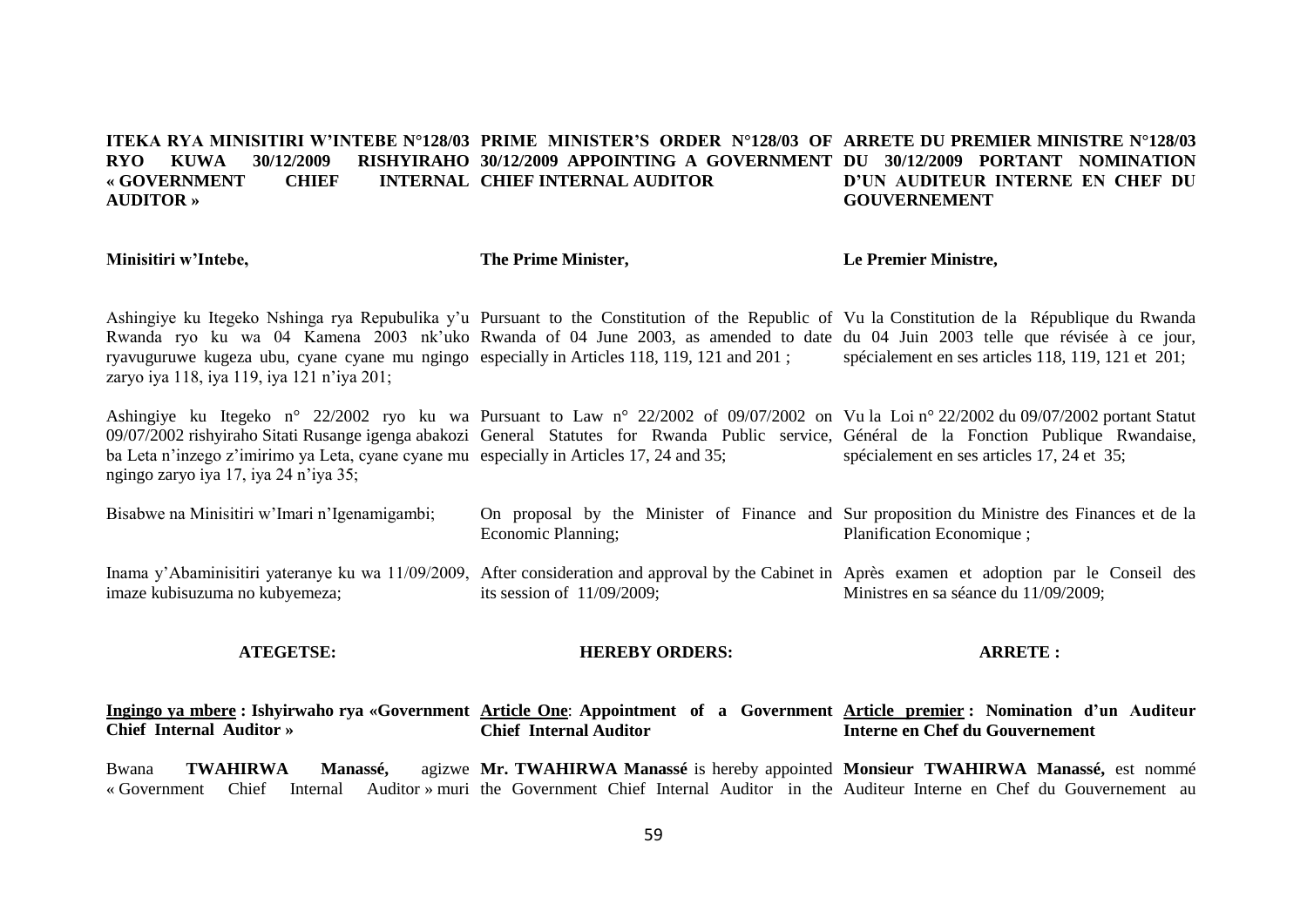**ITEKA RYA MINISITIRI W'INTEBE N°128/03 RYO KUWA 30/12/2009 RISHYIRAHO « GOVERNMENT CHIEF INTERNAL AUDITOR »**

**Minisitiri w'Intebe,**

Ashingiye ku Itegeko Nshinga rya Repubulika y'u Rwanda ryo ku wa 04 Kamena 2003 nk'uko ryavuguruwe kugeza ubu, cyane cyane mu ngingo zaryo iya 118, iya 119, iya 121 n'iya 201;

Ashingiye ku Itegeko n° 22/2002 ryo ku wa 09/07/2002 rishyiraho Sitati Rusange igenga abakozi ba Leta n'inzego z'imirimo ya Leta, cyane cyane mu ngingo zaryo iya 17, iya 24 n'iya 35;

Bisabwe na Minisitiri w'Imari n'Igenamigambi;

Inama y'Abaminisitiri yateranye ku wa 11/09/2009, imaze kubisuzuma no kubyemeza;

**ATEGETSE:**

**Ingingo ya mbere : Ishyirwaho rya «Government Chief Internal Auditor »**

Bwana **TWAHIRWA Manassé,** agizwe « Government Chief Internal Auditor » muri

**PRIME MINISTER'S ORDER N°128/03 OF 30/12/2009 APPOINTING A GOVERNMENT CHIEF INTERNAL AUDITOR**

**The Prime Minister,**

Pursuant to the Constitution of the Republic of Rwanda of 04 June 2003, as amended to date especially in Articles 118, 119, 121 and 201 ;

Pursuant to Law n° 22/2002 of 09/07/2002 on General Statutes for Rwanda Public service, especially in Articles 17, 24 and 35;

On proposal by the Minister of Finance and Economic Planning;

After consideration and approval by the Cabinet in its session of 11/09/2009;

**HEREBY ORDERS:**

**Article One**: **Appointment of a Government Chief Internal Auditor**

**Mr. TWAHIRWA Manassé** is hereby appointed the Government Chief Internal Auditor in the

**ARRETE DU PREMIER MINISTRE N°128/03 DU 30/12/2009 PORTANT NOMINATION D'UN AUDITEUR INTERNE EN CHEF DU GOUVERNEMENT**

**Le Premier Ministre,**

Vu la Constitution de la République du Rwanda du 04 Juin 2003 telle que révisée à ce jour, spécialement en ses articles 118, 119, 121 et 201;

Vu la Loi n° 22/2002 du 09/07/2002 portant Statut Général de la Fonction Publique Rwandaise, spécialement en ses articles 17, 24 et 35;

Sur proposition du Ministre des Finances et de la Planification Economique ;

Après examen et adoption par le Conseil des Ministres en sa séance du 11/09/2009;

**ARRETE :**

**Article premier : Nomination d'un Auditeur Interne en Chef du Gouvernement**

**Monsieur TWAHIRWA Manassé,** est nommé Auditeur Interne en Chef du Gouvernement au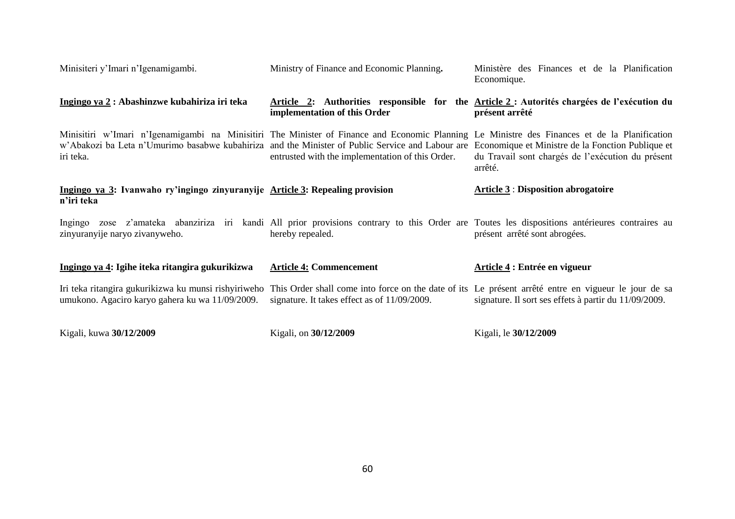Minisiteri y'Imari n'Igenamigambi.

**<u>Ingingo ya 2</u> : Abashinzwe kubahiriza iri teka**

Minisitiri w'Imari n'Igenamigambi na Minisitiri w'Abakozi ba Leta n'Umurimo basabwe kubahiriza iri teka.

**<u>Ingingo ya 3</u>: Ivanwaho ry'ingingo zinyuranyije n'iri teka**

Ingingo zose z'amateka abanziriza iri kandi zinyuranyije naryo zivanyweho.

**<u>Ingingo ya 4</u>: Igihe iteka ritangira gukurikizwa**

Iri teka ritangira gukurikizwa ku munsi rishyiriweho umukono. Agaciro karyo gahera ku wa 11/09/2009.

Kigali, kuwa **30/12/2009**

Ministry of Finance and Economic Planning**.**

**<u>Article 2</u>: Authorities responsible for the implementation of this Order**

The Minister of Finance and Economic Planning and the Minister of Public Service and Labour are entrusted with the implementation of this Order.

**<u>Article 3</u>: Repealing provision**

All prior provisions contrary to this Order are hereby repealed.

**<u>Article 4:</u> Commencement**

This Order shall come into force on the date of its signature. It takes effect as of 11/09/2009.

Kigali, on **30/12/2009**

Ministère des Finances et de la Planification Economique.

**<u>Article 2</u> : Autorités chargées de l'exécution du présent arrêté**

Le Ministre des Finances et de la Planification Economique et Ministre de la Fonction Publique et du Travail sont chargés de l'exécution du présent arrêté.

**<u>Article 3</u>** : **Disposition abrogatoire**

Toutes les dispositions antérieures contraires au présent arrêté sont abrogées.

**<u>Article 4</u> : Entrée en vigueur**

Le présent arrêté entre en vigueur le jour de sa signature. Il sort ses effets à partir du 11/09/2009.

Kigali, le **30/12/2009**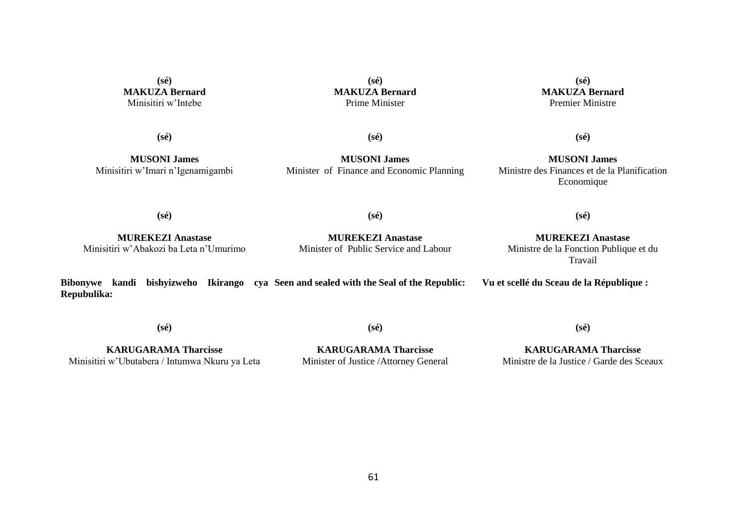| | | |
|---|---|---|
| **(sé)**<br>**MAKUZA Bernard**<br>Minisitiri w'Intebe | **(sé)**<br>**MAKUZA Bernard**<br>Prime Minister | **(sé)**<br>**MAKUZA Bernard**<br>Premier Ministre |
| **(sé)**<br>**MUSONI James**<br>Minisitiri w'Imari n'Igenamigambi | **(sé)**<br>**MUSONI James**<br>Minister of Finance and Economic Planning | **(sé)**<br>**MUSONI James**<br>Ministre des Finances et de la Planification Economique |
| **(sé)**<br>**MUREKEZI Anastase**<br>Minisitiri w'Abakozi ba Leta n'Umurimo | **(sé)**<br>**MUREKEZI Anastase**<br>Minister of Public Service and Labour | **(sé)**<br>**MUREKEZI Anastase**<br>Ministre de la Fonction Publique et du Travail |
| **Bibonywe kandi bishyizweho Ikirango cya Repubulika:** | **Seen and sealed with the Seal of the Republic:** | **Vu et scellé du Sceau de la République :** |
| **(sé)**<br>**KARUGARAMA Tharcisse**<br>Minisitiri w'Ubutabera / Intumwa Nkuru ya Leta | **(sé)**<br>**KARUGARAMA Tharcisse**<br>Minister of Justice /Attorney General | **(sé)**<br>**KARUGARAMA Tharcisse**<br>Ministre de la Justice / Garde des Sceaux |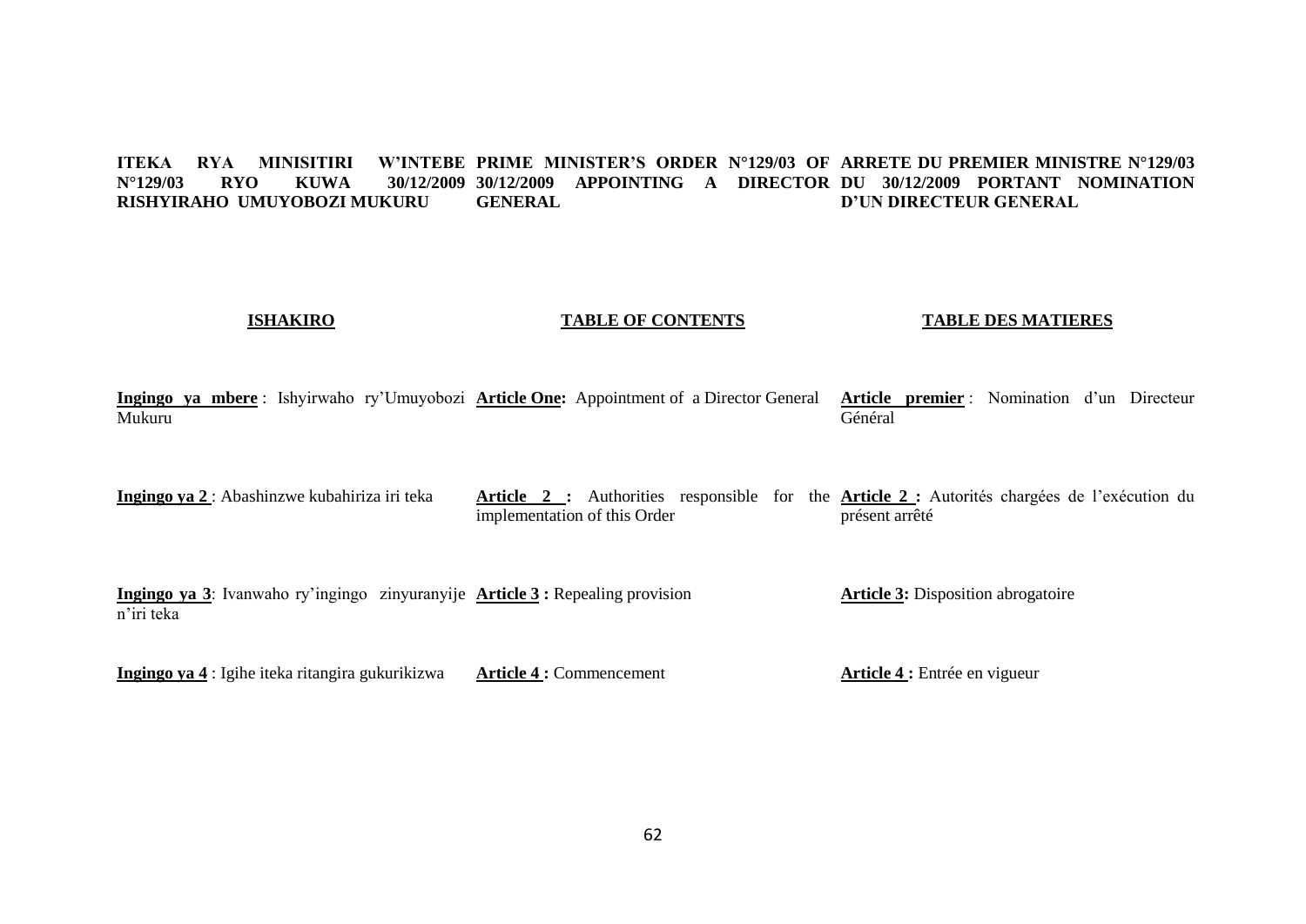**ITEKA RYA MINISITIRI W'INTEBE N°129/03 RYO KUWA 30/12/2009 RISHYIRAHO UMUYOBOZI MUKURU**

**PRIME MINISTER'S ORDER N°129/03 OF 30/12/2009 APPOINTING A DIRECTOR GENERAL**

**ARRETE DU PREMIER MINISTRE N°129/03 DU 30/12/2009 PORTANT NOMINATION D'UN DIRECTEUR GENERAL**

| **ISHAKIRO** | **TABLE OF CONTENTS** | **TABLE DES MATIERES** |
|---|---|---|
| **Ingingo ya mbere** : Ishyirwaho ry'Umuyobozi Mukuru | **Article One:** Appointment of a Director General | **Article premier** : Nomination d'un Directeur Général |
| **Ingingo ya 2** : Abashinzwe kubahiriza iri teka | **Article 2 :** Authorities responsible for the implementation of this Order | **Article 2 :** Autorités chargées de l'exécution du présent arrêté |
| **Ingingo ya 3**: Ivanwaho ry'ingingo zinyuranyije n'iri teka | **Article 3 :** Repealing provision | **Article 3:** Disposition abrogatoire |
| **Ingingo ya 4** : Igihe iteka ritangira gukurikizwa | **Article 4 :** Commencement | **Article 4 :** Entrée en vigueur |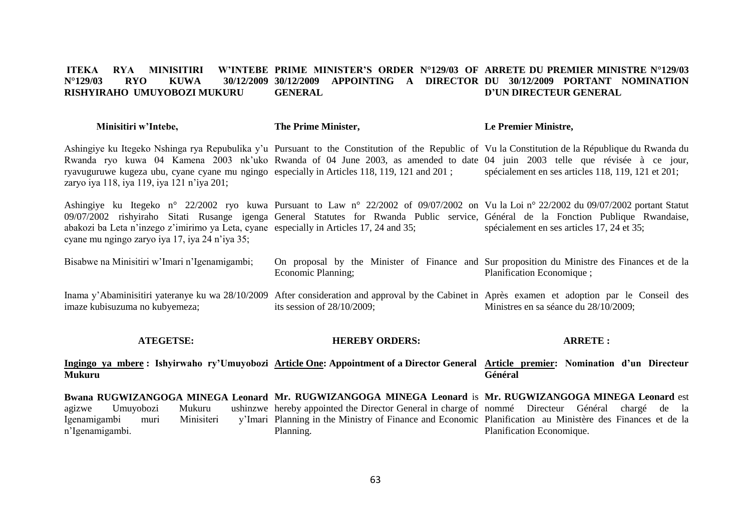**ITEKA RYA MINISITIRI W'INTEBE N°129/03 RYO KUWA 30/12/2009 RISHYIRAHO UMUYOBOZI MUKURU**

**Minisitiri w'Intebe,**

Ashingiye ku Itegeko Nshinga rya Repubulika y'u Rwanda ryo kuwa 04 Kamena 2003 nk'uko ryavuguruwe kugeza ubu, cyane cyane mu ngingo zaryo iya 118, iya 119, iya 121 n'iya 201;

Ashingiye ku Itegeko n° 22/2002 ryo kuwa 09/07/2002 rishyiraho Sitati Rusange igenga abakozi ba Leta n'inzego z'imirimo ya Leta, cyane cyane mu ngingo zaryo iya 17, iya 24 n'iya 35;

Bisabwe na Minisitiri w'Imari n'Igenamigambi;

Inama y'Abaminisitiri yateranye ku wa 28/10/2009 imaze kubisuzuma no kubyemeza;

**ATEGETSE:**

**Ingingo ya mbere : Ishyirwaho ry'Umuyobozi Mukuru**

**Bwana RUGWIZANGOGA MINEGA Leonard** agizwe Umuyobozi Mukuru ushinzwe Igenamigambi muri Minisiteri y'Imari n'Igenamigambi.

**PRIME MINISTER'S ORDER N°129/03 OF 30/12/2009 APPOINTING A DIRECTOR GENERAL**

**The Prime Minister,**

Pursuant to the Constitution of the Republic of Rwanda of 04 June 2003, as amended to date especially in Articles 118, 119, 121 and 201 ;

Pursuant to Law n° 22/2002 of 09/07/2002 on General Statutes for Rwanda Public service, especially in Articles 17, 24 and 35;

On proposal by the Minister of Finance and Economic Planning;

After consideration and approval by the Cabinet in its session of 28/10/2009;

**HEREBY ORDERS:**

**Article One: Appointment of a Director General**

**Mr. RUGWIZANGOGA MINEGA Leonard** is hereby appointed the Director General in charge of Planning in the Ministry of Finance and Economic Planning.

**ARRETE DU PREMIER MINISTRE N°129/03 DU 30/12/2009 PORTANT NOMINATION D'UN DIRECTEUR GENERAL**

**Le Premier Ministre,**

Vu la Constitution de la République du Rwanda du 04 juin 2003 telle que révisée à ce jour, spécialement en ses articles 118, 119, 121 et 201;

Vu la Loi n° 22/2002 du 09/07/2002 portant Statut Général de la Fonction Publique Rwandaise, spécialement en ses articles 17, 24 et 35;

Sur proposition du Ministre des Finances et de la Planification Economique ;

Après examen et adoption par le Conseil des Ministres en sa séance du 28/10/2009;

**ARRETE :**

**Article premier: Nomination d'un Directeur Général**

**Mr. RUGWIZANGOGA MINEGA Leonard** est nommé Directeur Général chargé de la Planification au Ministère des Finances et de la Planification Economique.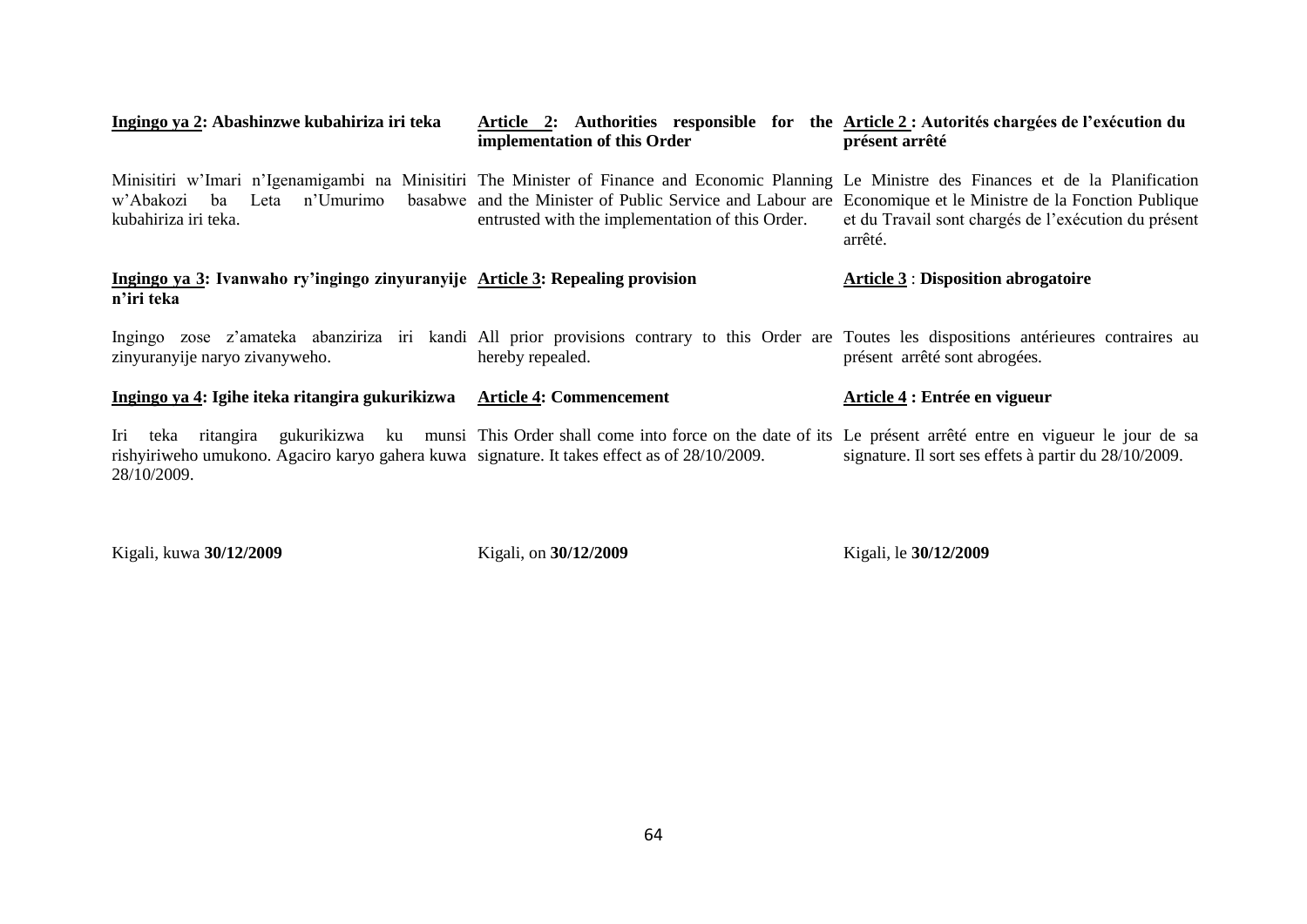**Ingingo ya 2: Abashinzwe kubahiriza iri teka**

Minisitiri w'Imari n'Igenamigambi na Minisitiri w'Abakozi ba Leta n'Umurimo basabwe kubahiriza iri teka.

**Ingingo ya 3: Ivanwaho ry'ingingo zinyuranyije n'iri teka**

Ingingo zose z'amateka abanziriza iri kandi zinyuranyije naryo zivanyweho.

**Ingingo ya 4: Igihe iteka ritangira gukurikizwa**

Iri teka ritangira gukurikizwa ku munsi rishyiriweho umukono. Agaciro karyo gahera kuwa 28/10/2009.

Kigali, kuwa **30/12/2009**

**Article 2: Authorities responsible for the implementation of this Order**

The Minister of Finance and Economic Planning and the Minister of Public Service and Labour are entrusted with the implementation of this Order.

**Article 3: Repealing provision**

All prior provisions contrary to this Order are hereby repealed.

**Article 4: Commencement**

This Order shall come into force on the date of its signature. It takes effect as of 28/10/2009.

Kigali, on **30/12/2009**

**Article 2 : Autorités chargées de l'exécution du présent arrêté**

Le Ministre des Finances et de la Planification Economique et le Ministre de la Fonction Publique et du Travail sont chargés de l'exécution du présent arrêté.

**Article 3 : Disposition abrogatoire**

Toutes les dispositions antérieures contraires au présent arrêté sont abrogées.

**Article 4 : Entrée en vigueur**

Le présent arrêté entre en vigueur le jour de sa signature. Il sort ses effets à partir du 28/10/2009.

Kigali, le **30/12/2009**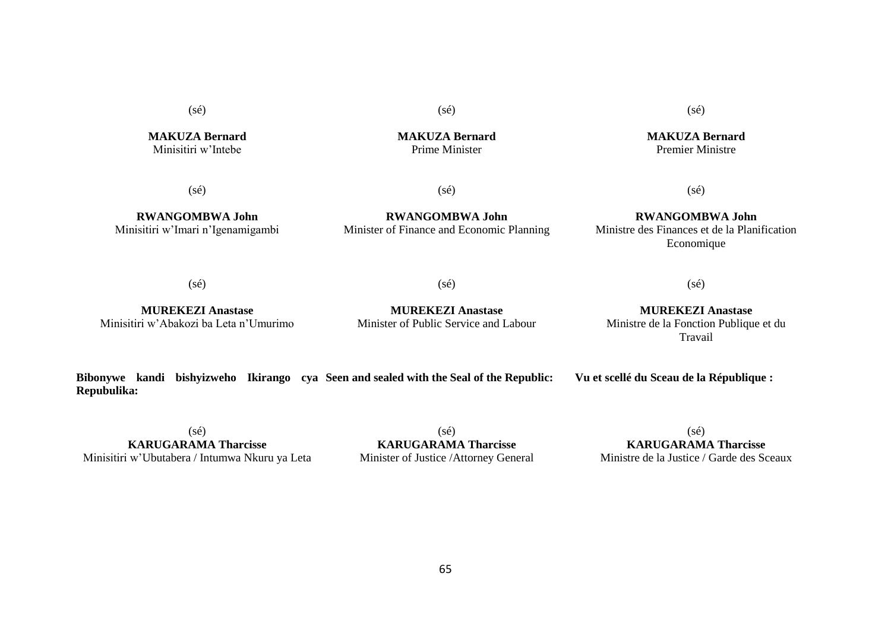(sé)

**MAKUZA Bernard**
Minisitiri w'Intebe

(sé)

**RWANGOMBWA John**
Minisitiri w'Imari n'Igenamigambi

(sé)

**MUREKEZI Anastase**
Minisitiri w'Abakozi ba Leta n'Umurimo

**Bibonywe kandi bishyizweho Ikirango cya Repubulika:**

(sé)
**KARUGARAMA Tharcisse**
Minisitiri w'Ubutabera / Intumwa Nkuru ya Leta

(sé)

**MAKUZA Bernard**
Prime Minister

(sé)

**RWANGOMBWA John**
Minister of Finance and Economic Planning

(sé)

**MUREKEZI Anastase**
Minister of Public Service and Labour

**Seen and sealed with the Seal of the Republic:**

(sé)
**KARUGARAMA Tharcisse**
Minister of Justice /Attorney General

(sé)

**MAKUZA Bernard**
Premier Ministre

(sé)

**RWANGOMBWA John**
Ministre des Finances et de la Planification Economique

(sé)

**MUREKEZI Anastase**
Ministre de la Fonction Publique et du Travail

**Vu et scellé du Sceau de la République :**

(sé)
**KARUGARAMA Tharcisse**
Ministre de la Justice / Garde des Sceaux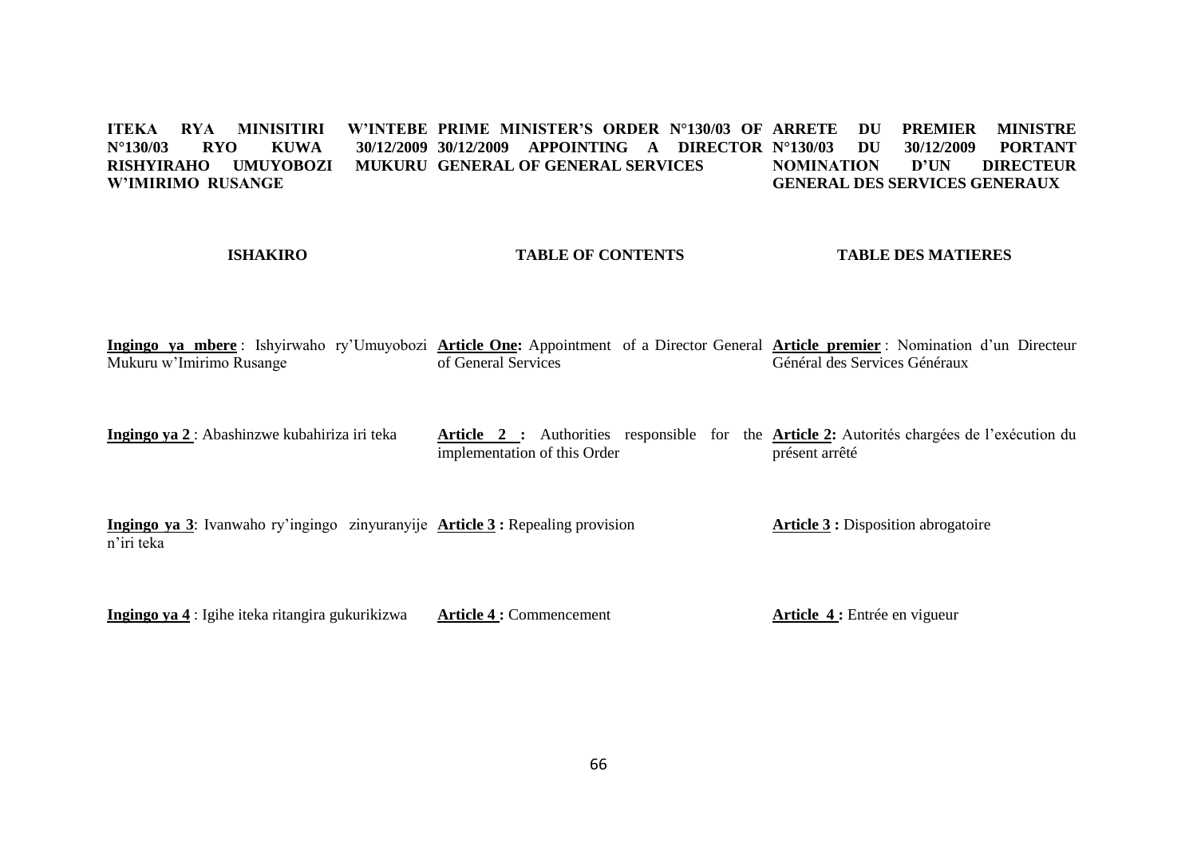**ITEKA RYA MINISITIRI W'INTEBE N°130/03 RYO KUWA 30/12/2009 RISHYIRAHO UMUYOBOZI MUKURU W'IMIRIMO RUSANGE**

**PRIME MINISTER'S ORDER N°130/03 OF 30/12/2009 APPOINTING A DIRECTOR GENERAL OF GENERAL SERVICES**

**ARRETE DU PREMIER MINISTRE N°130/03 DU 30/12/2009 PORTANT NOMINATION D'UN DIRECTEUR GENERAL DES SERVICES GENERAUX**

**ISHAKIRO**

<u>**Ingingo ya mbere**</u> : Ishyirwaho ry'Umuyobozi Mukuru w'Imirimo Rusange

<u>**Ingingo ya 2**</u> : Abashinzwe kubahiriza iri teka

<u>**Ingingo ya 3**</u>: Ivanwaho ry'ingingo zinyuranyije n'iri teka

<u>**Ingingo ya 4**</u> : Igihe iteka ritangira gukurikizwa

**TABLE OF CONTENTS**

<u>**Article One:**</u> Appointment of a Director General of General Services

<u>**Article 2 :**</u> Authorities responsible for the implementation of this Order

<u>**Article 3 :**</u> Repealing provision

<u>**Article 4 :**</u> Commencement

**TABLE DES MATIERES**

<u>**Article premier**</u> : Nomination d'un Directeur Général des Services Généraux

<u>**Article 2:**</u> Autorités chargées de l'exécution du présent arrêté

<u>**Article 3 :**</u> Disposition abrogatoire

<u>**Article 4 :**</u> Entrée en vigueur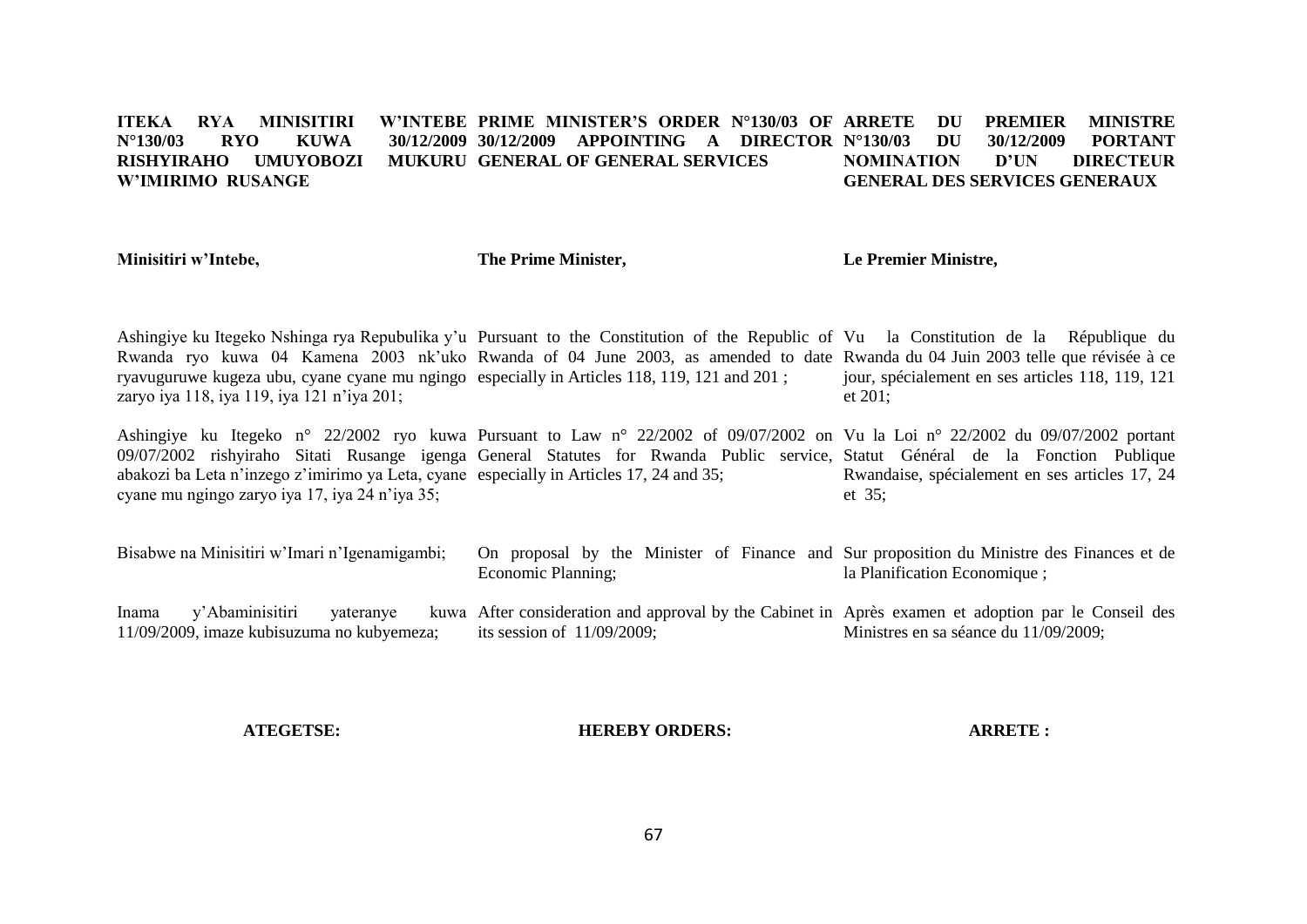**ITEKA RYA MINISITIRI W'INTEBE N°130/03 RYO KUWA 30/12/2009 RISHYIRAHO UMUYOBOZI MUKURU W'IMIRIMO RUSANGE**

**Minisitiri w'Intebe,**

Ashingiye ku Itegeko Nshinga rya Repubulika y'u Rwanda ryo kuwa 04 Kamena 2003 nk'uko ryavuguruwe kugeza ubu, cyane cyane mu ngingo zaryo iya 118, iya 119, iya 121 n'iya 201;

Ashingiye ku Itegeko n° 22/2002 ryo kuwa 09/07/2002 rishyiraho Sitati Rusange igenga abakozi ba Leta n'inzego z'imirimo ya Leta, cyane cyane mu ngingo zaryo iya 17, iya 24 n'iya 35;

Bisabwe na Minisitiri w'Imari n'Igenamigambi;

Inama y'Abaminisitiri yateranye kuwa 11/09/2009, imaze kubisuzuma no kubyemeza;

**ATEGETSE:**

**PRIME MINISTER'S ORDER N°130/03 OF 30/12/2009 APPOINTING A DIRECTOR GENERAL OF GENERAL SERVICES**

**The Prime Minister,**

Pursuant to the Constitution of the Republic of Rwanda of 04 June 2003, as amended to date especially in Articles 118, 119, 121 and 201 ;

Pursuant to Law n° 22/2002 of 09/07/2002 on General Statutes for Rwanda Public service, especially in Articles 17, 24 and 35;

On proposal by the Minister of Finance and Economic Planning;

After consideration and approval by the Cabinet in its session of 11/09/2009;

**HEREBY ORDERS:**

**ARRETE DU PREMIER MINISTRE N°130/03 DU 30/12/2009 PORTANT NOMINATION D'UN DIRECTEUR GENERAL DES SERVICES GENERAUX**

**Le Premier Ministre,**

Vu la Constitution de la République du Rwanda du 04 Juin 2003 telle que révisée à ce jour, spécialement en ses articles 118, 119, 121 et 201;

Vu la Loi n° 22/2002 du 09/07/2002 portant Statut Général de la Fonction Publique Rwandaise, spécialement en ses articles 17, 24 et 35;

Sur proposition du Ministre des Finances et de la Planification Economique ;

Après examen et adoption par le Conseil des Ministres en sa séance du 11/09/2009;

**ARRETE :**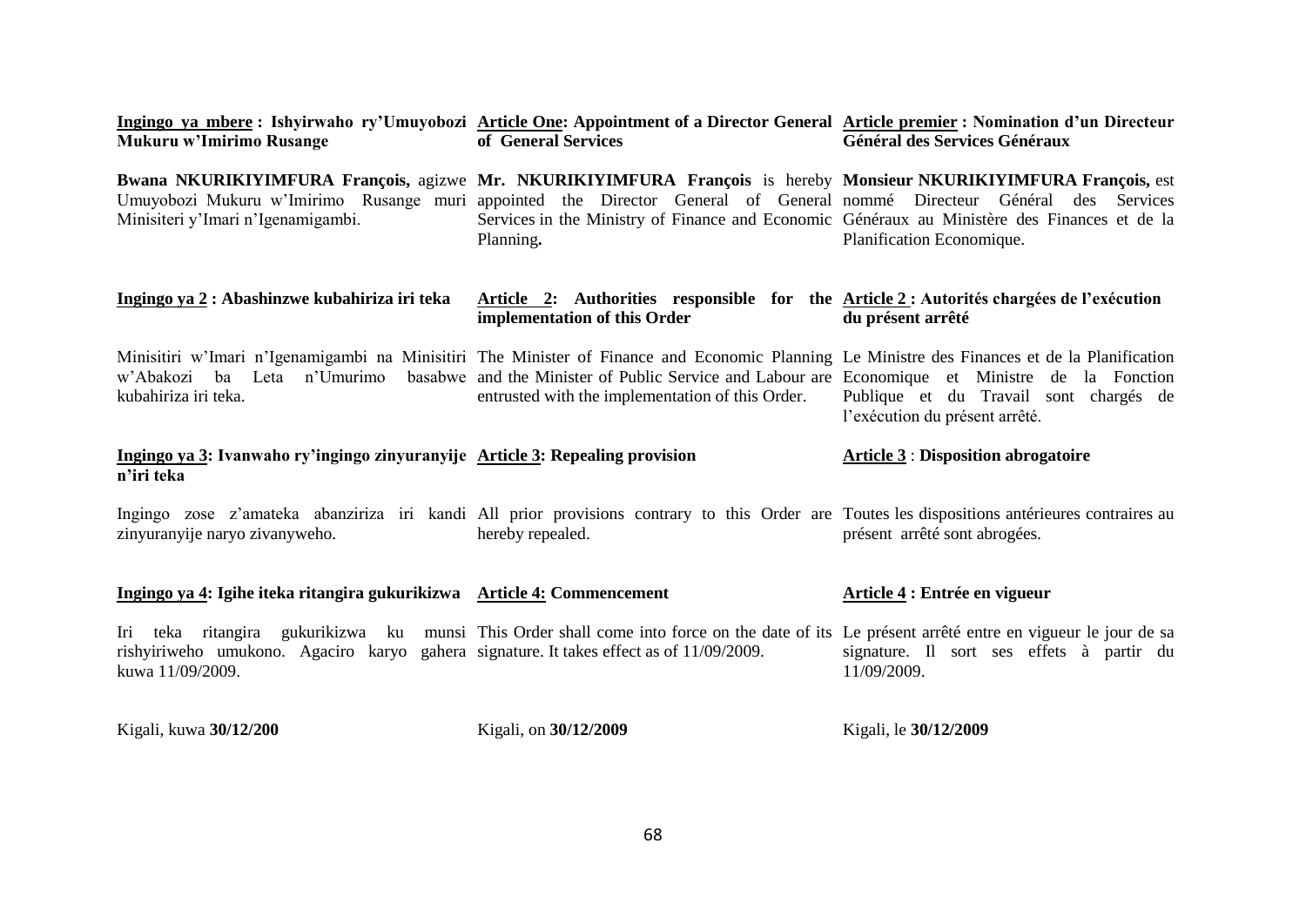**Ingingo ya mbere : Ishyirwaho ry'Umuyobozi Mukuru w'Imirimo Rusange**

**Bwana NKURIKIYIMFURA François,** agizwe Umuyobozi Mukuru w'Imirimo Rusange muri Minisiteri y'Imari n'Igenamigambi.

**Ingingo ya 2 : Abashinzwe kubahiriza iri teka**

Minisitiri w'Imari n'Igenamigambi na Minisitiri w'Abakozi ba Leta n'Umurimo basabwe kubahiriza iri teka.

**Ingingo ya 3: Ivanwaho ry'ingingo zinyuranyije n'iri teka**

Ingingo zose z'amateka abanziriza iri kandi zinyuranyije naryo zivanyweho.

**Ingingo ya 4: Igihe iteka ritangira gukurikizwa**

Iri teka ritangira gukurikizwa ku munsi rishyiriweho umukono. Agaciro karyo gahera kuwa 11/09/2009.

Kigali, kuwa **30/12/200**

**Article One: Appointment of a Director General of General Services**

**Mr. NKURIKIYIMFURA François** is hereby appointed the Director General of General Services in the Ministry of Finance and Economic Planning**.**

**Article 2: Authorities responsible for the implementation of this Order**

The Minister of Finance and Economic Planning and the Minister of Public Service and Labour are entrusted with the implementation of this Order.

**Article 3: Repealing provision**

All prior provisions contrary to this Order are hereby repealed.

**Article 4: Commencement**

This Order shall come into force on the date of its signature. It takes effect as of 11/09/2009.

Kigali, on **30/12/2009**

**Article premier : Nomination d'un Directeur Général des Services Généraux**

**Monsieur NKURIKIYIMFURA François,** est nommé Directeur Général des Services Généraux au Ministère des Finances et de la Planification Economique.

**Article 2 : Autorités chargées de l'exécution du présent arrêté**

Le Ministre des Finances et de la Planification Economique et Ministre de la Fonction Publique et du Travail sont chargés de l'exécution du présent arrêté.

**Article 3 : Disposition abrogatoire**

Toutes les dispositions antérieures contraires au présent arrêté sont abrogées.

**Article 4 : Entrée en vigueur**

Le présent arrêté entre en vigueur le jour de sa signature. Il sort ses effets à partir du 11/09/2009.

Kigali, le **30/12/2009**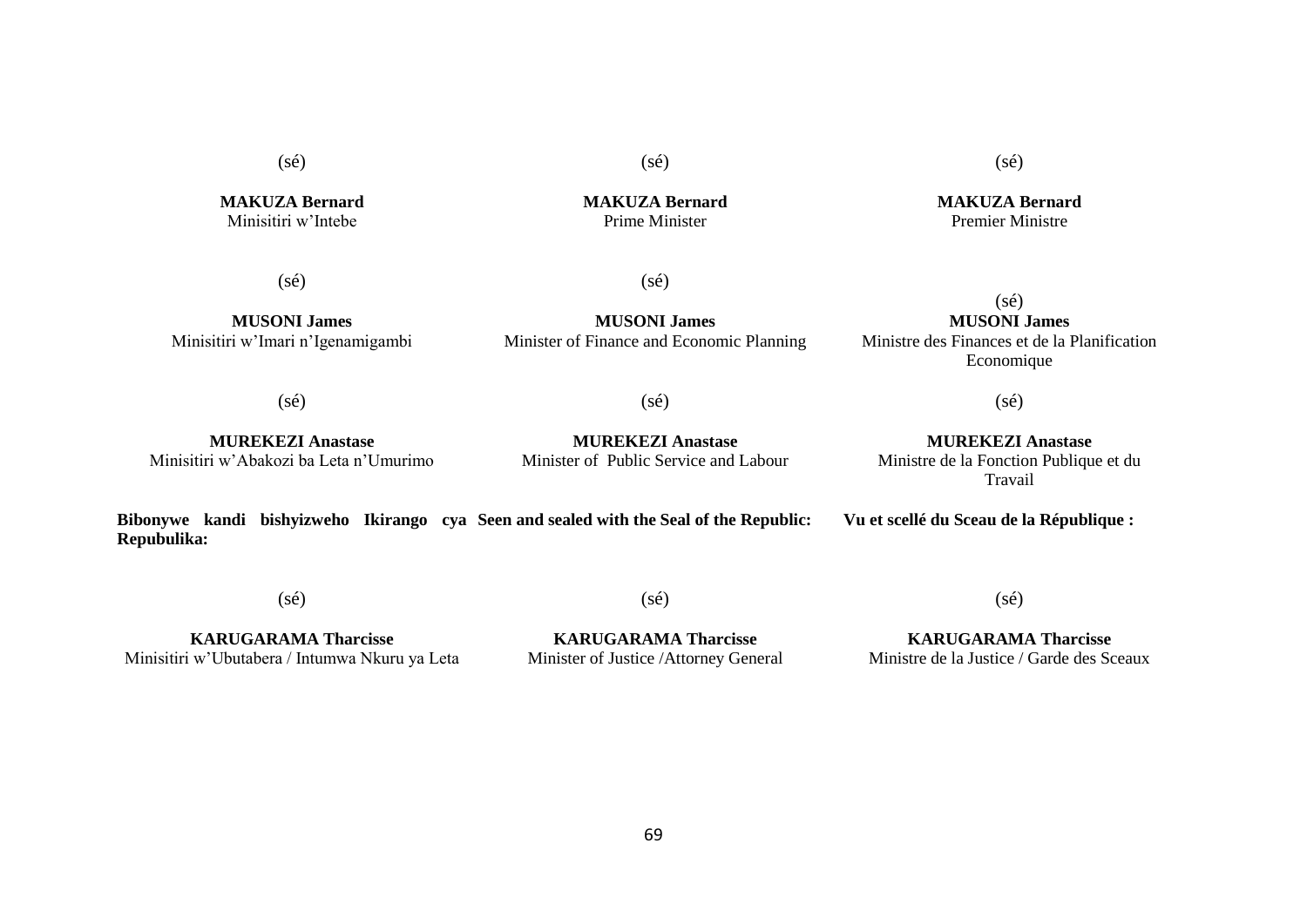(sé)

**MAKUZA Bernard**
Minisitiri w'Intebe

(sé)

**MUSONI James**
Minisitiri w'Imari n'Igenamigambi

(sé)

**MUREKEZI Anastase**
Minisitiri w'Abakozi ba Leta n'Umurimo

**Bibonywe kandi bishyizweho Ikirango cya Repubulika:**

(sé)

**KARUGARAMA Tharcisse**
Minisitiri w'Ubutabera / Intumwa Nkuru ya Leta

(sé)

**MAKUZA Bernard**
Prime Minister

(sé)

**MUSONI James**
Minister of Finance and Economic Planning

(sé)

**MUREKEZI Anastase**
Minister of Public Service and Labour

**Seen and sealed with the Seal of the Republic:**

(sé)

**KARUGARAMA Tharcisse**
Minister of Justice /Attorney General

(sé)

**MAKUZA Bernard**
Premier Ministre

(sé)

**MUSONI James**
Ministre des Finances et de la Planification Economique

(sé)

**MUREKEZI Anastase**
Ministre de la Fonction Publique et du Travail

**Vu et scellé du Sceau de la République :**

(sé)

**KARUGARAMA Tharcisse**
Ministre de la Justice / Garde des Sceaux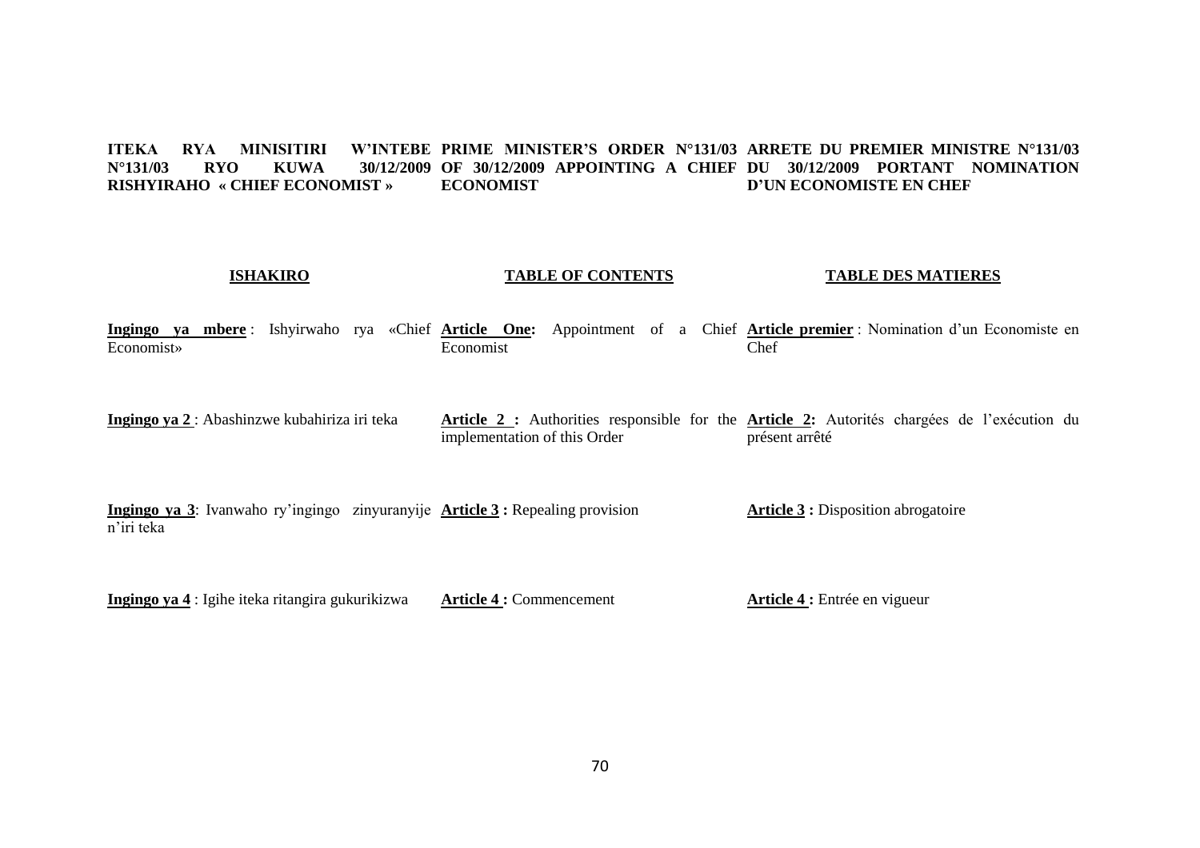| **ITEKA RYA MINISITIRI W'INTEBE N°131/03 RYO KUWA 30/12/2009 RISHYIRAHO « CHIEF ECONOMIST »** | **PRIME MINISTER'S ORDER N°131/03 OF 30/12/2009 APPOINTING A CHIEF ECONOMIST** | **ARRETE DU PREMIER MINISTRE N°131/03 DU 30/12/2009 PORTANT NOMINATION D'UN ECONOMISTE EN CHEF** |
|---|---|---|
| **ISHAKIRO** | **TABLE OF CONTENTS** | **TABLE DES MATIERES** |
| **Ingingo ya mbere** : Ishyirwaho rya «Chief Economist» | **Article One:** Appointment of a Chief Economist | **Article premier** : Nomination d'un Economiste en Chef |
| **Ingingo ya 2** : Abashinzwe kubahiriza iri teka | **Article 2 :** Authorities responsible for the implementation of this Order | **Article 2:** Autorités chargées de l'exécution du présent arrêté |
| **Ingingo ya 3**: Ivanwaho ry'ingingo zinyuranyije n'iri teka | **Article 3 :** Repealing provision | **Article 3 :** Disposition abrogatoire |
| **Ingingo ya 4** : Igihe iteka ritangira gukurikizwa | **Article 4 :** Commencement | **Article 4 :** Entrée en vigueur |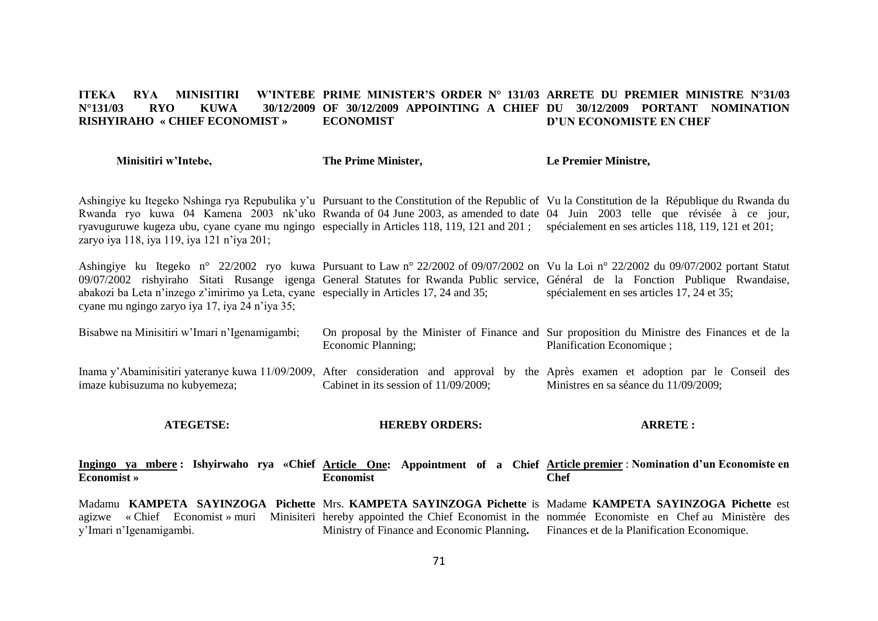**ITEKA RYA MINISITIRI W'INTEBE N°131/03 RYO KUWA 30/12/2009 RISHYIRAHO « CHIEF ECONOMIST »**

**Minisitiri w'Intebe,**

Ashingiye ku Itegeko Nshinga rya Repubulika y'u Rwanda ryo kuwa 04 Kamena 2003 nk'uko ryavuguruwe kugeza ubu, cyane cyane mu ngingo zaryo iya 118, iya 119, iya 121 n'iya 201;

Ashingiye ku Itegeko n° 22/2002 ryo kuwa 09/07/2002 rishyiraho Sitati Rusange igenga abakozi ba Leta n'inzego z'imirimo ya Leta, cyane cyane mu ngingo zaryo iya 17, iya 24 n'iya 35;

Bisabwe na Minisitiri w'Imari n'Igenamigambi;

Inama y'Abaminisitiri yateranye kuwa 11/09/2009, imaze kubisuzuma no kubyemeza;

**ATEGETSE:**

**Ingingo ya mbere : Ishyirwaho rya «Chief Economist »**

Madamu **KAMPETA SAYINZOGA Pichette** agizwe « Chief Economist » muri Minisiteri y'Imari n'Igenamigambi.

---

**PRIME MINISTER'S ORDER N° 131/03 OF 30/12/2009 APPOINTING A CHIEF ECONOMIST**

**The Prime Minister,**

Pursuant to the Constitution of the Republic of Rwanda of 04 June 2003, as amended to date especially in Articles 118, 119, 121 and 201 ;

Pursuant to Law n° 22/2002 of 09/07/2002 on General Statutes for Rwanda Public service, especially in Articles 17, 24 and 35;

On proposal by the Minister of Finance and Economic Planning;

After consideration and approval by the Cabinet in its session of 11/09/2009;

**HEREBY ORDERS:**

**Article One: Appointment of a Chief Economist**

Mrs. **KAMPETA SAYINZOGA Pichette** is hereby appointed the Chief Economist in the Ministry of Finance and Economic Planning**.**

---

**ARRETE DU PREMIER MINISTRE N°31/03 DU 30/12/2009 PORTANT NOMINATION D'UN ECONOMISTE EN CHEF**

**Le Premier Ministre,**

Vu la Constitution de la République du Rwanda du 04 Juin 2003 telle que révisée à ce jour, spécialement en ses articles 118, 119, 121 et 201;

Vu la Loi n° 22/2002 du 09/07/2002 portant Statut Général de la Fonction Publique Rwandaise, spécialement en ses articles 17, 24 et 35;

Sur proposition du Ministre des Finances et de la Planification Economique ;

Après examen et adoption par le Conseil des Ministres en sa séance du 11/09/2009;

**ARRETE :**

**Article premier** : **Nomination d'un Economiste en Chef**

Madame **KAMPETA SAYINZOGA Pichette** est nommée Economiste en Chef au Ministère des Finances et de la Planification Economique.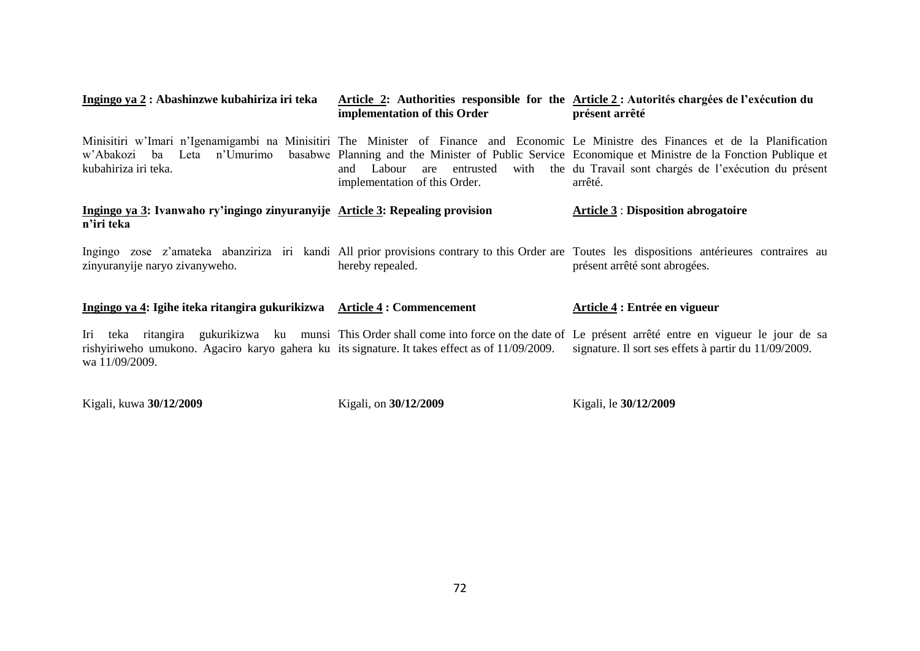**<u>Ingingo ya 2</u> : Abashinzwe kubahiriza iri teka**

Minisitiri w'Imari n'Igenamigambi na Minisitiri w'Abakozi ba Leta n'Umurimo basabwe kubahiriza iri teka.

**<u>Ingingo ya 3</u>: Ivanwaho ry'ingingo zinyuranyije n'iri teka**

Ingingo zose z'amateka abanziriza iri kandi zinyuranyije naryo zivanyweho.

**<u>Ingingo ya 4</u>: Igihe iteka ritangira gukurikizwa**

Iri teka ritangira gukurikizwa ku munsi rishyiriweho umukono. Agaciro karyo gahera ku wa 11/09/2009.

Kigali, kuwa **30/12/2009**

**<u>Article 2</u>: Authorities responsible for the implementation of this Order**

The Minister of Finance and Economic Planning and the Minister of Public Service and Labour are entrusted with the implementation of this Order.

**<u>Article 3</u>: Repealing provision**

All prior provisions contrary to this Order are hereby repealed.

**<u>Article 4</u> : Commencement**

This Order shall come into force on the date of its signature. It takes effect as of 11/09/2009.

Kigali, on **30/12/2009**

**<u>Article 2</u> : Autorités chargées de l'exécution du présent arrêté**

Le Ministre des Finances et de la Planification Economique et Ministre de la Fonction Publique et du Travail sont chargés de l'exécution du présent arrêté.

**<u>Article 3</u> : Disposition abrogatoire**

Toutes les dispositions antérieures contraires au présent arrêté sont abrogées.

**<u>Article 4</u> : Entrée en vigueur**

Le présent arrêté entre en vigueur le jour de sa signature. Il sort ses effets à partir du 11/09/2009.

Kigali, le **30/12/2009**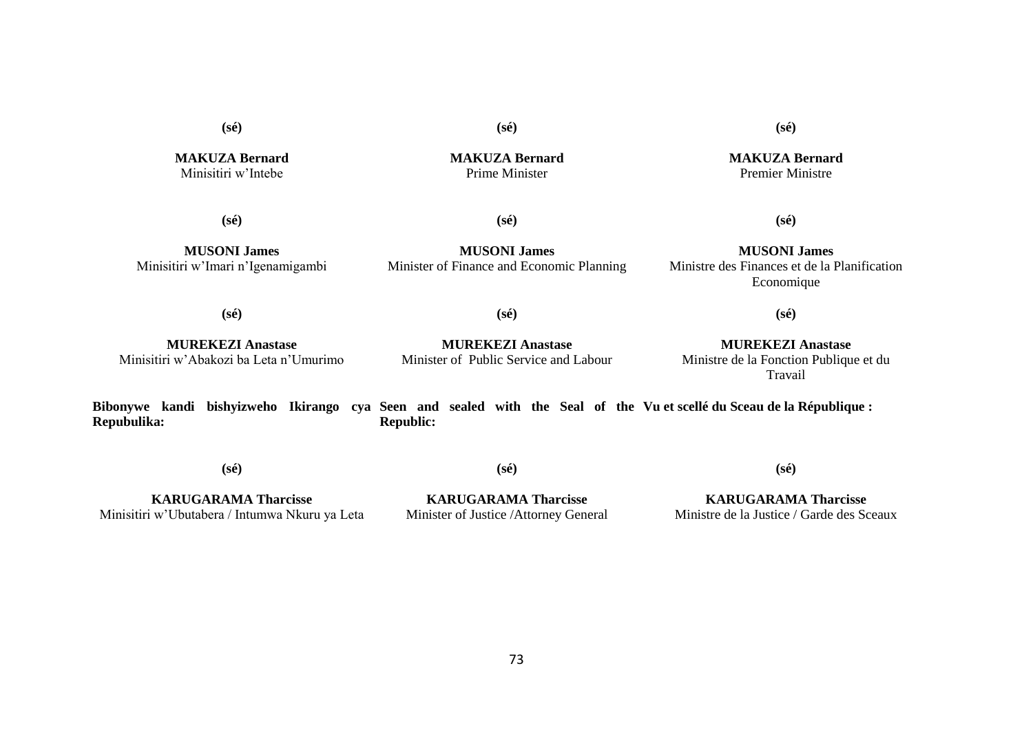**(sé)**

**MAKUZA Bernard**
Minisitiri w'Intebe

**(sé)**

**MUSONI James**
Minisitiri w'Imari n'Igenamigambi

**(sé)**

**MUREKEZI Anastase**
Minisitiri w'Abakozi ba Leta n'Umurimo

**Bibonywe kandi bishyizweho Ikirango cya Repubulika:**

**(sé)**

**KARUGARAMA Tharcisse**
Minisitiri w'Ubutabera / Intumwa Nkuru ya Leta

**(sé)**

**MAKUZA Bernard**
Prime Minister

**(sé)**

**MUSONI James**
Minister of Finance and Economic Planning

**(sé)**

**MUREKEZI Anastase**
Minister of Public Service and Labour

**Seen and sealed with the Seal of the Republic:**

**(sé)**

**KARUGARAMA Tharcisse**
Minister of Justice /Attorney General

**(sé)**

**MAKUZA Bernard**
Premier Ministre

**(sé)**

**MUSONI James**
Ministre des Finances et de la Planification Economique

**(sé)**

**MUREKEZI Anastase**
Ministre de la Fonction Publique et du Travail

**Vu et scellé du Sceau de la République :**

**(sé)**

**KARUGARAMA Tharcisse**
Ministre de la Justice / Garde des Sceaux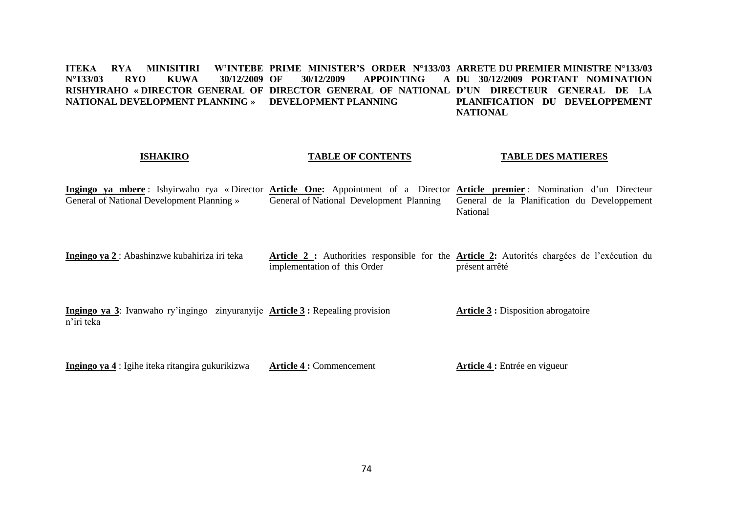**ITEKA RYA MINISITIRI W'INTEBE N°133/03 RYO KUWA 30/12/2009 RISHYIRAHO « DIRECTOR GENERAL OF NATIONAL DEVELOPMENT PLANNING »**

**PRIME MINISTER'S ORDER N°133/03 OF 30/12/2009 APPOINTING A DIRECTOR GENERAL OF NATIONAL DEVELOPMENT PLANNING**

**ARRETE DU PREMIER MINISTRE N°133/03 DU 30/12/2009 PORTANT NOMINATION D'UN DIRECTEUR GENERAL DE LA PLANIFICATION DU DEVELOPPEMENT NATIONAL**

**ISHAKIRO**

**Ingingo ya mbere** : Ishyirwaho rya « Director General of National Development Planning »

**Ingingo ya 2** : Abashinzwe kubahiriza iri teka

**Ingingo ya 3**: Ivanwaho ry'ingingo zinyuranyije n'iri teka

**Ingingo ya 4** : Igihe iteka ritangira gukurikizwa

**TABLE OF CONTENTS**

**Article One:** Appointment of a Director General of National Development Planning

**Article 2 :** Authorities responsible for the implementation of this Order

**Article 3 :** Repealing provision

**Article 4 :** Commencement

**TABLE DES MATIERES**

**Article premier** : Nomination d'un Directeur General de la Planification du Developpement National

**Article 2:** Autorités chargées de l'exécution du présent arrêté

**Article 3 :** Disposition abrogatoire

**Article 4 :** Entrée en vigueur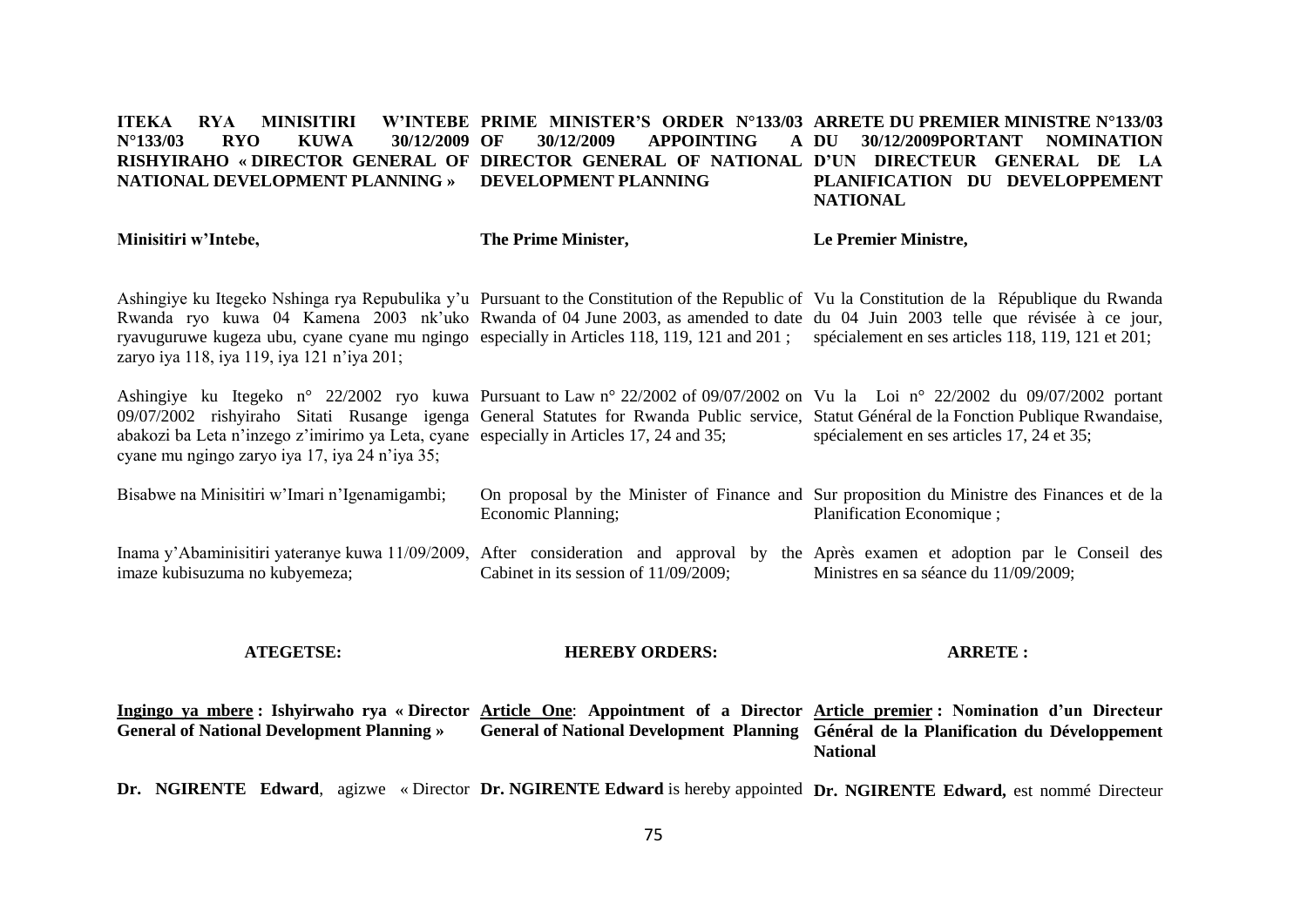**ITEKA RYA MINISITIRI W'INTEBE N°133/03 RYO KUWA 30/12/2009 RISHYIRAHO « DIRECTOR GENERAL OF NATIONAL DEVELOPMENT PLANNING »**

**PRIME MINISTER'S ORDER N°133/03 OF 30/12/2009 APPOINTING A DIRECTOR GENERAL OF NATIONAL DEVELOPMENT PLANNING**

**ARRETE DU PREMIER MINISTRE N°133/03 DU 30/12/2009PORTANT NOMINATION D'UN DIRECTEUR GENERAL DE LA PLANIFICATION DU DEVELOPPEMENT NATIONAL**

**Minisitiri w'Intebe,**

**The Prime Minister,**

**Le Premier Ministre,**

Ashingiye ku Itegeko Nshinga rya Repubulika y'u Rwanda ryo kuwa 04 Kamena 2003 nk'uko ryavuguruwe kugeza ubu, cyane cyane mu ngingo zaryo iya 118, iya 119, iya 121 n'iya 201;

Pursuant to the Constitution of the Republic of Rwanda of 04 June 2003, as amended to date especially in Articles 118, 119, 121 and 201 ;

Vu la Constitution de la République du Rwanda du 04 Juin 2003 telle que révisée à ce jour, spécialement en ses articles 118, 119, 121 et 201;

Ashingiye ku Itegeko n° 22/2002 ryo kuwa 09/07/2002 rishyiraho Sitati Rusange igenga abakozi ba Leta n'inzego z'imirimo ya Leta, cyane cyane mu ngingo zaryo iya 17, iya 24 n'iya 35;

Pursuant to Law n° 22/2002 of 09/07/2002 on General Statutes for Rwanda Public service, especially in Articles 17, 24 and 35;

Vu la Loi n° 22/2002 du 09/07/2002 portant Statut Général de la Fonction Publique Rwandaise, spécialement en ses articles 17, 24 et 35;

Bisabwe na Minisitiri w'Imari n'Igenamigambi;

On proposal by the Minister of Finance and Economic Planning;

Sur proposition du Ministre des Finances et de la Planification Economique ;

Inama y'Abaminisitiri yateranye kuwa 11/09/2009, imaze kubisuzuma no kubyemeza;

After consideration and approval by the Cabinet in its session of 11/09/2009;

Après examen et adoption par le Conseil des Ministres en sa séance du 11/09/2009;

**ATEGETSE:**

**HEREBY ORDERS:**

**ARRETE :**

**<u>Ingingo ya mbere</u> : Ishyirwaho rya « Director General of National Development Planning »**

**<u>Article One</u>: Appointment of a Director General of National Development Planning**

**<u>Article premier</u> : Nomination d'un Directeur Général de la Planification du Développement National**

**Dr. NGIRENTE Edward**, agizwe « Director

**Dr. NGIRENTE Edward** is hereby appointed

**Dr. NGIRENTE Edward,** est nommé Directeur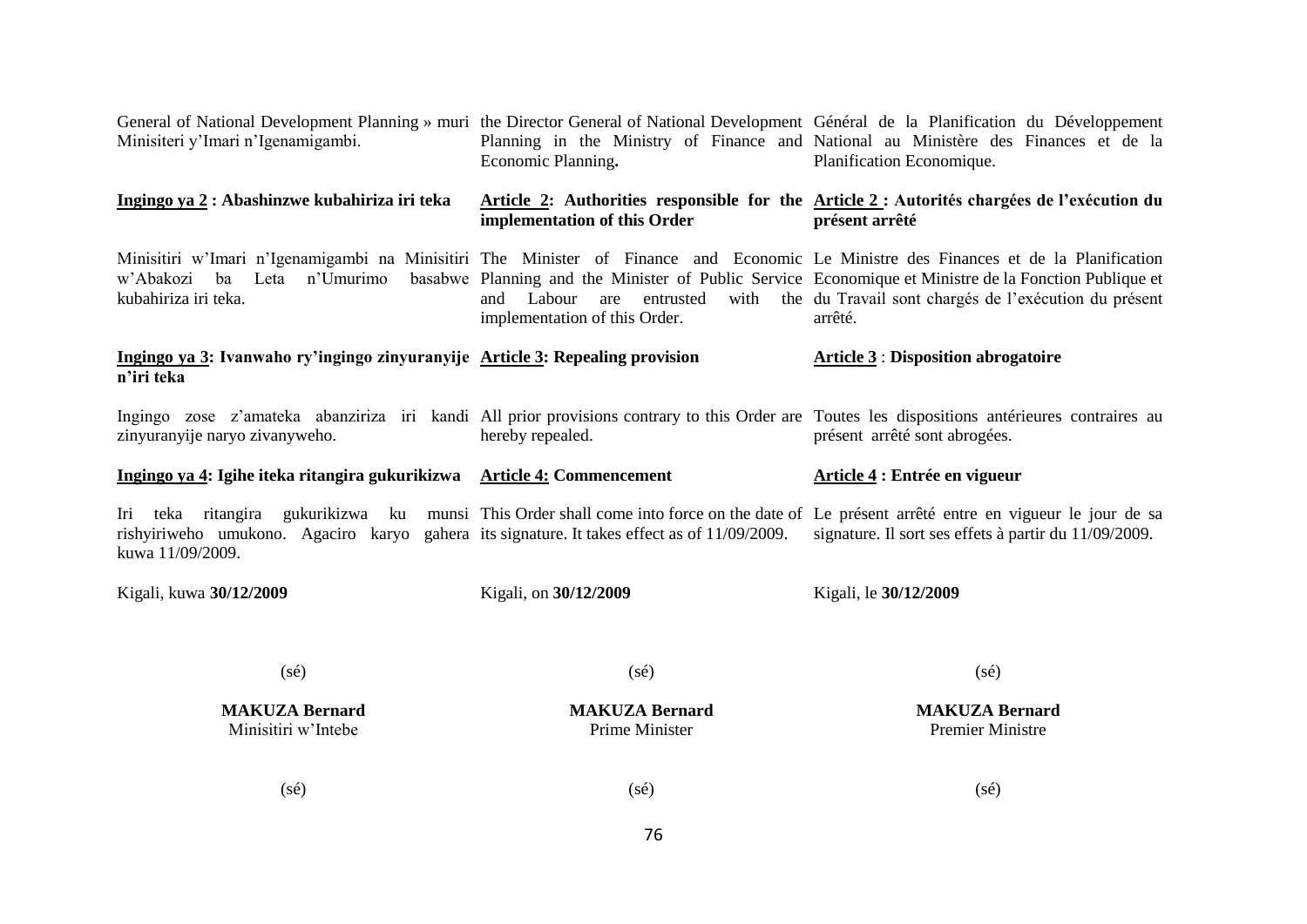General of National Development Planning » muri Minisiteri y'Imari n'Igenamigambi.

**Ingingo ya 2 : Abashinzwe kubahiriza iri teka**

Minisitiri w'Imari n'Igenamigambi na Minisitiri w'Abakozi ba Leta n'Umurimo basabwe kubahiriza iri teka.

**Ingingo ya 3: Ivanwaho ry'ingingo zinyuranyije n'iri teka**

Ingingo zose z'amateka abanziriza iri kandi zinyuranyije naryo zivanyweho.

**Ingingo ya 4: Igihe iteka ritangira gukurikizwa**

Iri teka ritangira gukurikizwa ku munsi rishyiriweho umukono. Agaciro karyo gahera kuwa 11/09/2009.

Kigali, kuwa **30/12/2009**

(sé)

**MAKUZA Bernard**
Minisitiri w'Intebe

(sé)

the Director General of National Development Planning in the Ministry of Finance and Economic Planning**.**

**Article 2: Authorities responsible for the implementation of this Order**

The Minister of Finance and Economic Planning and the Minister of Public Service and Labour are entrusted with the implementation of this Order.

**Article 3: Repealing provision**

All prior provisions contrary to this Order are hereby repealed.

**Article 4: Commencement**

This Order shall come into force on the date of its signature. It takes effect as of 11/09/2009.

Kigali, on **30/12/2009**

(sé)

**MAKUZA Bernard**
Prime Minister

(sé)

Général de la Planification du Développement National au Ministère des Finances et de la Planification Economique.

**Article 2 : Autorités chargées de l'exécution du présent arrêté**

Le Ministre des Finances et de la Planification Economique et Ministre de la Fonction Publique et du Travail sont chargés de l'exécution du présent arrêté.

**Article 3** : **Disposition abrogatoire**

Toutes les dispositions antérieures contraires au présent arrêté sont abrogées.

**Article 4 : Entrée en vigueur**

Le présent arrêté entre en vigueur le jour de sa signature. Il sort ses effets à partir du 11/09/2009.

Kigali, le **30/12/2009**

(sé)

**MAKUZA Bernard**
Premier Ministre

(sé)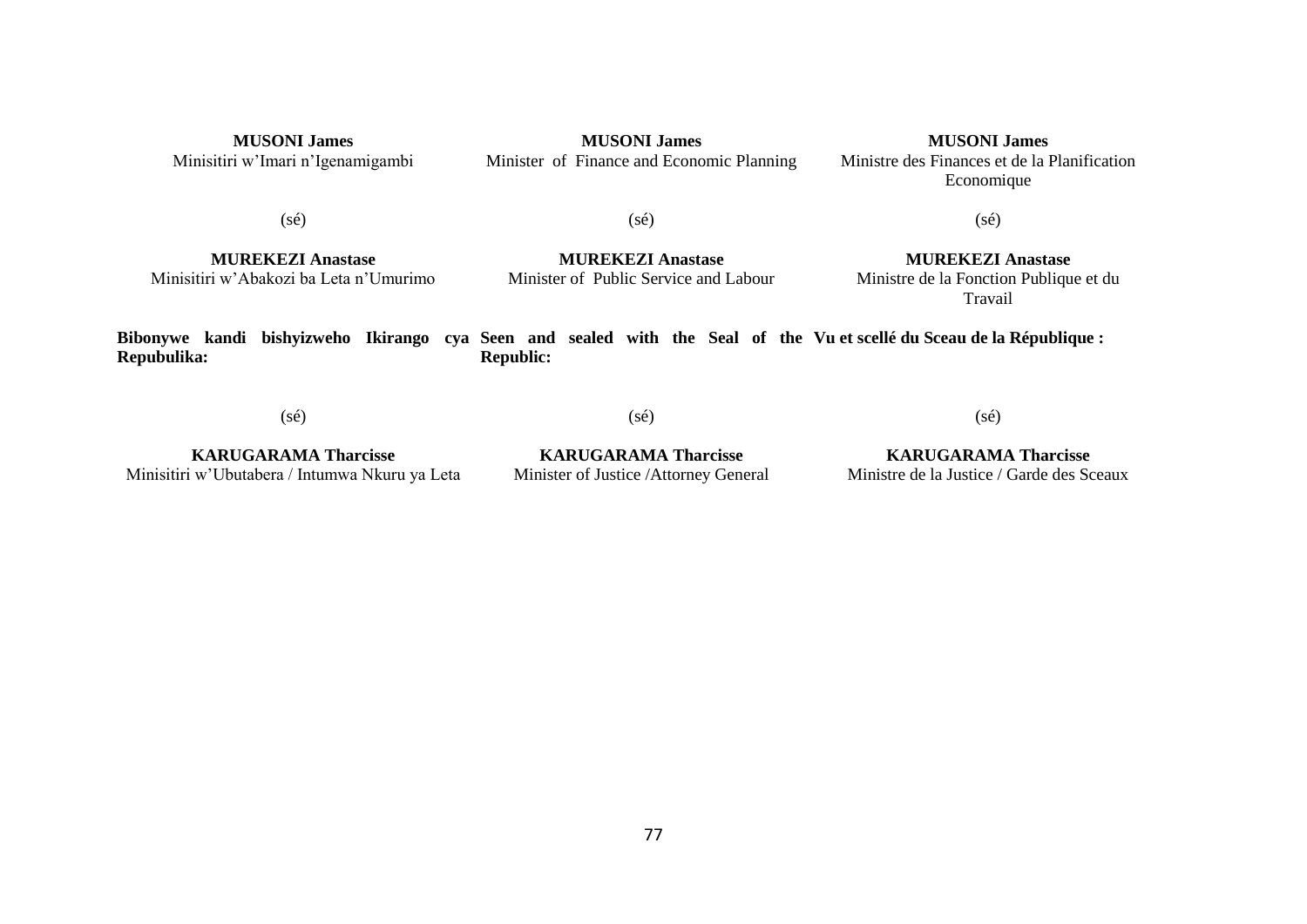| Kinyarwanda | English | Français |
|---|---|---|
| **MUSONI James**<br>Minisitiri w'Imari n'Igenamigambi | **MUSONI James**<br>Minister of Finance and Economic Planning | **MUSONI James**<br>Ministre des Finances et de la Planification Economique |
| (sé) | (sé) | (sé) |
| **MUREKEZI Anastase**<br>Minisitiri w'Abakozi ba Leta n'Umurimo | **MUREKEZI Anastase**<br>Minister of Public Service and Labour | **MUREKEZI Anastase**<br>Ministre de la Fonction Publique et du Travail |
| **Bibonywe kandi bishyizweho Ikirango cya Repubulika:** | **Seen and sealed with the Seal of the Republic:** | **Vu et scellé du Sceau de la République :** |
| (sé) | (sé) | (sé) |
| **KARUGARAMA Tharcisse**<br>Minisitiri w'Ubutabera / Intumwa Nkuru ya Leta | **KARUGARAMA Tharcisse**<br>Minister of Justice /Attorney General | **KARUGARAMA Tharcisse**<br>Ministre de la Justice / Garde des Sceaux |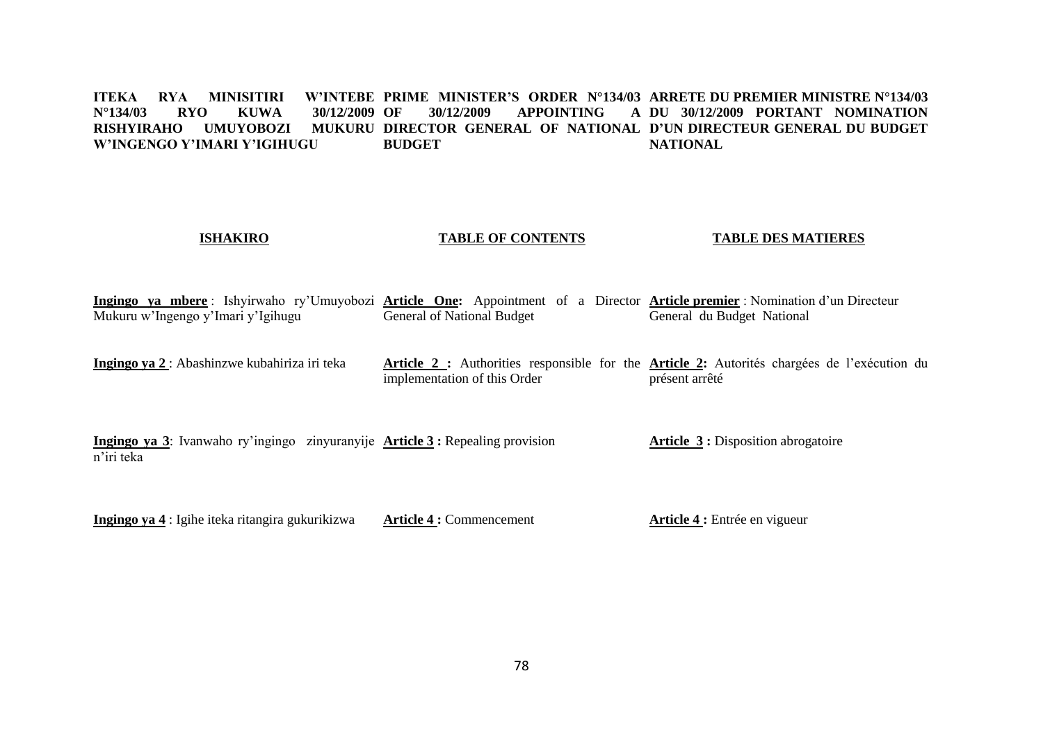**ITEKA RYA MINISITIRI W'INTEBE N°134/03 RYO KUWA 30/12/2009 RISHYIRAHO UMUYOBOZI MUKURU W'INGENGO Y'IMARI Y'IGIHUGU**

**PRIME MINISTER'S ORDER N°134/03 OF 30/12/2009 APPOINTING A DIRECTOR GENERAL OF NATIONAL BUDGET**

**ARRETE DU PREMIER MINISTRE N°134/03 DU 30/12/2009 PORTANT NOMINATION D'UN DIRECTEUR GENERAL DU BUDGET NATIONAL**

**ISHAKIRO**

**Ingingo ya mbere** : Ishyirwaho ry'Umuyobozi Mukuru w'Ingengo y'Imari y'Igihugu

**Ingingo ya 2** : Abashinzwe kubahiriza iri teka

**Ingingo ya 3**: Ivanwaho ry'ingingo zinyuranyije n'iri teka

**Ingingo ya 4** : Igihe iteka ritangira gukurikizwa

**TABLE OF CONTENTS**

**Article One:** Appointment of a Director General of National Budget

**Article 2 :** Authorities responsible for the implementation of this Order

**Article 3 :** Repealing provision

**Article 4 :** Commencement

**TABLE DES MATIERES**

**Article premier** : Nomination d'un Directeur General du Budget National

**Article 2:** Autorités chargées de l'exécution du présent arrêté

**Article 3 :** Disposition abrogatoire

**Article 4 :** Entrée en vigueur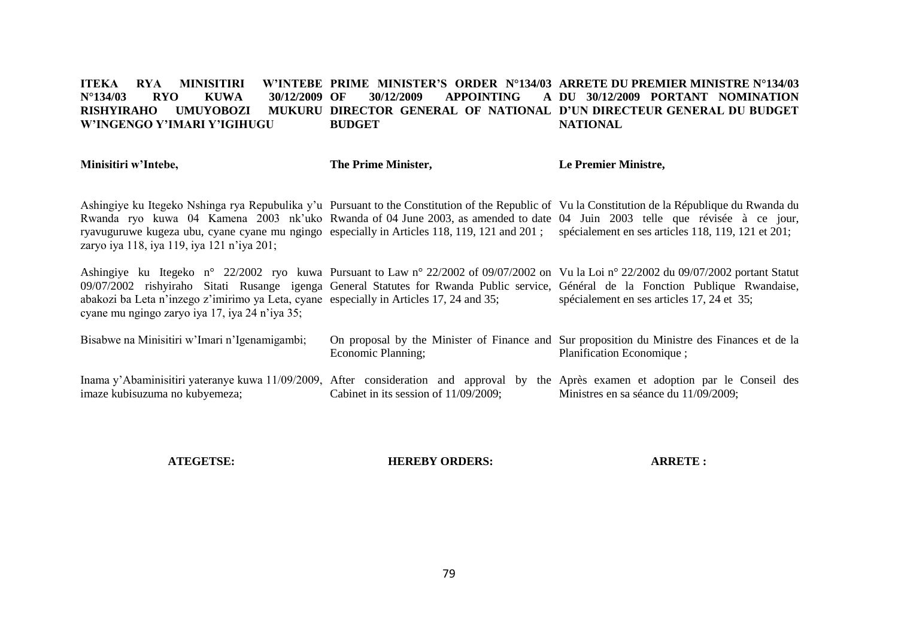**ITEKA RYA MINISITIRI W'INTEBE N°134/03 RYO KUWA 30/12/2009 RISHYIRAHO UMUYOBOZI MUKURU W'INGENGO Y'IMARI Y'IGIHUGU**

**Minisitiri w'Intebe,**

Ashingiye ku Itegeko Nshinga rya Repubulika y'u Rwanda ryo kuwa 04 Kamena 2003 nk'uko ryavuguruwe kugeza ubu, cyane cyane mu ngingo zaryo iya 118, iya 119, iya 121 n'iya 201;

Ashingiye ku Itegeko n° 22/2002 ryo kuwa 09/07/2002 rishyiraho Sitati Rusange igenga abakozi ba Leta n'inzego z'imirimo ya Leta, cyane cyane mu ngingo zaryo iya 17, iya 24 n'iya 35;

Bisabwe na Minisitiri w'Imari n'Igenamigambi;

Inama y'Abaminisitiri yateranye kuwa 11/09/2009, imaze kubisuzuma no kubyemeza;

**ATEGETSE:**

**PRIME MINISTER'S ORDER N°134/03 OF 30/12/2009 APPOINTING A DIRECTOR GENERAL OF NATIONAL BUDGET**

**The Prime Minister,**

Pursuant to the Constitution of the Republic of Rwanda of 04 June 2003, as amended to date especially in Articles 118, 119, 121 and 201 ;

Pursuant to Law n° 22/2002 of 09/07/2002 on General Statutes for Rwanda Public service, especially in Articles 17, 24 and 35;

On proposal by the Minister of Finance and Economic Planning;

After consideration and approval by the Cabinet in its session of 11/09/2009;

**HEREBY ORDERS:**

**ARRETE DU PREMIER MINISTRE N°134/03 DU 30/12/2009 PORTANT NOMINATION D'UN DIRECTEUR GENERAL DU BUDGET NATIONAL**

**Le Premier Ministre,**

Vu la Constitution de la République du Rwanda du 04 Juin 2003 telle que révisée à ce jour, spécialement en ses articles 118, 119, 121 et 201;

Vu la Loi n° 22/2002 du 09/07/2002 portant Statut Général de la Fonction Publique Rwandaise, spécialement en ses articles 17, 24 et 35;

Sur proposition du Ministre des Finances et de la Planification Economique ;

Après examen et adoption par le Conseil des Ministres en sa séance du 11/09/2009;

**ARRETE :**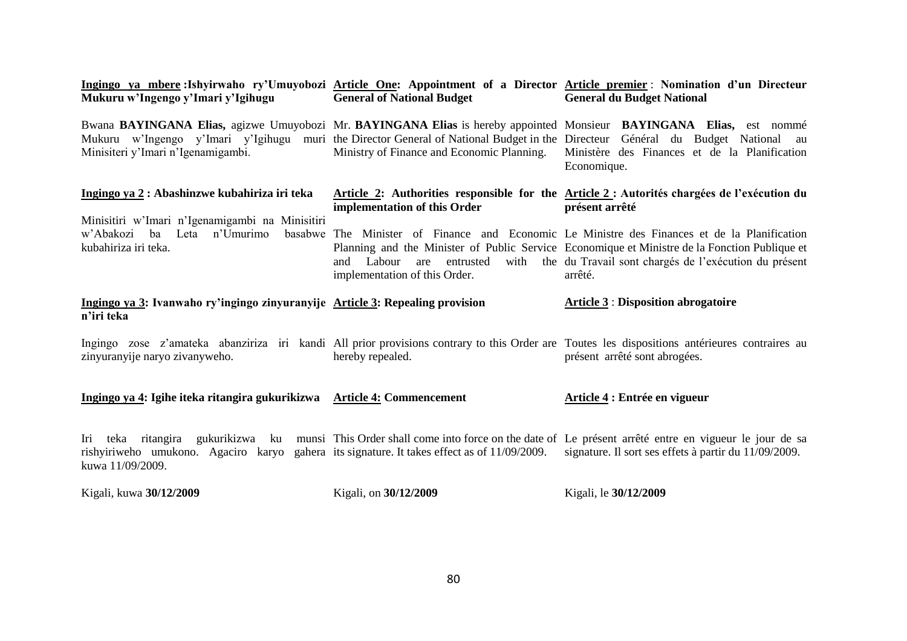**Ingingo ya mbere : Ishyirwaho ry'Umuyobozi Mukuru w'Ingengo y'Imari y'Igihugu**

Bwana **BAYINGANA Elias,** agizwe Umuyobozi Mukuru w'Ingengo y'Imari y'Igihugu muri Minisiteri y'Imari n'Igenamigambi.

**Ingingo ya 2 : Abashinzwe kubahiriza iri teka**

Minisitiri w'Imari n'Igenamigambi na Minisitiri w'Abakozi ba Leta n'Umurimo basabwe kubahiriza iri teka.

**Ingingo ya 3: Ivanwaho ry'ingingo zinyuranyije n'iri teka**

Ingingo zose z'amateka abanziriza iri kandi zinyuranyije naryo zivanyweho.

**Ingingo ya 4: Igihe iteka ritangira gukurikizwa**

Iri teka ritangira gukurikizwa ku munsi rishyiriweho umukono. Agaciro karyo gahera kuwa 11/09/2009.

Kigali, kuwa **30/12/2009**

**Article One: Appointment of a Director General of National Budget**

Mr. **BAYINGANA Elias** is hereby appointed the Director General of National Budget in the Ministry of Finance and Economic Planning.

**Article 2: Authorities responsible for the implementation of this Order**

The Minister of Finance and Economic Planning and the Minister of Public Service and Labour are entrusted with the implementation of this Order.

**Article 3: Repealing provision**

All prior provisions contrary to this Order are hereby repealed.

**Article 4: Commencement**

This Order shall come into force on the date of its signature. It takes effect as of 11/09/2009.

Kigali, on **30/12/2009**

**Article premier : Nomination d'un Directeur Général du Budget National**

Monsieur **BAYINGANA Elias,** est nommé Directeur Général du Budget National au Ministère des Finances et de la Planification Economique.

**Article 2 : Autorités chargées de l'exécution du présent arrêté**

Le Ministre des Finances et de la Planification Economique et Ministre de la Fonction Publique et du Travail sont chargés de l'exécution du présent arrêté.

**Article 3 : Disposition abrogatoire**

Toutes les dispositions antérieures contraires au présent arrêté sont abrogées.

**Article 4 : Entrée en vigueur**

Le présent arrêté entre en vigueur le jour de sa signature. Il sort ses effets à partir du 11/09/2009.

Kigali, le **30/12/2009**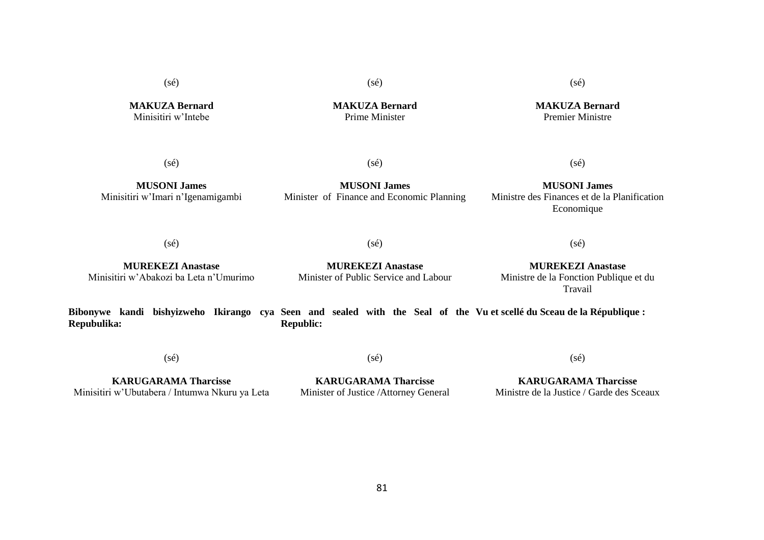| Kinyarwanda | English | Français |
|---|---|---|
| (sé) | (sé) | (sé) |
| **MAKUZA Bernard**<br>Minisitiri w'Intebe | **MAKUZA Bernard**<br>Prime Minister | **MAKUZA Bernard**<br>Premier Ministre |
| (sé) | (sé) | (sé) |
| **MUSONI James**<br>Minisitiri w'Imari n'Igenamigambi | **MUSONI James**<br>Minister of Finance and Economic Planning | **MUSONI James**<br>Ministre des Finances et de la Planification Economique |
| (sé) | (sé) | (sé) |
| **MUREKEZI Anastase**<br>Minisitiri w'Abakozi ba Leta n'Umurimo | **MUREKEZI Anastase**<br>Minister of Public Service and Labour | **MUREKEZI Anastase**<br>Ministre de la Fonction Publique et du Travail |
| **Bibonywe kandi bishyizweho Ikirango cya Repubulika:** | **Seen and sealed with the Seal of the Republic:** | **Vu et scellé du Sceau de la République :** |
| (sé) | (sé) | (sé) |
| **KARUGARAMA Tharcisse**<br>Minisitiri w'Ubutabera / Intumwa Nkuru ya Leta | **KARUGARAMA Tharcisse**<br>Minister of Justice /Attorney General | **KARUGARAMA Tharcisse**<br>Ministre de la Justice / Garde des Sceaux |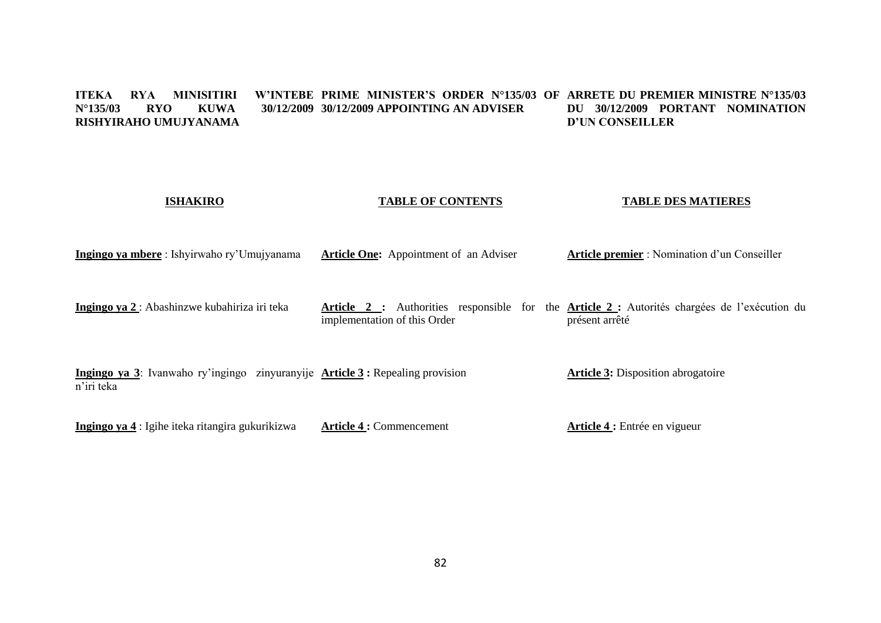**ITEKA RYA MINISITIRI W'INTEBE N°135/03 RYO KUWA 30/12/2009 RISHYIRAHO UMUJYANAMA**

**PRIME MINISTER'S ORDER N°135/03 OF 30/12/2009 APPOINTING AN ADVISER**

**ARRETE DU PREMIER MINISTRE N°135/03 DU 30/12/2009 PORTANT NOMINATION D'UN CONSEILLER**

| **ISHAKIRO** | **TABLE OF CONTENTS** | **TABLE DES MATIERES** |
|---|---|---|
| **Ingingo ya mbere** : Ishyirwaho ry'Umujyanama | **Article One:** Appointment of an Adviser | **Article premier** : Nomination d'un Conseiller |
| **Ingingo ya 2** : Abashinzwe kubahiriza iri teka | **Article 2 :** Authorities responsible for the implementation of this Order | **Article 2 :** Autorités chargées de l'exécution du présent arrêté |
| **Ingingo ya 3**: Ivanwaho ry'ingingo zinyuranyije n'iri teka | **Article 3 :** Repealing provision | **Article 3:** Disposition abrogatoire |
| **Ingingo ya 4** : Igihe iteka ritangira gukurikizwa | **Article 4 :** Commencement | **Article 4 :** Entrée en vigueur |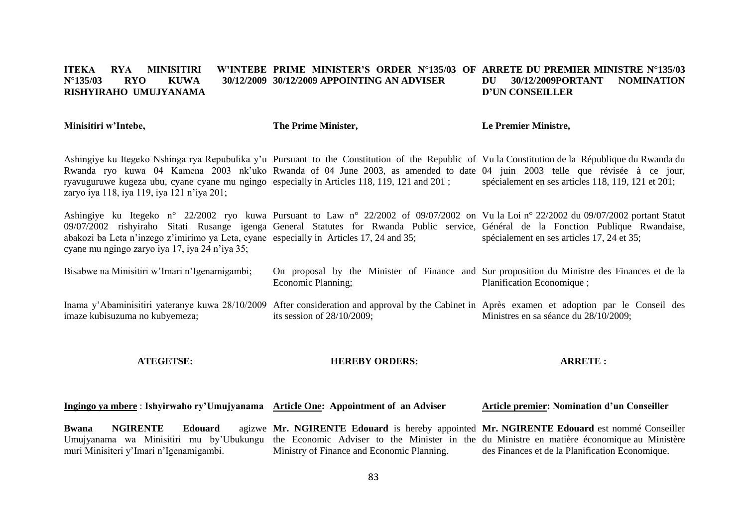**ITEKA RYA MINISITIRI W'INTEBE N°135/03 RYO KUWA 30/12/2009 RISHYIRAHO UMUJYANAMA**

**PRIME MINISTER'S ORDER N°135/03 OF 30/12/2009 APPOINTING AN ADVISER**

**ARRETE DU PREMIER MINISTRE N°135/03 DU 30/12/2009PORTANT NOMINATION D'UN CONSEILLER**

**Minisitiri w'Intebe,**

**The Prime Minister,**

**Le Premier Ministre,**

Ashingiye ku Itegeko Nshinga rya Repubulika y'u Rwanda ryo kuwa 04 Kamena 2003 nk'uko ryavuguruwe kugeza ubu, cyane cyane mu ngingo zaryo iya 118, iya 119, iya 121 n'iya 201;

Pursuant to the Constitution of the Republic of Rwanda of 04 June 2003, as amended to date especially in Articles 118, 119, 121 and 201 ;

Vu la Constitution de la République du Rwanda du 04 juin 2003 telle que révisée à ce jour, spécialement en ses articles 118, 119, 121 et 201;

Ashingiye ku Itegeko n° 22/2002 ryo kuwa 09/07/2002 rishyiraho Sitati Rusange igenga abakozi ba Leta n'inzego z'imirimo ya Leta, cyane cyane mu ngingo zaryo iya 17, iya 24 n'iya 35;

Pursuant to Law n° 22/2002 of 09/07/2002 on General Statutes for Rwanda Public service, especially in Articles 17, 24 and 35;

Vu la Loi n° 22/2002 du 09/07/2002 portant Statut Général de la Fonction Publique Rwandaise, spécialement en ses articles 17, 24 et 35;

Bisabwe na Minisitiri w'Imari n'Igenamigambi;

On proposal by the Minister of Finance and Economic Planning;

Sur proposition du Ministre des Finances et de la Planification Economique ;

Inama y'Abaminisitiri yateranye kuwa 28/10/2009 imaze kubisuzuma no kubyemeza;

After consideration and approval by the Cabinet in its session of 28/10/2009;

Après examen et adoption par le Conseil des Ministres en sa séance du 28/10/2009;

**ATEGETSE:**

**HEREBY ORDERS:**

**ARRETE :**

**Ingingo ya mbere : Ishyirwaho ry'Umujyanama**

**Bwana NGIRENTE Edouard** agizwe Umujyanama wa Minisitiri mu by'Ubukungu muri Minisiteri y'Imari n'Igenamigambi.

**Article One: Appointment of an Adviser**

**Mr. NGIRENTE Edouard** is hereby appointed the Economic Adviser to the Minister in the Ministry of Finance and Economic Planning.

**Article premier: Nomination d'un Conseiller**

**Mr. NGIRENTE Edouard** est nommé Conseiller du Ministre en matière économique au Ministère des Finances et de la Planification Economique.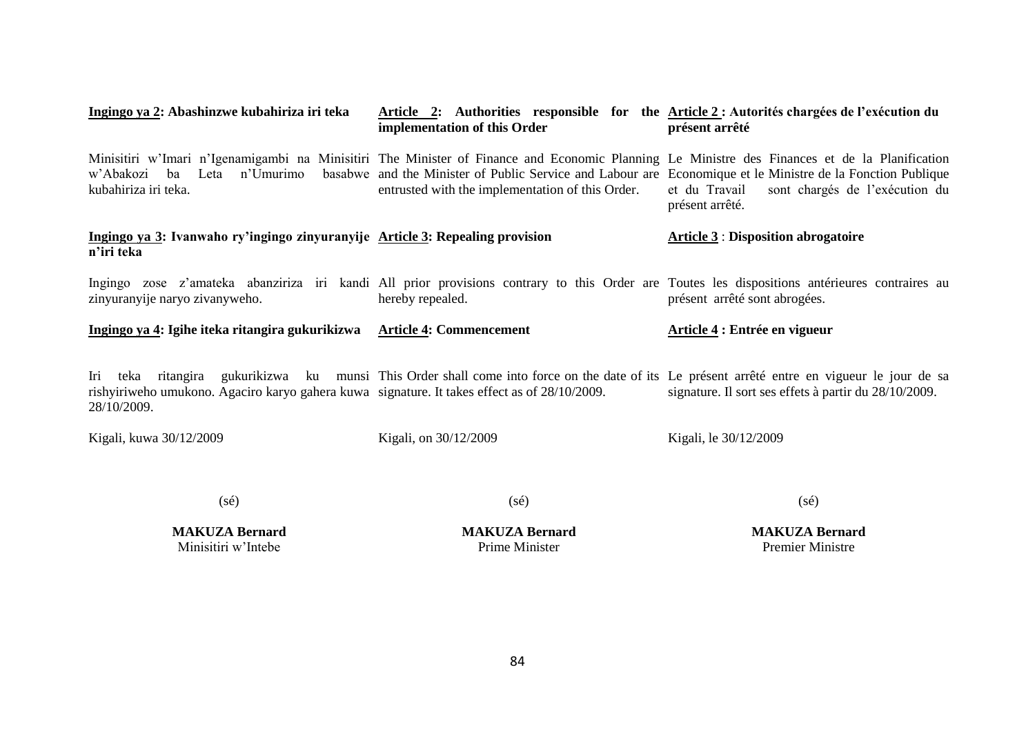**Ingingo ya 2: Abashinzwe kubahiriza iri teka**

Minisitiri w'Imari n'Igenamigambi na Minisitiri w'Abakozi ba Leta n'Umurimo basabwe kubahiriza iri teka.

**Ingingo ya 3: Ivanwaho ry'ingingo zinyuranyije n'iri teka**

Ingingo zose z'amateka abanziriza iri kandi zinyuranyije naryo zivanyweho.

**Ingingo ya 4: Igihe iteka ritangira gukurikizwa**

Iri teka ritangira gukurikizwa ku munsi rishyiriweho umukono. Agaciro karyo gahera kuwa 28/10/2009.

Kigali, kuwa 30/12/2009

(sé)

**MAKUZA Bernard**
Minisitiri w'Intebe

**Article 2: Authorities responsible for the implementation of this Order**

The Minister of Finance and Economic Planning and the Minister of Public Service and Labour are entrusted with the implementation of this Order.

**Article 3: Repealing provision**

All prior provisions contrary to this Order are hereby repealed.

**Article 4: Commencement**

This Order shall come into force on the date of its signature. It takes effect as of 28/10/2009.

Kigali, on 30/12/2009

(sé)

**MAKUZA Bernard**
Prime Minister

**Article 2 : Autorités chargées de l'exécution du présent arrêté**

Le Ministre des Finances et de la Planification Economique et le Ministre de la Fonction Publique et du Travail sont chargés de l'exécution du présent arrêté.

**Article 3 : Disposition abrogatoire**

Toutes les dispositions antérieures contraires au présent arrêté sont abrogées.

**Article 4 : Entrée en vigueur**

Le présent arrêté entre en vigueur le jour de sa signature. Il sort ses effets à partir du 28/10/2009.

Kigali, le 30/12/2009

(sé)

**MAKUZA Bernard**
Premier Ministre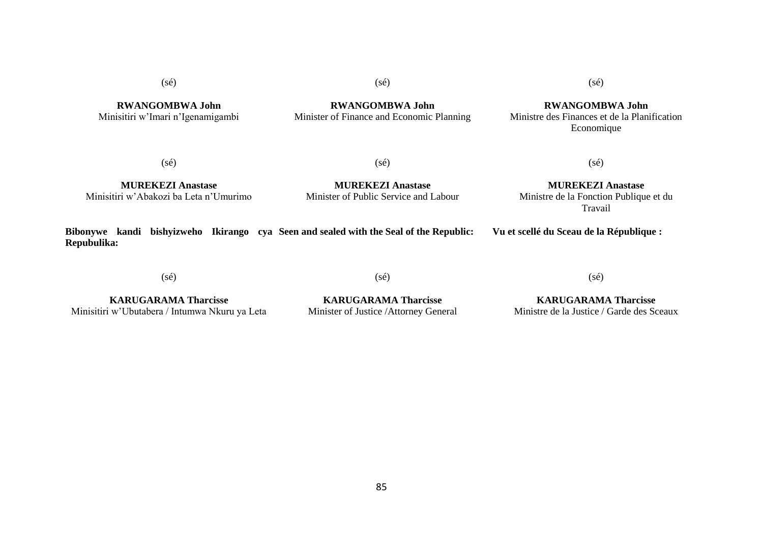(sé)

**RWANGOMBWA John**
Minisitiri w'Imari n'Igenamigambi

(sé)

**RWANGOMBWA John**
Minister of Finance and Economic Planning

(sé)

**RWANGOMBWA John**
Ministre des Finances et de la Planification Economique

(sé)

**MUREKEZI Anastase**
Minisitiri w'Abakozi ba Leta n'Umurimo

(sé)

**MUREKEZI Anastase**
Minister of Public Service and Labour

(sé)

**MUREKEZI Anastase**
Ministre de la Fonction Publique et du Travail

**Bibonywe kandi bishyizweho Ikirango cya Repubulika:**

**Seen and sealed with the Seal of the Republic:**

**Vu et scellé du Sceau de la République :**

(sé)

**KARUGARAMA Tharcisse**
Minisitiri w'Ubutabera / Intumwa Nkuru ya Leta

(sé)

**KARUGARAMA Tharcisse**
Minister of Justice /Attorney General

(sé)

**KARUGARAMA Tharcisse**
Ministre de la Justice / Garde des Sceaux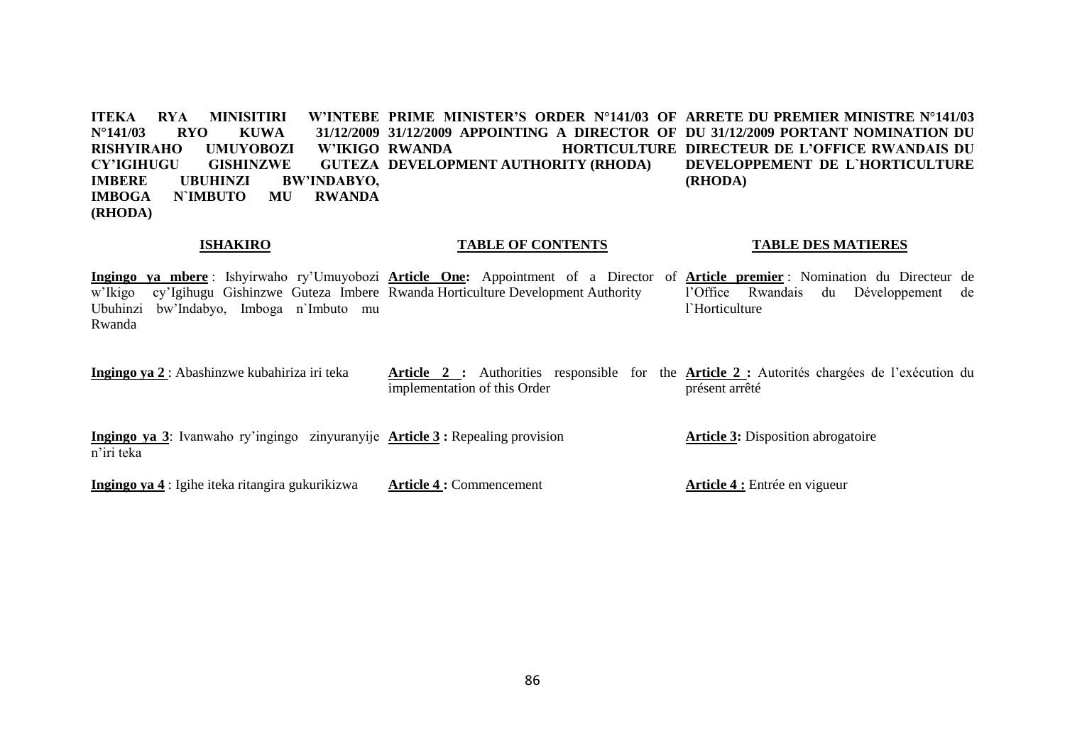**ITEKA RYA MINISITIRI W'INTEBE N°141/03 RYO KUWA 31/12/2009 RISHYIRAHO UMUYOBOZI W'IKIGO CY'IGIHUGU GISHINZWE GUTEZA IMBERE UBUHINZI BW'INDABYO, IMBOGA N`IMBUTO MU RWANDA (RHODA)**

**ISHAKIRO**

**Ingingo ya mbere** : Ishyirwaho ry'Umuyobozi w'Ikigo cy'Igihugu Gishinzwe Guteza Imbere Ubuhinzi bw'Indabyo, Imboga n`Imbuto mu Rwanda

**Ingingo ya 2** : Abashinzwe kubahiriza iri teka

**Ingingo ya 3**: Ivanwaho ry'ingingo zinyuranyije n'iri teka

**Ingingo ya 4** : Igihe iteka ritangira gukurikizwa

**PRIME MINISTER'S ORDER N°141/03 OF 31/12/2009 APPOINTING A DIRECTOR OF RWANDA HORTICULTURE DEVELOPMENT AUTHORITY (RHODA)**

**TABLE OF CONTENTS**

**Article One:** Appointment of a Director of Rwanda Horticulture Development Authority

**Article 2 :** Authorities responsible for the implementation of this Order

**Article 3 :** Repealing provision

**Article 4 :** Commencement

**ARRETE DU PREMIER MINISTRE N°141/03 DU 31/12/2009 PORTANT NOMINATION DU DIRECTEUR DE L'OFFICE RWANDAIS DU DEVELOPPEMENT DE L`HORTICULTURE (RHODA)**

**TABLE DES MATIERES**

**Article premier** : Nomination du Directeur de l'Office Rwandais du Développement de l`Horticulture

**Article 2 :** Autorités chargées de l'exécution du présent arrêté

**Article 3:** Disposition abrogatoire

**Article 4 :** Entrée en vigueur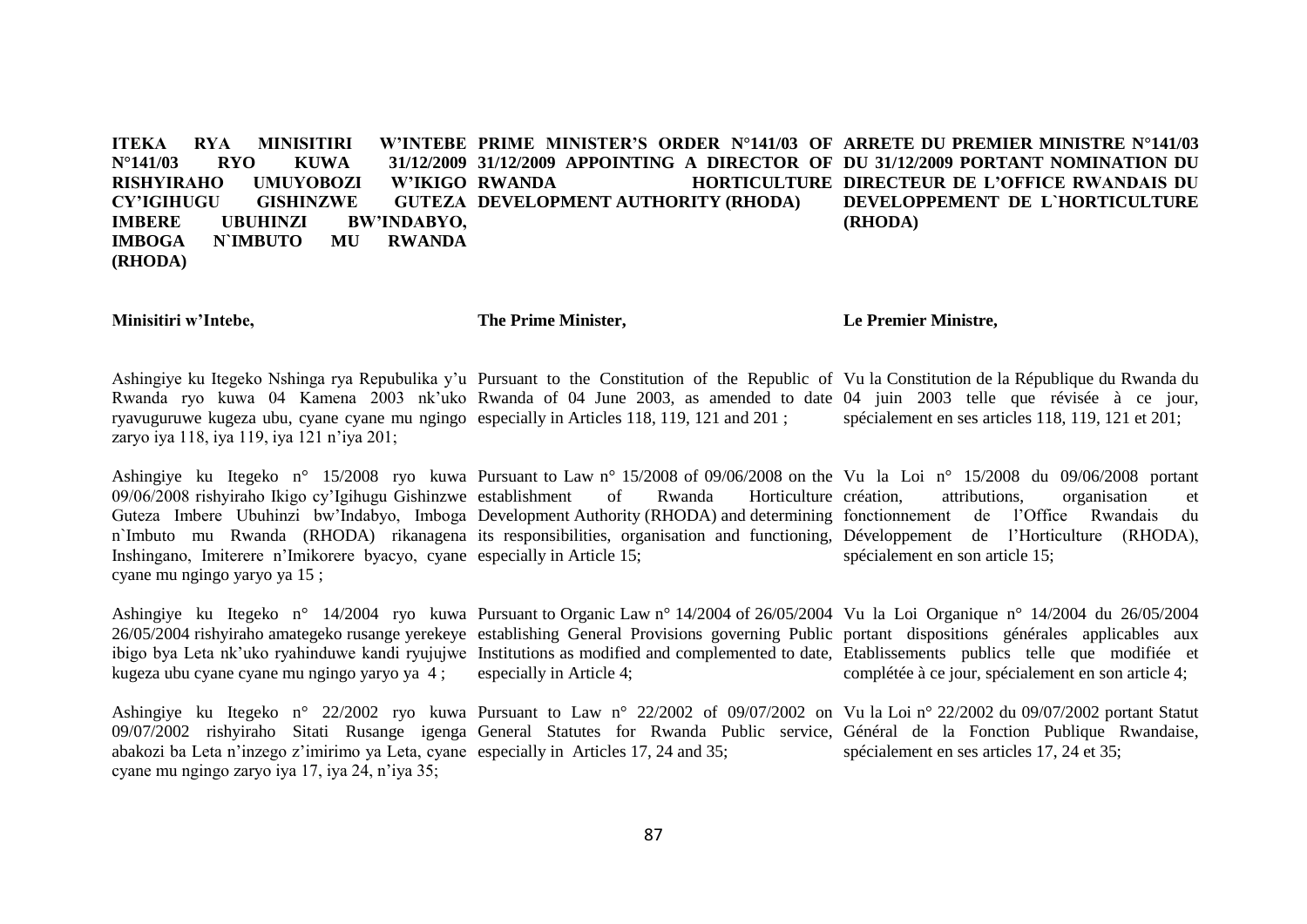**ITEKA RYA MINISITIRI W'INTEBE N°141/03 RYO KUWA 31/12/2009 RISHYIRAHO UMUYOBOZI W'IKIGO CY'IGIHUGU GISHINZWE GUTEZA IMBERE UBUHINZI BW'INDABYO, IMBOGA N`IMBUTO MU RWANDA (RHODA)**

**Minisitiri w'Intebe,**

Ashingiye ku Itegeko Nshinga rya Repubulika y'u Rwanda ryo kuwa 04 Kamena 2003 nk'uko ryavuguruwe kugeza ubu, cyane cyane mu ngingo zaryo iya 118, iya 119, iya 121 n'iya 201;

Ashingiye ku Itegeko n° 15/2008 ryo kuwa 09/06/2008 rishyiraho Ikigo cy'Igihugu Gishinzwe Guteza Imbere Ubuhinzi bw'Indabyo, Imboga n`Imbuto mu Rwanda (RHODA) rikanagena Inshingano, Imiterere n'Imikorere byacyo, cyane cyane mu ngingo yaryo ya 15 ;

Ashingiye ku Itegeko n° 14/2004 ryo kuwa 26/05/2004 rishyiraho amategeko rusange yerekeye ibigo bya Leta nk'uko ryahinduwe kandi ryujujwe kugeza ubu cyane cyane mu ngingo yaryo ya 4 ;

Ashingiye ku Itegeko n° 22/2002 ryo kuwa 09/07/2002 rishyiraho Sitati Rusange igenga abakozi ba Leta n'inzego z'imirimo ya Leta, cyane cyane mu ngingo zaryo iya 17, iya 24, n'iya 35;

**PRIME MINISTER'S ORDER N°141/03 OF 31/12/2009 APPOINTING A DIRECTOR OF RWANDA HORTICULTURE DEVELOPMENT AUTHORITY (RHODA)**

**The Prime Minister,**

Pursuant to the Constitution of the Republic of Rwanda of 04 June 2003, as amended to date especially in Articles 118, 119, 121 and 201 ;

Pursuant to Law n° 15/2008 of 09/06/2008 on the establishment of Rwanda Horticulture Development Authority (RHODA) and determining its responsibilities, organisation and functioning, especially in Article 15;

Pursuant to Organic Law n° 14/2004 of 26/05/2004 establishing General Provisions governing Public Institutions as modified and complemented to date, especially in Article 4;

Pursuant to Law n° 22/2002 of 09/07/2002 on General Statutes for Rwanda Public service, especially in Articles 17, 24 and 35;

**ARRETE DU PREMIER MINISTRE N°141/03 DU 31/12/2009 PORTANT NOMINATION DU DIRECTEUR DE L'OFFICE RWANDAIS DU DEVELOPPEMENT DE L`HORTICULTURE (RHODA)**

**Le Premier Ministre,**

Vu la Constitution de la République du Rwanda du 04 juin 2003 telle que révisée à ce jour, spécialement en ses articles 118, 119, 121 et 201;

Vu la Loi n° 15/2008 du 09/06/2008 portant création, attributions, organisation et fonctionnement de l'Office Rwandais du Développement de l'Horticulture (RHODA), spécialement en son article 15;

Vu la Loi Organique n° 14/2004 du 26/05/2004 portant dispositions générales applicables aux Etablissements publics telle que modifiée et complétée à ce jour, spécialement en son article 4;

Vu la Loi n° 22/2002 du 09/07/2002 portant Statut Général de la Fonction Publique Rwandaise, spécialement en ses articles 17, 24 et 35;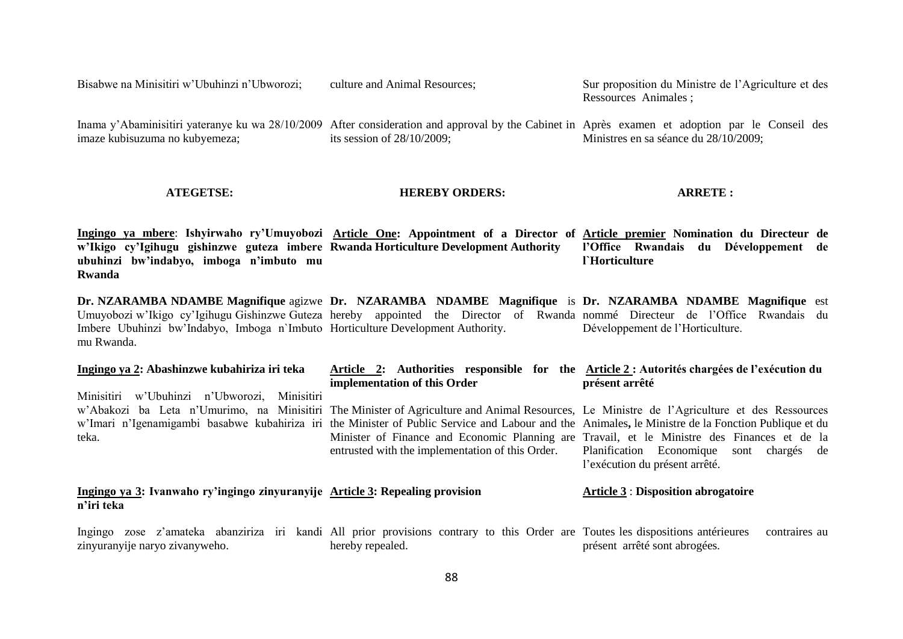Bisabwe na Minisitiri w'Ubuhinzi n'Ubworozi;

Inama y'Abaminisitiri yateranye ku wa 28/10/2009 imaze kubisuzuma no kubyemeza;

**ATEGETSE:**

**<u>Ingingo ya mbere</u>: Ishyirwaho ry'Umuyobozi w'Ikigo cy'Igihugu gishinzwe guteza imbere ubuhinzi bw'indabyo, imboga n'imbuto mu Rwanda**

**Dr. NZARAMBA NDAMBE Magnifique** agizwe Umuyobozi w'Ikigo cy'Igihugu Gishinzwe Guteza Imbere Ubuhinzi bw'Indabyo, Imboga n`Imbuto mu Rwanda.

**<u>Ingingo ya 2</u>: Abashinzwe kubahiriza iri teka**

Minisitiri w'Ubuhinzi n'Ubworozi, Minisitiri w'Abakozi ba Leta n'Umurimo, na Minisitiri w'Imari n'Igenamigambi basabwe kubahiriza iri teka.

**<u>Ingingo ya 3</u>: Ivanwaho ry'ingingo zinyuranyije n'iri teka**

Ingingo zose z'amateka abanziriza iri kandi zinyuranyije naryo zivanyweho.

culture and Animal Resources;

After consideration and approval by the Cabinet in its session of 28/10/2009;

**HEREBY ORDERS:**

**<u>Article One</u>: Appointment of a Director of Rwanda Horticulture Development Authority**

**Dr. NZARAMBA NDAMBE Magnifique** is hereby appointed the Director of Rwanda Horticulture Development Authority.

**<u>Article 2</u>: Authorities responsible for the implementation of this Order**

The Minister of Agriculture and Animal Resources, the Minister of Public Service and Labour and the Minister of Finance and Economic Planning are entrusted with the implementation of this Order.

**<u>Article 3</u>: Repealing provision**

All prior provisions contrary to this Order are hereby repealed.

Sur proposition du Ministre de l'Agriculture et des Ressources Animales ;

Après examen et adoption par le Conseil des Ministres en sa séance du 28/10/2009;

**ARRETE :**

**<u>Article premier</u> Nomination du Directeur de l'Office Rwandais du Développement de l`Horticulture**

**Dr. NZARAMBA NDAMBE Magnifique** est nommé Directeur de l'Office Rwandais du Développement de l'Horticulture.

**<u>Article 2</u> : Autorités chargées de l'exécution du présent arrêté**

Le Ministre de l'Agriculture et des Ressources Animales**,** le Ministre de la Fonction Publique et du Travail, et le Ministre des Finances et de la Planification Economique sont chargés de l'exécution du présent arrêté.

<u>**Article 3**</u> : **Disposition abrogatoire**

Toutes les dispositions antérieures contraires au présent arrêté sont abrogées.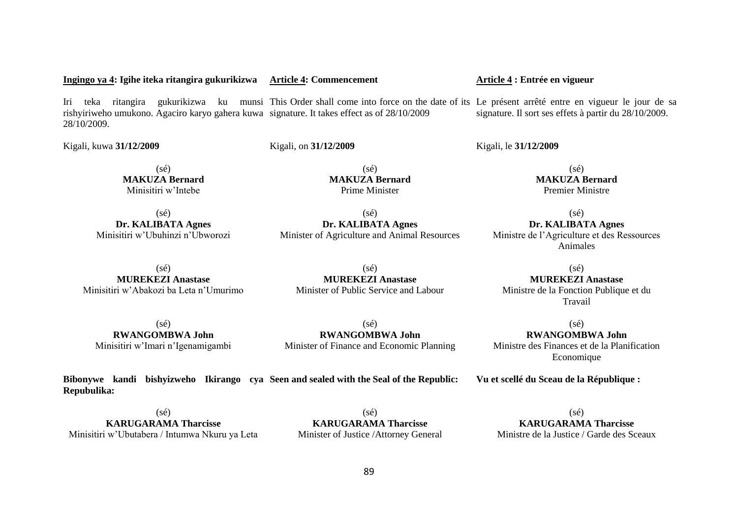**Ingingo ya 4: Igihe iteka ritangira gukurikizwa**

Iri teka ritangira gukurikizwa ku munsi rishyiriweho umukono. Agaciro karyo gahera kuwa 28/10/2009.

Kigali, kuwa **31/12/2009**

(sé)
**MAKUZA Bernard**
Minisitiri w'Intebe

(sé)
**Dr. KALIBATA Agnes**
Minisitiri w'Ubuhinzi n'Ubworozi

(sé)
**MUREKEZI Anastase**
Minisitiri w'Abakozi ba Leta n'Umurimo

(sé)
**RWANGOMBWA John**
Minisitiri w'Imari n'Igenamigambi

**Bibonywe kandi bishyizweho Ikirango cya Repubulika:**

(sé)
**KARUGARAMA Tharcisse**
Minisitiri w'Ubutabera / Intumwa Nkuru ya Leta

**Article 4: Commencement**

This Order shall come into force on the date of its signature. It takes effect as of 28/10/2009

Kigali, on **31/12/2009**

(sé)
**MAKUZA Bernard**
Prime Minister

(sé)
**Dr. KALIBATA Agnes**
Minister of Agriculture and Animal Resources

(sé)
**MUREKEZI Anastase**
Minister of Public Service and Labour

(sé)
**RWANGOMBWA John**
Minister of Finance and Economic Planning

**Seen and sealed with the Seal of the Republic:**

(sé)
**KARUGARAMA Tharcisse**
Minister of Justice /Attorney General

**Article 4 : Entrée en vigueur**

Le présent arrêté entre en vigueur le jour de sa signature. Il sort ses effets à partir du 28/10/2009.

Kigali, le **31/12/2009**

(sé)
**MAKUZA Bernard**
Premier Ministre

(sé)
**Dr. KALIBATA Agnes**
Ministre de l'Agriculture et des Ressources Animales

(sé)
**MUREKEZI Anastase**
Ministre de la Fonction Publique et du Travail

(sé)
**RWANGOMBWA John**
Ministre des Finances et de la Planification Economique

**Vu et scellé du Sceau de la République :**

(sé)
**KARUGARAMA Tharcisse**
Ministre de la Justice / Garde des Sceaux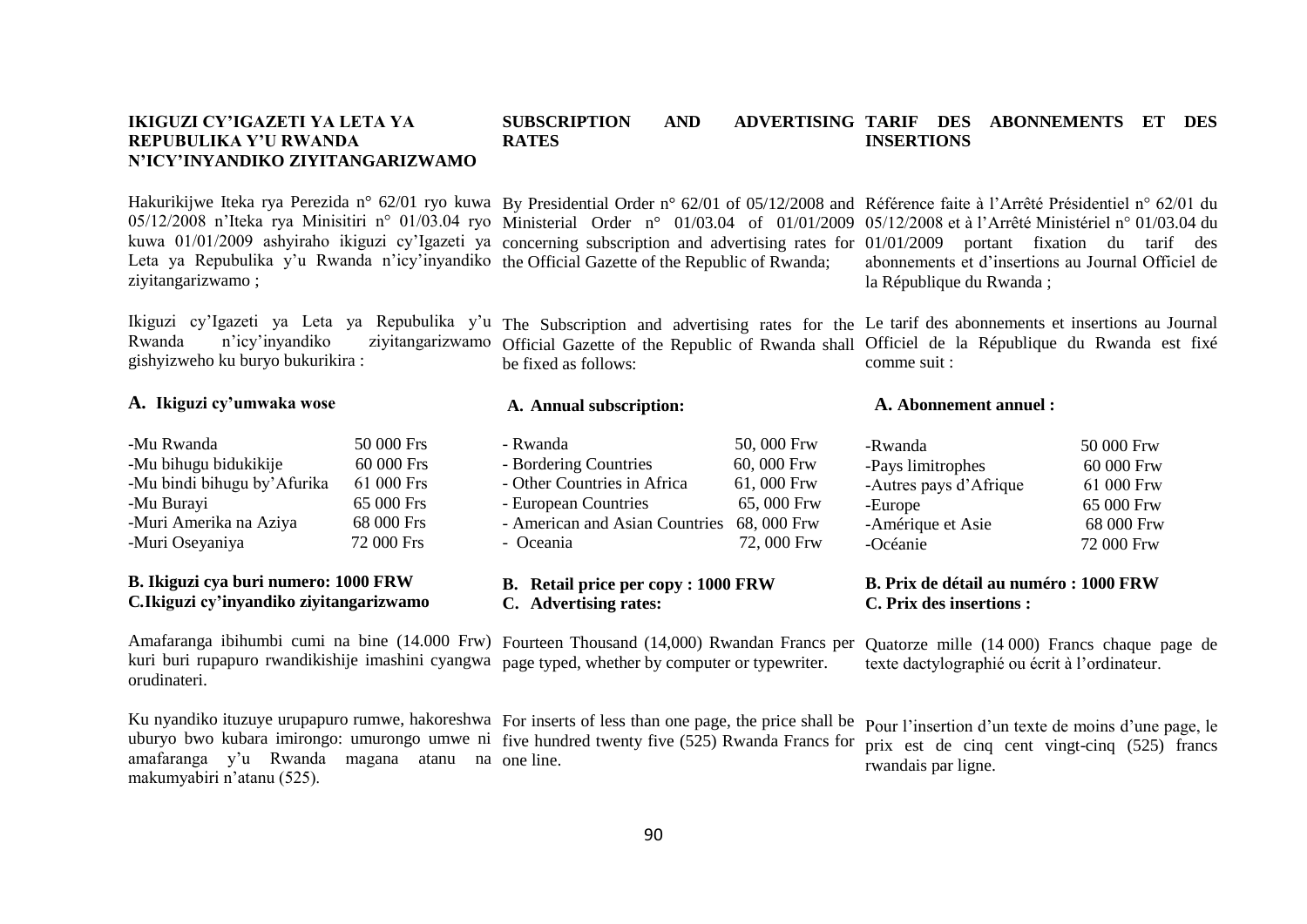**IKIGUZI CY'IGAZETI YA LETA YA REPUBULIKA Y'U RWANDA N'ICY'INYANDIKO ZIYITANGARIZWAMO**

Hakurikijwe Iteka rya Perezida n° 62/01 ryo kuwa 05/12/2008 n'Iteka rya Minisitiri n° 01/03.04 ryo kuwa 01/01/2009 ashyiraho ikiguzi cy'Igazeti ya Leta ya Repubulika y'u Rwanda n'icy'inyandiko ziyitangarizwamo ;

Ikiguzi cy'Igazeti ya Leta ya Repubulika y'u Rwanda n'icy'inyandiko ziyitangarizwamo gishyizweho ku buryo bukurikira :

**A. Ikiguzi cy'umwaka wose**

| | |
|---|---|
| -Mu Rwanda | 50 000 Frs |
| -Mu bihugu bidukikije | 60 000 Frs |
| -Mu bindi bihugu by'Afurika | 61 000 Frs |
| -Mu Burayi | 65 000 Frs |
| -Muri Amerika na Aziya | 68 000 Frs |
| -Muri Oseyaniya | 72 000 Frs |

**B. Ikiguzi cya buri numero: 1000 FRW**

**C.Ikiguzi cy'inyandiko ziyitangarizwamo**

Amafaranga ibihumbi cumi na bine (14.000 Frw) kuri buri rupapuro rwandikishije imashini cyangwa orudinateri.

Ku nyandiko ituzuye urupapuro rumwe, hakoreshwa uburyo bwo kubara imirongo: umurongo umwe ni amafaranga y'u Rwanda magana atanu na makumyabiri n'atanu (525).

**SUBSCRIPTION AND ADVERTISING RATES**

By Presidential Order n° 62/01 of 05/12/2008 and Ministerial Order n° 01/03.04 of 01/01/2009 concerning subscription and advertising rates for the Official Gazette of the Republic of Rwanda;

The Subscription and advertising rates for the Official Gazette of the Republic of Rwanda shall be fixed as follows:

**A. Annual subscription:**

| | |
|---|---|
| - Rwanda | 50, 000 Frw |
| - Bordering Countries | 60, 000 Frw |
| - Other Countries in Africa | 61, 000 Frw |
| - European Countries | 65, 000 Frw |
| - American and Asian Countries | 68, 000 Frw |
| - Oceania | 72, 000 Frw |

**B. Retail price per copy : 1000 FRW**

**C. Advertising rates:**

Fourteen Thousand (14,000) Rwandan Francs per page typed, whether by computer or typewriter.

For inserts of less than one page, the price shall be five hundred twenty five (525) Rwanda Francs for one line.

**TARIF DES ABONNEMENTS ET DES INSERTIONS**

Référence faite à l'Arrêté Présidentiel n° 62/01 du 05/12/2008 et à l'Arrêté Ministériel n° 01/03.04 du 01/01/2009 portant fixation du tarif des abonnements et d'insertions au Journal Officiel de la République du Rwanda ;

Le tarif des abonnements et insertions au Journal Officiel de la République du Rwanda est fixé comme suit :

**A. Abonnement annuel :**

| | |
|---|---|
| -Rwanda | 50 000 Frw |
| -Pays limitrophes | 60 000 Frw |
| -Autres pays d'Afrique | 61 000 Frw |
| -Europe | 65 000 Frw |
| -Amérique et Asie | 68 000 Frw |
| -Océanie | 72 000 Frw |

**B. Prix de détail au numéro : 1000 FRW**

**C. Prix des insertions :**

Quatorze mille (14 000) Francs chaque page de texte dactylographié ou écrit à l'ordinateur.

Pour l'insertion d'un texte de moins d'une page, le prix est de cinq cent vingt-cinq (525) francs rwandais par ligne.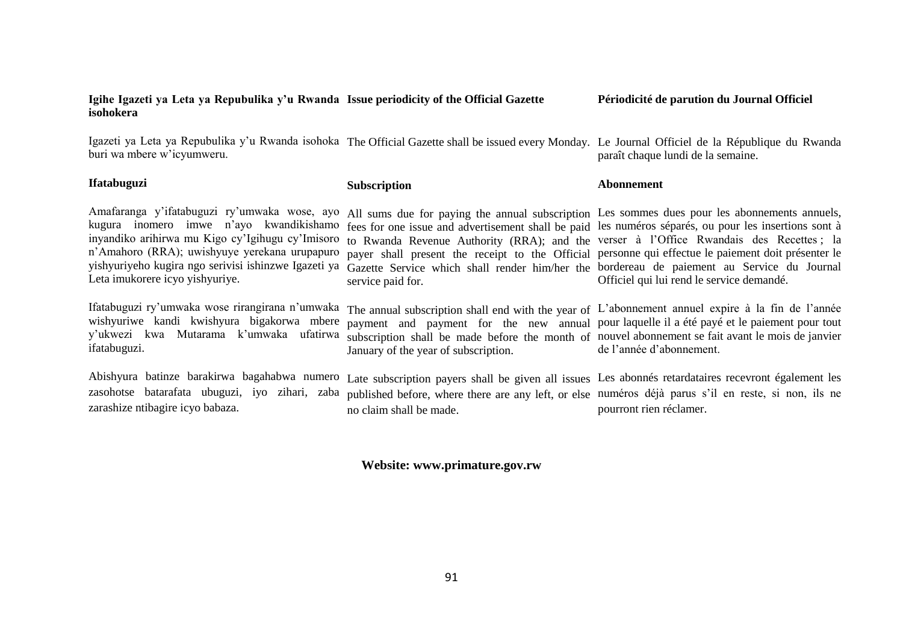**Igihe Igazeti ya Leta ya Repubulika y'u Rwanda isohokera**

Igazeti ya Leta ya Repubulika y'u Rwanda isohoka buri wa mbere w'icyumweru.

**Ifatabuguzi**

Amafaranga y'ifatabuguzi ry'umwaka wose, ayo kugura inomero imwe n'ayo kwandikishamo inyandiko arihirwa mu Kigo cy'Igihugu cy'Imisoro n'Amahoro (RRA); uwishyuye yerekana urupapuro yishyuriyeho kugira ngo serivisi ishinzwe Igazeti ya Leta imukorere icyo yishyuriye.

Ifatabuguzi ry'umwaka wose rirangirana n'umwaka wishyuriwe kandi kwishyura bigakorwa mbere y'ukwezi kwa Mutarama k'umwaka ufatirwa ifatabuguzi.

Abishyura batinze barakirwa bagahabwa numero zasohotse batarafata ubuguzi, iyo zihari, zaba zarashize ntibagire icyo babaza.

**Issue periodicity of the Official Gazette**

The Official Gazette shall be issued every Monday.

**Subscription**

All sums due for paying the annual subscription fees for one issue and advertisement shall be paid to Rwanda Revenue Authority (RRA); and the payer shall present the receipt to the Official Gazette Service which shall render him/her the service paid for.

The annual subscription shall end with the year of payment and payment for the new annual subscription shall be made before the month of January of the year of subscription.

Late subscription payers shall be given all issues published before, where there are any left, or else no claim shall be made.

**Périodicité de parution du Journal Officiel**

Le Journal Officiel de la République du Rwanda paraît chaque lundi de la semaine.

**Abonnement**

Les sommes dues pour les abonnements annuels, les numéros séparés, ou pour les insertions sont à verser à l'Office Rwandais des Recettes ; la personne qui effectue le paiement doit présenter le bordereau de paiement au Service du Journal Officiel qui lui rend le service demandé.

L'abonnement annuel expire à la fin de l'année pour laquelle il a été payé et le paiement pour tout nouvel abonnement se fait avant le mois de janvier de l'année d'abonnement.

Les abonnés retardataires recevront également les numéros déjà parus s'il en reste, si non, ils ne pourront rien réclamer.

**Website: www.primature.gov.rw**